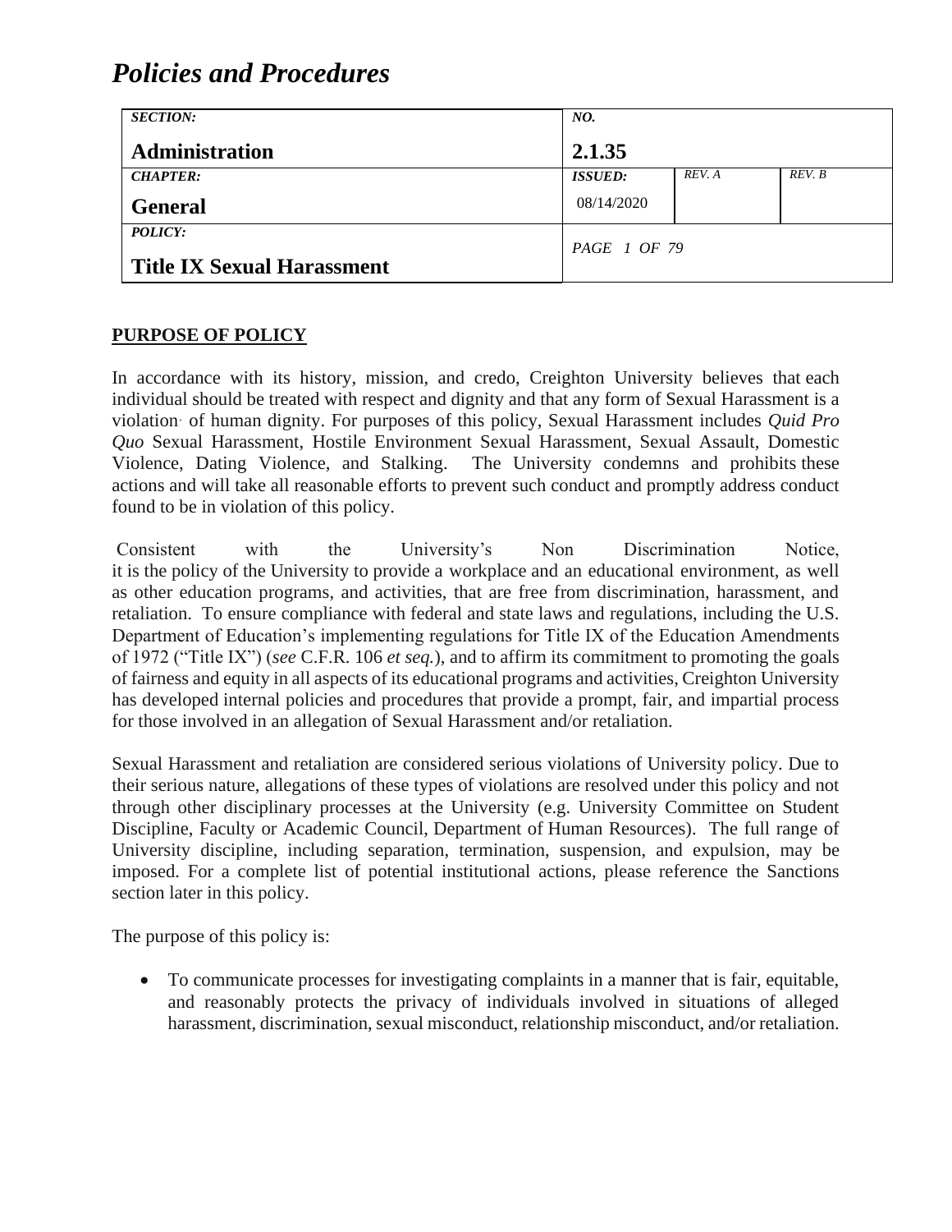# Policies and Procedures

| SECTION: | NO. | | |
|---|---|---|---|
| **Administration** | **2.1.35** | | |
| *CHAPTER:* | *ISSUED:* | *REV. A* | *REV. B* |
| **General** | 08/14/2020 | | |
| *POLICY:* | | | |
| **Title IX Sexual Harassment** | | | |

## PURPOSE OF POLICY

In accordance with its history, mission, and credo, Creighton University believes that each individual should be treated with respect and dignity and that any form of Sexual Harassment is a violation of human dignity. For purposes of this policy, Sexual Harassment includes *Quid Pro Quo* Sexual Harassment, Hostile Environment Sexual Harassment, Sexual Assault, Domestic Violence, Dating Violence, and Stalking. The University condemns and prohibits these actions and will take all reasonable efforts to prevent such conduct and promptly address conduct found to be in violation of this policy.

Consistent with the University's Non Discrimination Notice, it is the policy of the University to provide a workplace and an educational environment, as well as other education programs, and activities, that are free from discrimination, harassment, and retaliation. To ensure compliance with federal and state laws and regulations, including the U.S. Department of Education's implementing regulations for Title IX of the Education Amendments of 1972 ("Title IX") (*see* C.F.R. 106 *et seq.*), and to affirm its commitment to promoting the goals of fairness and equity in all aspects of its educational programs and activities, Creighton University has developed internal policies and procedures that provide a prompt, fair, and impartial process for those involved in an allegation of Sexual Harassment and/or retaliation.

Sexual Harassment and retaliation are considered serious violations of University policy. Due to their serious nature, allegations of these types of violations are resolved under this policy and not through other disciplinary processes at the University (e.g. University Committee on Student Discipline, Faculty or Academic Council, Department of Human Resources). The full range of University discipline, including separation, termination, suspension, and expulsion, may be imposed. For a complete list of potential institutional actions, please reference the Sanctions section later in this policy.

The purpose of this policy is:

- To communicate processes for investigating complaints in a manner that is fair, equitable, and reasonably protects the privacy of individuals involved in situations of alleged harassment, discrimination, sexual misconduct, relationship misconduct, and/or retaliation.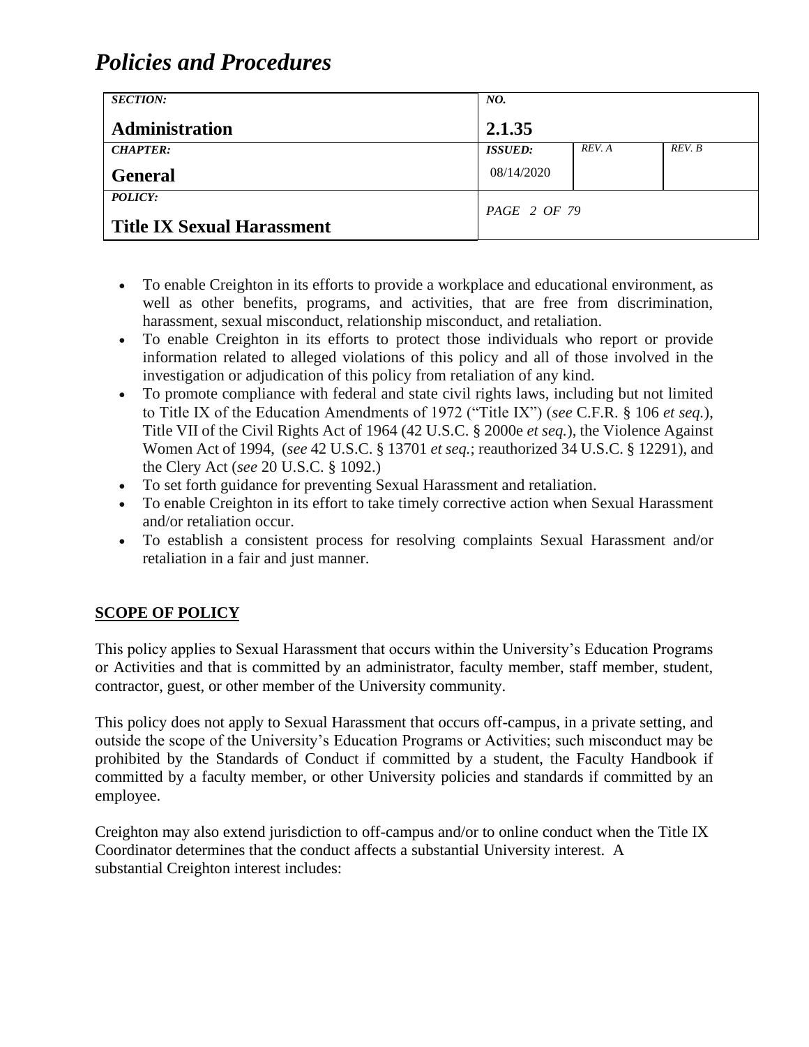- To enable Creighton in its efforts to provide a workplace and educational environment, as well as other benefits, programs, and activities, that are free from discrimination, harassment, sexual misconduct, relationship misconduct, and retaliation.
- To enable Creighton in its efforts to protect those individuals who report or provide information related to alleged violations of this policy and all of those involved in the investigation or adjudication of this policy from retaliation of any kind.
- To promote compliance with federal and state civil rights laws, including but not limited to Title IX of the Education Amendments of 1972 ("Title IX") (*see* C.F.R. § 106 *et seq.*), Title VII of the Civil Rights Act of 1964 (42 U.S.C. § 2000e *et seq.*), the Violence Against Women Act of 1994, (*see* 42 U.S.C. § 13701 *et seq.*; reauthorized 34 U.S.C. § 12291), and the Clery Act (*see* 20 U.S.C. § 1092.)
- To set forth guidance for preventing Sexual Harassment and retaliation.
- To enable Creighton in its effort to take timely corrective action when Sexual Harassment and/or retaliation occur.
- To establish a consistent process for resolving complaints Sexual Harassment and/or retaliation in a fair and just manner.

## SCOPE OF POLICY

This policy applies to Sexual Harassment that occurs within the University's Education Programs or Activities and that is committed by an administrator, faculty member, staff member, student, contractor, guest, or other member of the University community.

This policy does not apply to Sexual Harassment that occurs off-campus, in a private setting, and outside the scope of the University's Education Programs or Activities; such misconduct may be prohibited by the Standards of Conduct if committed by a student, the Faculty Handbook if committed by a faculty member, or other University policies and standards if committed by an employee.

Creighton may also extend jurisdiction to off-campus and/or to online conduct when the Title IX Coordinator determines that the conduct affects a substantial University interest. A substantial Creighton interest includes: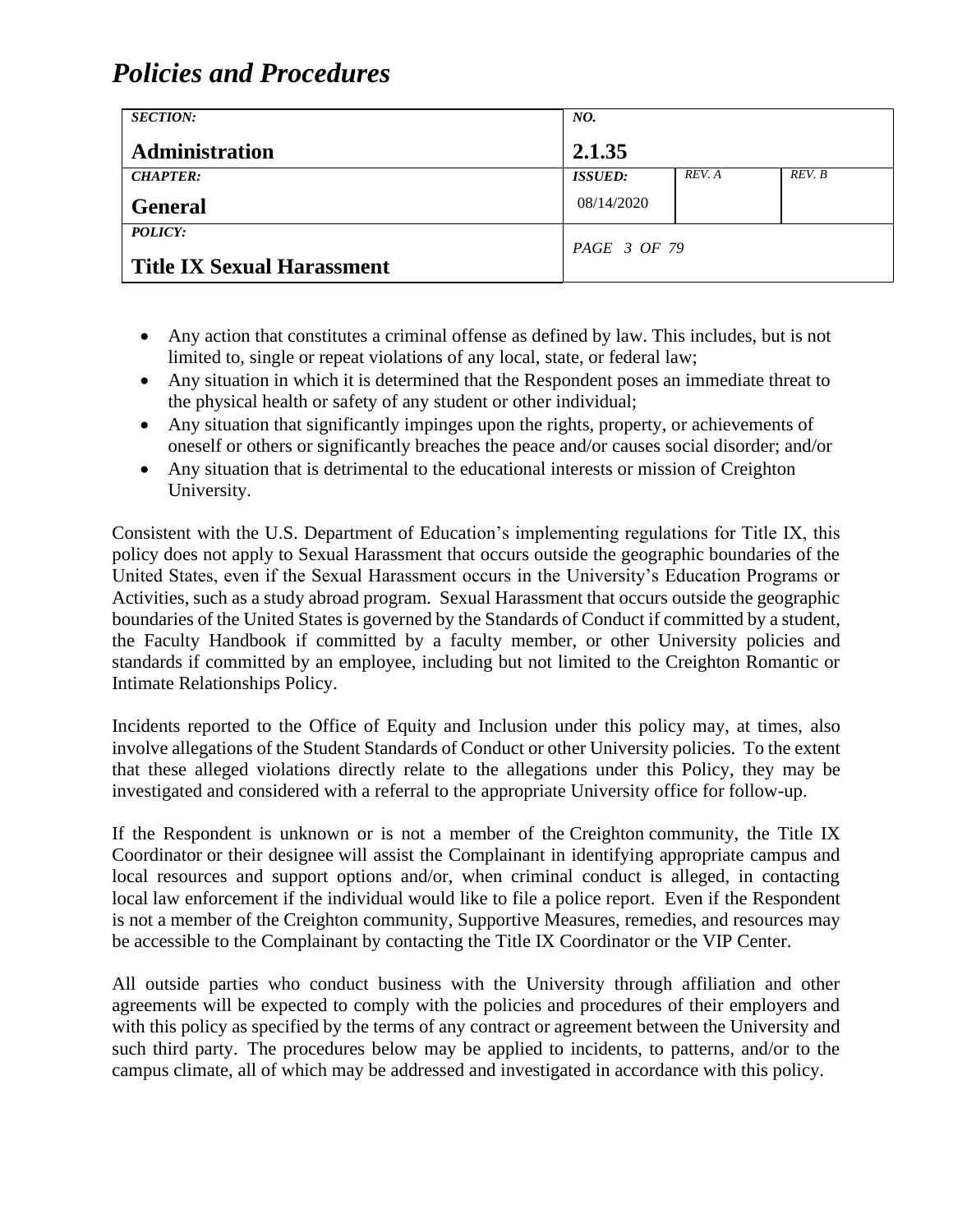- Any action that constitutes a criminal offense as defined by law. This includes, but is not limited to, single or repeat violations of any local, state, or federal law;
- Any situation in which it is determined that the Respondent poses an immediate threat to the physical health or safety of any student or other individual;
- Any situation that significantly impinges upon the rights, property, or achievements of oneself or others or significantly breaches the peace and/or causes social disorder; and/or
- Any situation that is detrimental to the educational interests or mission of Creighton University.

Consistent with the U.S. Department of Education's implementing regulations for Title IX, this policy does not apply to Sexual Harassment that occurs outside the geographic boundaries of the United States, even if the Sexual Harassment occurs in the University's Education Programs or Activities, such as a study abroad program. Sexual Harassment that occurs outside the geographic boundaries of the United States is governed by the Standards of Conduct if committed by a student, the Faculty Handbook if committed by a faculty member, or other University policies and standards if committed by an employee, including but not limited to the Creighton Romantic or Intimate Relationships Policy.

Incidents reported to the Office of Equity and Inclusion under this policy may, at times, also involve allegations of the Student Standards of Conduct or other University policies. To the extent that these alleged violations directly relate to the allegations under this Policy, they may be investigated and considered with a referral to the appropriate University office for follow-up.

If the Respondent is unknown or is not a member of the Creighton community, the Title IX Coordinator or their designee will assist the Complainant in identifying appropriate campus and local resources and support options and/or, when criminal conduct is alleged, in contacting local law enforcement if the individual would like to file a police report. Even if the Respondent is not a member of the Creighton community, Supportive Measures, remedies, and resources may be accessible to the Complainant by contacting the Title IX Coordinator or the VIP Center.

All outside parties who conduct business with the University through affiliation and other agreements will be expected to comply with the policies and procedures of their employers and with this policy as specified by the terms of any contract or agreement between the University and such third party. The procedures below may be applied to incidents, to patterns, and/or to the campus climate, all of which may be addressed and investigated in accordance with this policy.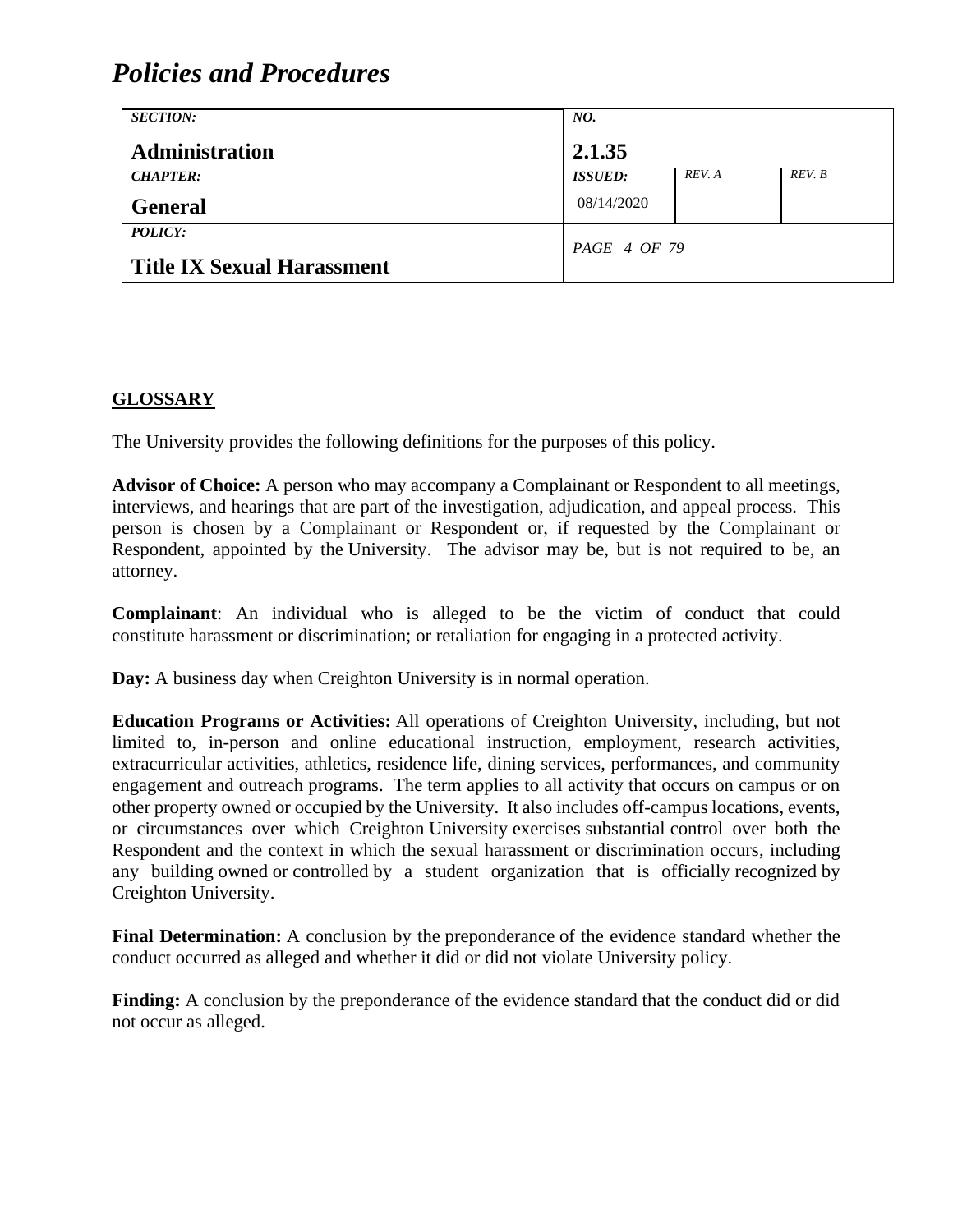## GLOSSARY

The University provides the following definitions for the purposes of this policy.

**Advisor of Choice:** A person who may accompany a Complainant or Respondent to all meetings, interviews, and hearings that are part of the investigation, adjudication, and appeal process. This person is chosen by a Complainant or Respondent or, if requested by the Complainant or Respondent, appointed by the University. The advisor may be, but is not required to be, an attorney.

**Complainant**: An individual who is alleged to be the victim of conduct that could constitute harassment or discrimination; or retaliation for engaging in a protected activity.

**Day:** A business day when Creighton University is in normal operation.

**Education Programs or Activities:** All operations of Creighton University, including, but not limited to, in-person and online educational instruction, employment, research activities, extracurricular activities, athletics, residence life, dining services, performances, and community engagement and outreach programs. The term applies to all activity that occurs on campus or on other property owned or occupied by the University. It also includes off-campus locations, events, or circumstances over which Creighton University exercises substantial control over both the Respondent and the context in which the sexual harassment or discrimination occurs, including any building owned or controlled by a student organization that is officially recognized by Creighton University.

**Final Determination:** A conclusion by the preponderance of the evidence standard whether the conduct occurred as alleged and whether it did or did not violate University policy.

**Finding:** A conclusion by the preponderance of the evidence standard that the conduct did or did not occur as alleged.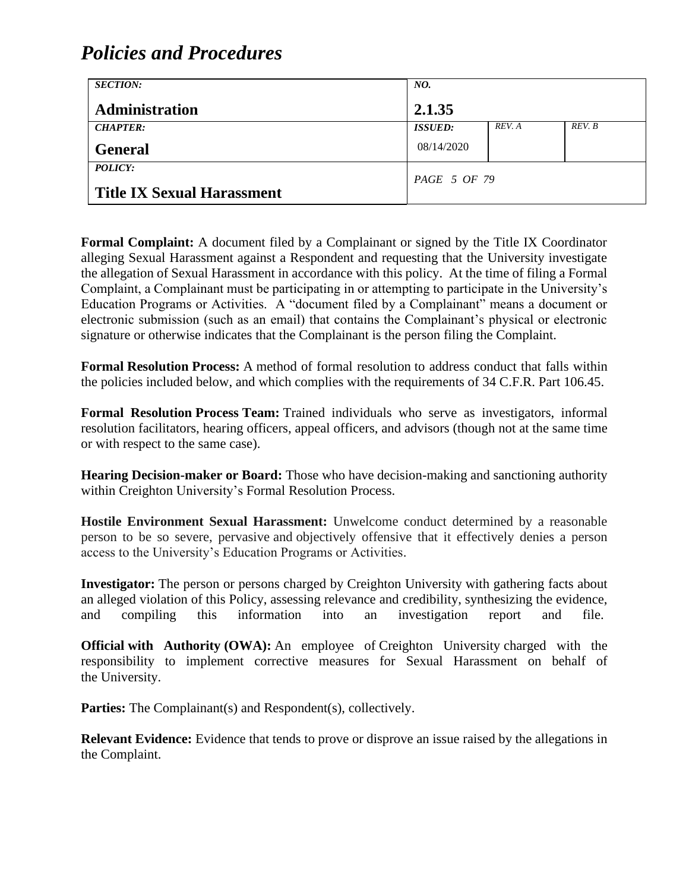**Formal Complaint:** A document filed by a Complainant or signed by the Title IX Coordinator alleging Sexual Harassment against a Respondent and requesting that the University investigate the allegation of Sexual Harassment in accordance with this policy. At the time of filing a Formal Complaint, a Complainant must be participating in or attempting to participate in the University's Education Programs or Activities. A "document filed by a Complainant" means a document or electronic submission (such as an email) that contains the Complainant's physical or electronic signature or otherwise indicates that the Complainant is the person filing the Complaint.

**Formal Resolution Process:** A method of formal resolution to address conduct that falls within the policies included below, and which complies with the requirements of 34 C.F.R. Part 106.45.

**Formal Resolution Process Team:** Trained individuals who serve as investigators, informal resolution facilitators, hearing officers, appeal officers, and advisors (though not at the same time or with respect to the same case).

**Hearing Decision-maker or Board:** Those who have decision-making and sanctioning authority within Creighton University's Formal Resolution Process.

**Hostile Environment Sexual Harassment:** Unwelcome conduct determined by a reasonable person to be so severe, pervasive and objectively offensive that it effectively denies a person access to the University's Education Programs or Activities.

**Investigator:** The person or persons charged by Creighton University with gathering facts about an alleged violation of this Policy, assessing relevance and credibility, synthesizing the evidence, and compiling this information into an investigation report and file.

**Official with Authority (OWA):** An employee of Creighton University charged with the responsibility to implement corrective measures for Sexual Harassment on behalf of the University.

**Parties:** The Complainant(s) and Respondent(s), collectively.

**Relevant Evidence:** Evidence that tends to prove or disprove an issue raised by the allegations in the Complaint.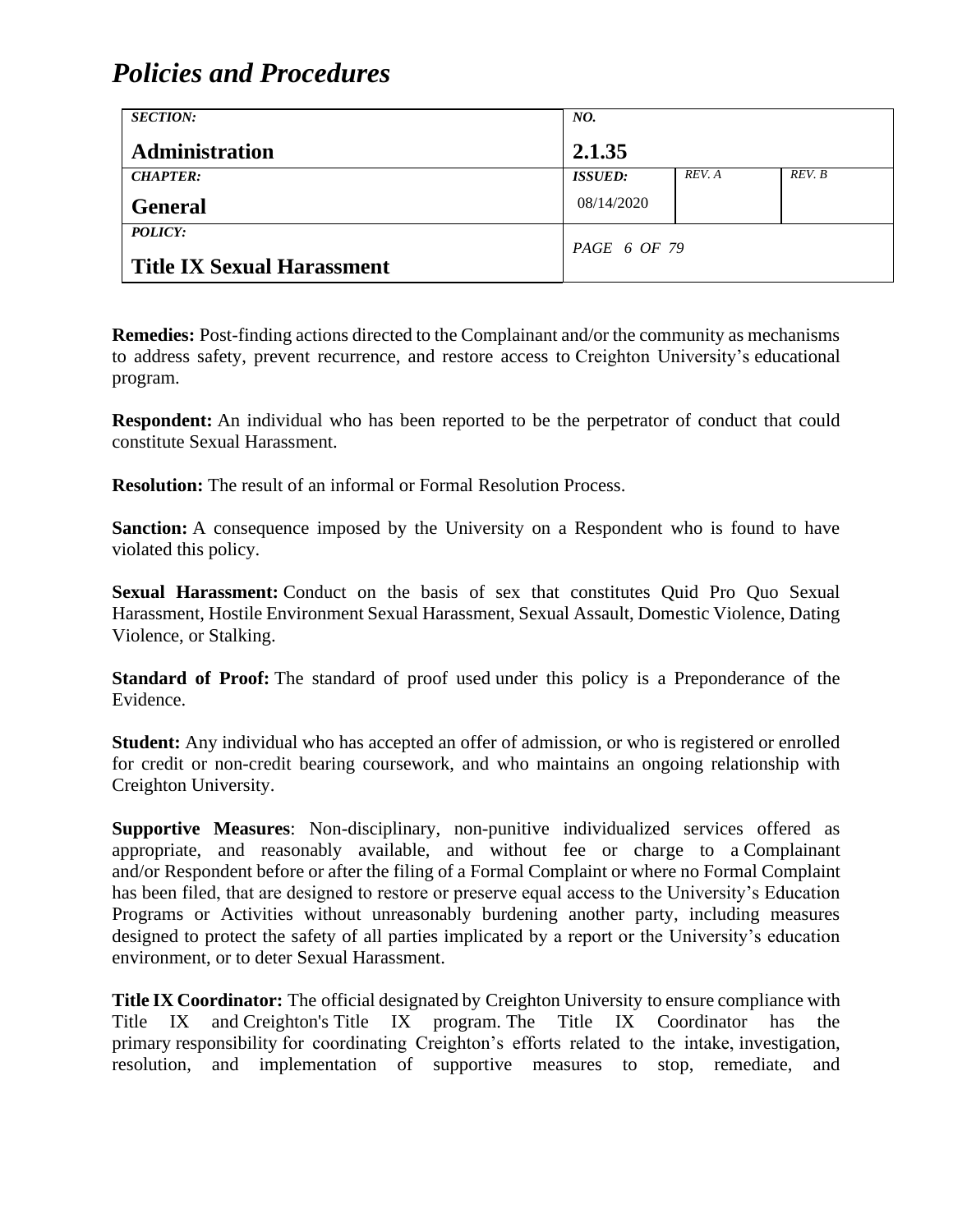**Remedies:** Post-finding actions directed to the Complainant and/or the community as mechanisms to address safety, prevent recurrence, and restore access to Creighton University's educational program.

**Respondent:** An individual who has been reported to be the perpetrator of conduct that could constitute Sexual Harassment.

**Resolution:** The result of an informal or Formal Resolution Process.

**Sanction:** A consequence imposed by the University on a Respondent who is found to have violated this policy.

**Sexual Harassment:** Conduct on the basis of sex that constitutes Quid Pro Quo Sexual Harassment, Hostile Environment Sexual Harassment, Sexual Assault, Domestic Violence, Dating Violence, or Stalking.

**Standard of Proof:** The standard of proof used under this policy is a Preponderance of the Evidence.

**Student:** Any individual who has accepted an offer of admission, or who is registered or enrolled for credit or non-credit bearing coursework, and who maintains an ongoing relationship with Creighton University.

**Supportive Measures**: Non-disciplinary, non-punitive individualized services offered as appropriate, and reasonably available, and without fee or charge to a Complainant and/or Respondent before or after the filing of a Formal Complaint or where no Formal Complaint has been filed, that are designed to restore or preserve equal access to the University's Education Programs or Activities without unreasonably burdening another party, including measures designed to protect the safety of all parties implicated by a report or the University's education environment, or to deter Sexual Harassment.

**Title IX Coordinator:** The official designated by Creighton University to ensure compliance with Title IX and Creighton's Title IX program. The Title IX Coordinator has the primary responsibility for coordinating Creighton's efforts related to the intake, investigation, resolution, and implementation of supportive measures to stop, remediate, and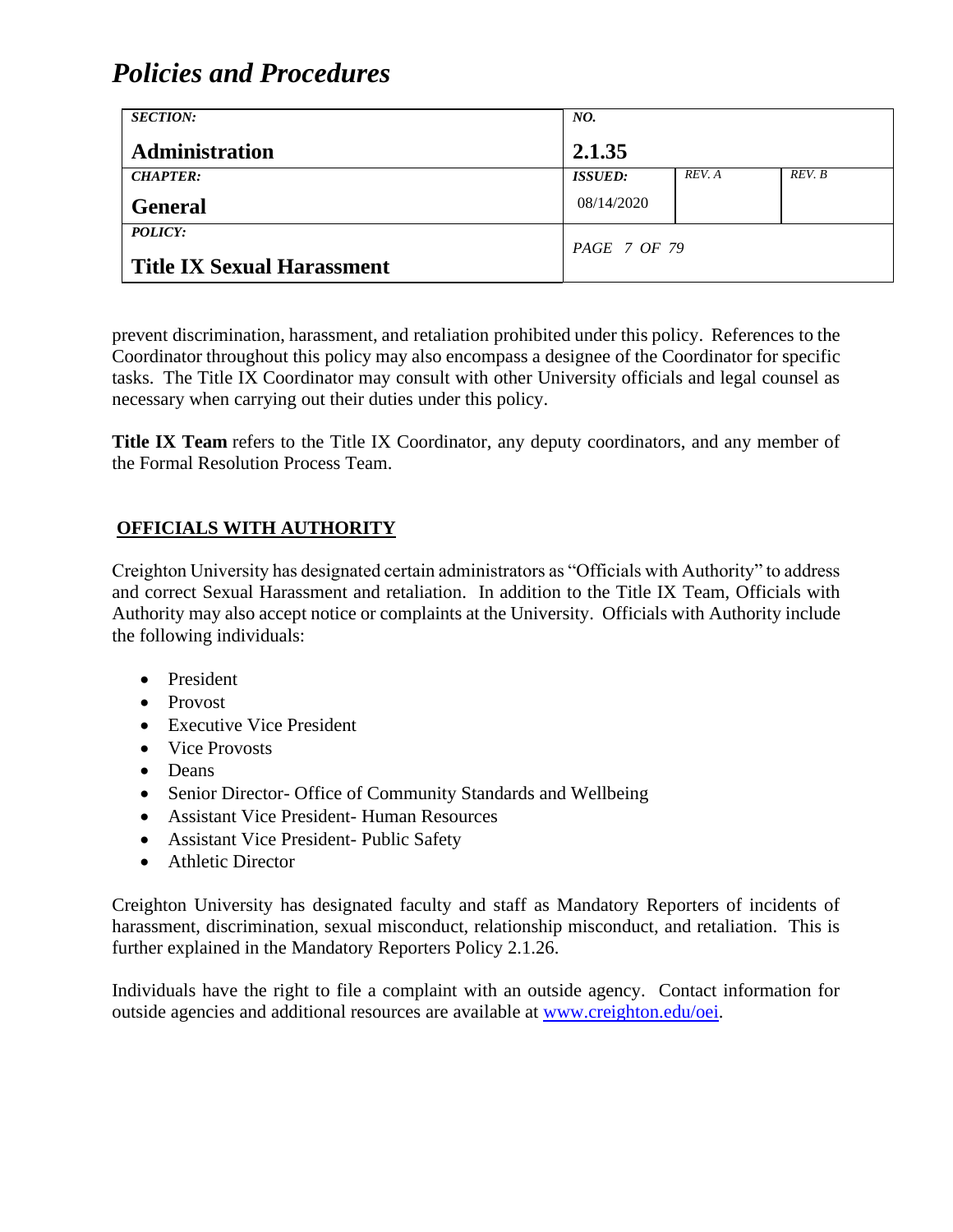prevent discrimination, harassment, and retaliation prohibited under this policy. References to the Coordinator throughout this policy may also encompass a designee of the Coordinator for specific tasks. The Title IX Coordinator may consult with other University officials and legal counsel as necessary when carrying out their duties under this policy.

**Title IX Team** refers to the Title IX Coordinator, any deputy coordinators, and any member of the Formal Resolution Process Team.

## OFFICIALS WITH AUTHORITY

Creighton University has designated certain administrators as "Officials with Authority" to address and correct Sexual Harassment and retaliation. In addition to the Title IX Team, Officials with Authority may also accept notice or complaints at the University. Officials with Authority include the following individuals:

- President
- Provost
- Executive Vice President
- Vice Provosts
- Deans
- Senior Director- Office of Community Standards and Wellbeing
- Assistant Vice President- Human Resources
- Assistant Vice President- Public Safety
- Athletic Director

Creighton University has designated faculty and staff as Mandatory Reporters of incidents of harassment, discrimination, sexual misconduct, relationship misconduct, and retaliation. This is further explained in the Mandatory Reporters Policy 2.1.26.

Individuals have the right to file a complaint with an outside agency. Contact information for outside agencies and additional resources are available at [www.creighton.edu/oei](www.creighton.edu/oei).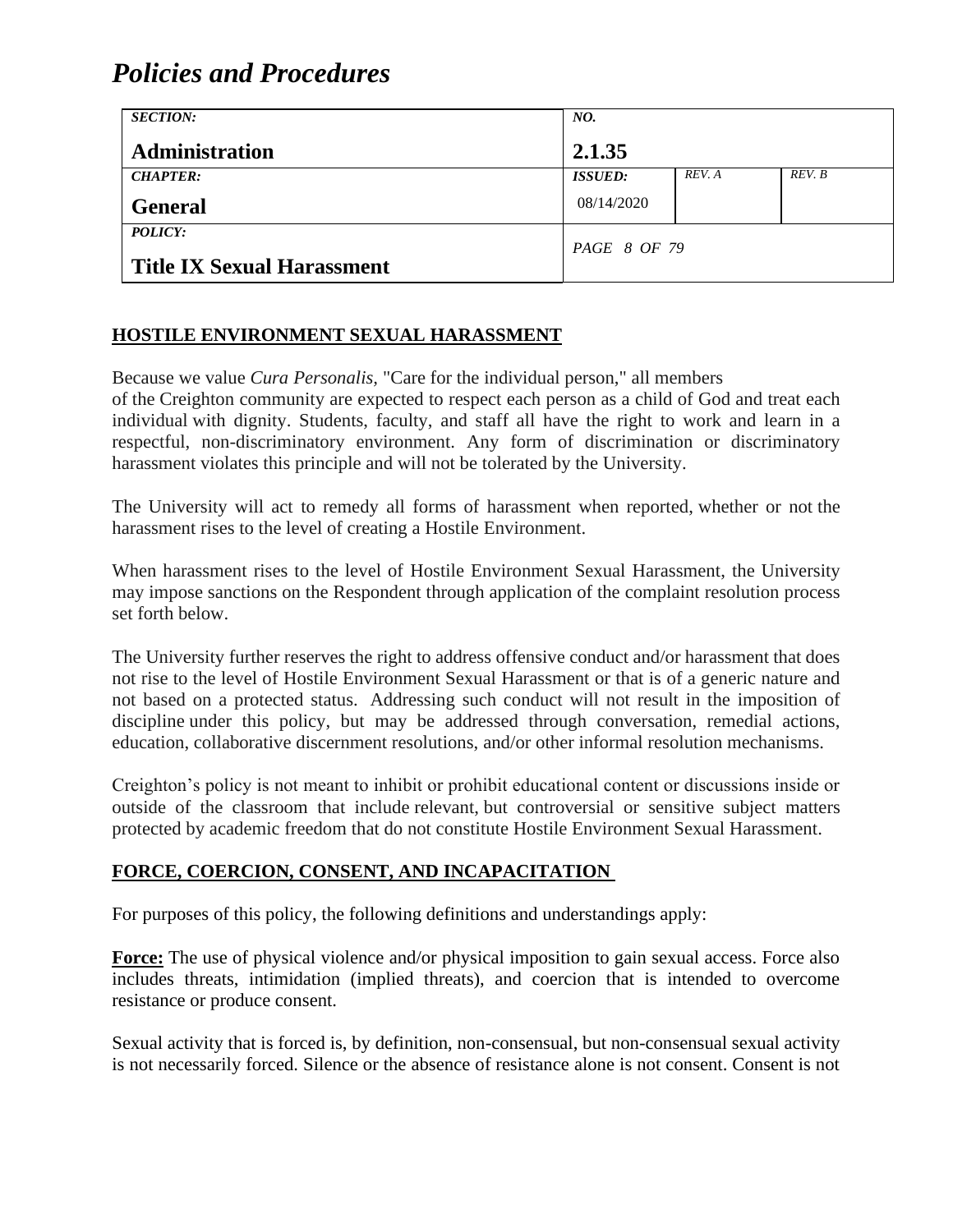## HOSTILE ENVIRONMENT SEXUAL HARASSMENT

Because we value *Cura Personalis,* "Care for the individual person," all members of the Creighton community are expected to respect each person as a child of God and treat each individual with dignity. Students, faculty, and staff all have the right to work and learn in a respectful, non-discriminatory environment. Any form of discrimination or discriminatory harassment violates this principle and will not be tolerated by the University.

The University will act to remedy all forms of harassment when reported, whether or not the harassment rises to the level of creating a Hostile Environment.

When harassment rises to the level of Hostile Environment Sexual Harassment, the University may impose sanctions on the Respondent through application of the complaint resolution process set forth below.

The University further reserves the right to address offensive conduct and/or harassment that does not rise to the level of Hostile Environment Sexual Harassment or that is of a generic nature and not based on a protected status. Addressing such conduct will not result in the imposition of discipline under this policy, but may be addressed through conversation, remedial actions, education, collaborative discernment resolutions, and/or other informal resolution mechanisms.

Creighton's policy is not meant to inhibit or prohibit educational content or discussions inside or outside of the classroom that include relevant, but controversial or sensitive subject matters protected by academic freedom that do not constitute Hostile Environment Sexual Harassment.

## FORCE, COERCION, CONSENT, AND INCAPACITATION

For purposes of this policy, the following definitions and understandings apply:

**Force:** The use of physical violence and/or physical imposition to gain sexual access. Force also includes threats, intimidation (implied threats), and coercion that is intended to overcome resistance or produce consent.

Sexual activity that is forced is, by definition, non-consensual, but non-consensual sexual activity is not necessarily forced. Silence or the absence of resistance alone is not consent. Consent is not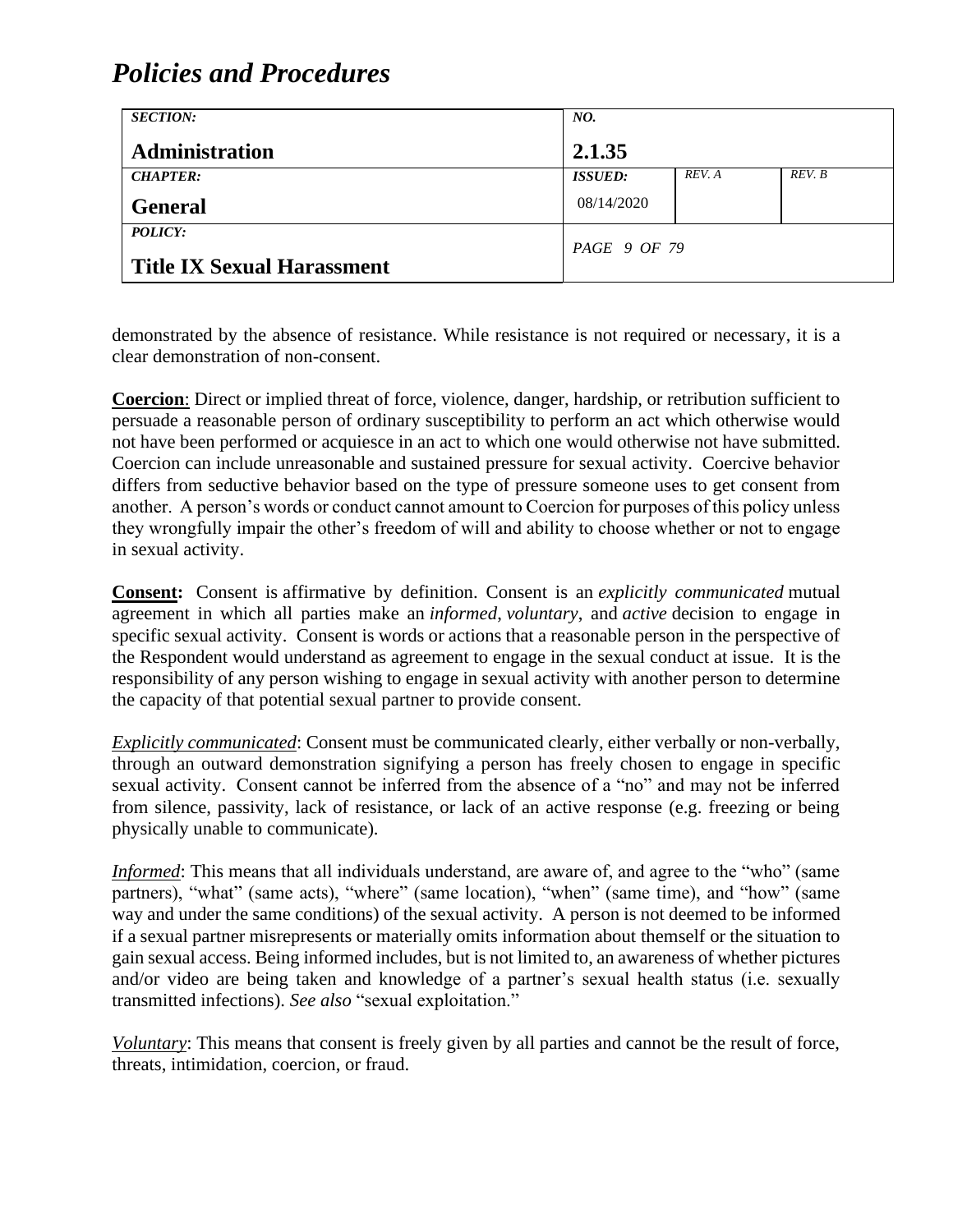demonstrated by the absence of resistance. While resistance is not required or necessary, it is a clear demonstration of non-consent.

**Coercion**: Direct or implied threat of force, violence, danger, hardship, or retribution sufficient to persuade a reasonable person of ordinary susceptibility to perform an act which otherwise would not have been performed or acquiesce in an act to which one would otherwise not have submitted. Coercion can include unreasonable and sustained pressure for sexual activity. Coercive behavior differs from seductive behavior based on the type of pressure someone uses to get consent from another. A person's words or conduct cannot amount to Coercion for purposes of this policy unless they wrongfully impair the other's freedom of will and ability to choose whether or not to engage in sexual activity.

**Consent:** Consent is affirmative by definition. Consent is an *explicitly communicated* mutual agreement in which all parties make an *informed*, *voluntary*, and *active* decision to engage in specific sexual activity. Consent is words or actions that a reasonable person in the perspective of the Respondent would understand as agreement to engage in the sexual conduct at issue. It is the responsibility of any person wishing to engage in sexual activity with another person to determine the capacity of that potential sexual partner to provide consent.

*Explicitly communicated*: Consent must be communicated clearly, either verbally or non-verbally, through an outward demonstration signifying a person has freely chosen to engage in specific sexual activity. Consent cannot be inferred from the absence of a "no" and may not be inferred from silence, passivity, lack of resistance, or lack of an active response (e.g. freezing or being physically unable to communicate).

*Informed*: This means that all individuals understand, are aware of, and agree to the "who" (same partners), "what" (same acts), "where" (same location), "when" (same time), and "how" (same way and under the same conditions) of the sexual activity. A person is not deemed to be informed if a sexual partner misrepresents or materially omits information about themself or the situation to gain sexual access. Being informed includes, but is not limited to, an awareness of whether pictures and/or video are being taken and knowledge of a partner's sexual health status (i.e. sexually transmitted infections). *See also* "sexual exploitation."

*Voluntary*: This means that consent is freely given by all parties and cannot be the result of force, threats, intimidation, coercion, or fraud.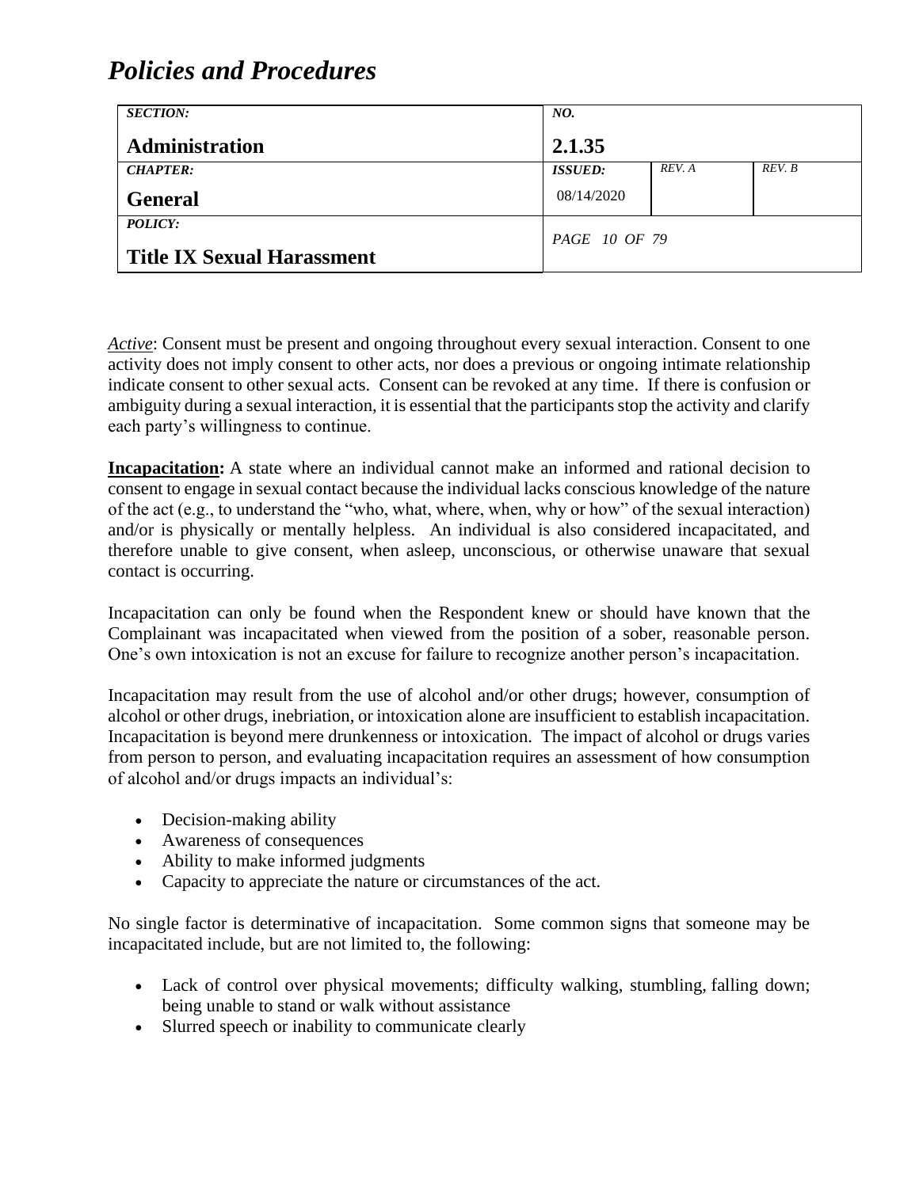*Active*: Consent must be present and ongoing throughout every sexual interaction. Consent to one activity does not imply consent to other acts, nor does a previous or ongoing intimate relationship indicate consent to other sexual acts. Consent can be revoked at any time. If there is confusion or ambiguity during a sexual interaction, it is essential that the participants stop the activity and clarify each party's willingness to continue.

**Incapacitation:** A state where an individual cannot make an informed and rational decision to consent to engage in sexual contact because the individual lacks conscious knowledge of the nature of the act (e.g., to understand the "who, what, where, when, why or how" of the sexual interaction) and/or is physically or mentally helpless. An individual is also considered incapacitated, and therefore unable to give consent, when asleep, unconscious, or otherwise unaware that sexual contact is occurring.

Incapacitation can only be found when the Respondent knew or should have known that the Complainant was incapacitated when viewed from the position of a sober, reasonable person. One's own intoxication is not an excuse for failure to recognize another person's incapacitation.

Incapacitation may result from the use of alcohol and/or other drugs; however, consumption of alcohol or other drugs, inebriation, or intoxication alone are insufficient to establish incapacitation. Incapacitation is beyond mere drunkenness or intoxication. The impact of alcohol or drugs varies from person to person, and evaluating incapacitation requires an assessment of how consumption of alcohol and/or drugs impacts an individual's:

- Decision-making ability
- Awareness of consequences
- Ability to make informed judgments
- Capacity to appreciate the nature or circumstances of the act.

No single factor is determinative of incapacitation. Some common signs that someone may be incapacitated include, but are not limited to, the following:

- Lack of control over physical movements; difficulty walking, stumbling, falling down; being unable to stand or walk without assistance
- Slurred speech or inability to communicate clearly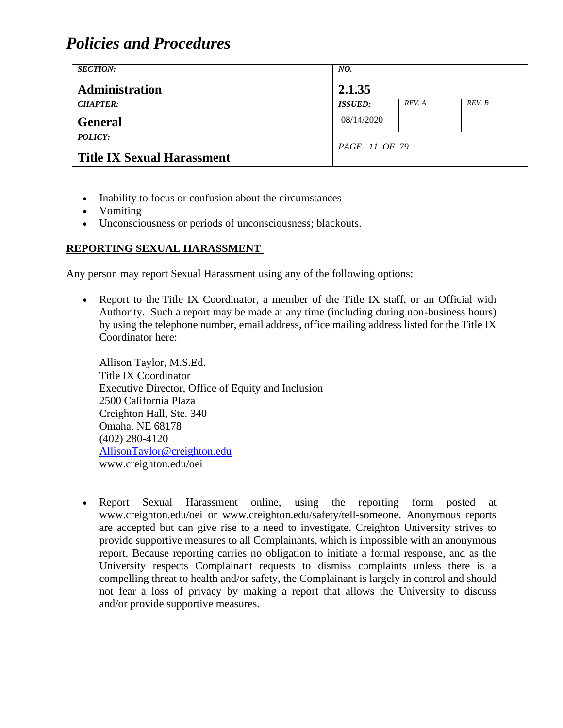- Inability to focus or confusion about the circumstances
- Vomiting
- Unconsciousness or periods of unconsciousness; blackouts.

## REPORTING SEXUAL HARASSMENT

Any person may report Sexual Harassment using any of the following options:

- Report to the Title IX Coordinator, a member of the Title IX staff, or an Official with Authority. Such a report may be made at any time (including during non-business hours) by using the telephone number, email address, office mailing address listed for the Title IX Coordinator here:

  Allison Taylor, M.S.Ed.
  Title IX Coordinator
  Executive Director, Office of Equity and Inclusion
  2500 California Plaza
  Creighton Hall, Ste. 340
  Omaha, NE 68178
  (402) 280-4120
  AllisonTaylor@creighton.edu
  www.creighton.edu/oei

- Report Sexual Harassment online, using the reporting form posted at www.creighton.edu/oei or www.creighton.edu/safety/tell-someone. Anonymous reports are accepted but can give rise to a need to investigate. Creighton University strives to provide supportive measures to all Complainants, which is impossible with an anonymous report. Because reporting carries no obligation to initiate a formal response, and as the University respects Complainant requests to dismiss complaints unless there is a compelling threat to health and/or safety, the Complainant is largely in control and should not fear a loss of privacy by making a report that allows the University to discuss and/or provide supportive measures.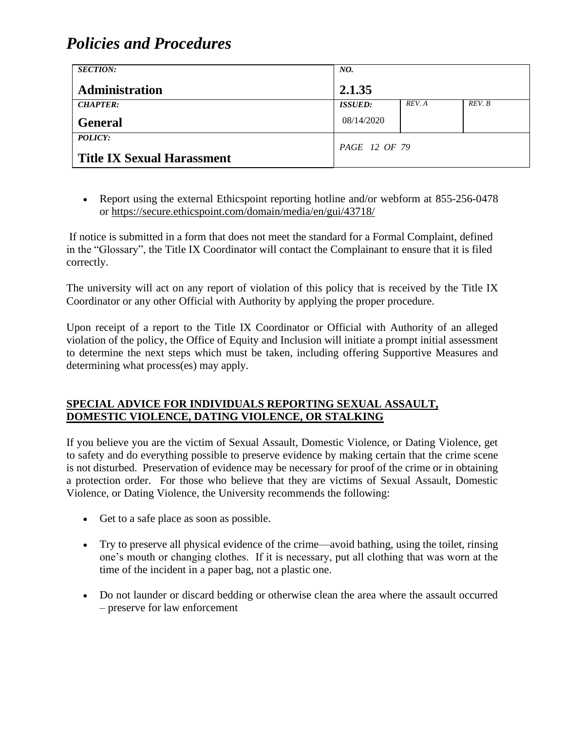- Report using the external Ethicspoint reporting hotline and/or webform at 855-256-0478 or https://secure.ethicspoint.com/domain/media/en/gui/43718/

If notice is submitted in a form that does not meet the standard for a Formal Complaint, defined in the "Glossary", the Title IX Coordinator will contact the Complainant to ensure that it is filed correctly.

The university will act on any report of violation of this policy that is received by the Title IX Coordinator or any other Official with Authority by applying the proper procedure.

Upon receipt of a report to the Title IX Coordinator or Official with Authority of an alleged violation of the policy, the Office of Equity and Inclusion will initiate a prompt initial assessment to determine the next steps which must be taken, including offering Supportive Measures and determining what process(es) may apply.

## SPECIAL ADVICE FOR INDIVIDUALS REPORTING SEXUAL ASSAULT, DOMESTIC VIOLENCE, DATING VIOLENCE, OR STALKING

If you believe you are the victim of Sexual Assault, Domestic Violence, or Dating Violence, get to safety and do everything possible to preserve evidence by making certain that the crime scene is not disturbed. Preservation of evidence may be necessary for proof of the crime or in obtaining a protection order. For those who believe that they are victims of Sexual Assault, Domestic Violence, or Dating Violence, the University recommends the following:

- Get to a safe place as soon as possible.
- Try to preserve all physical evidence of the crime—avoid bathing, using the toilet, rinsing one's mouth or changing clothes. If it is necessary, put all clothing that was worn at the time of the incident in a paper bag, not a plastic one.
- Do not launder or discard bedding or otherwise clean the area where the assault occurred – preserve for law enforcement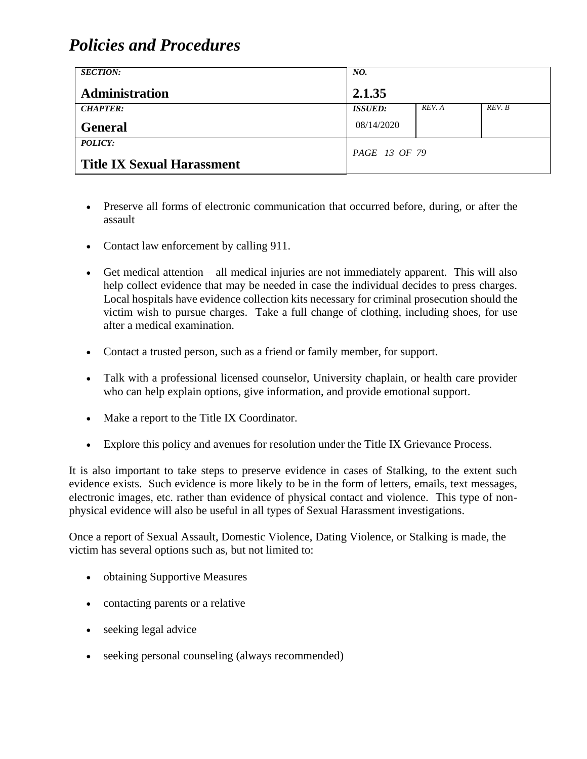- Preserve all forms of electronic communication that occurred before, during, or after the assault

- Contact law enforcement by calling 911.

- Get medical attention – all medical injuries are not immediately apparent. This will also help collect evidence that may be needed in case the individual decides to press charges. Local hospitals have evidence collection kits necessary for criminal prosecution should the victim wish to pursue charges. Take a full change of clothing, including shoes, for use after a medical examination.

- Contact a trusted person, such as a friend or family member, for support.

- Talk with a professional licensed counselor, University chaplain, or health care provider who can help explain options, give information, and provide emotional support.

- Make a report to the Title IX Coordinator.

- Explore this policy and avenues for resolution under the Title IX Grievance Process.

It is also important to take steps to preserve evidence in cases of Stalking, to the extent such evidence exists. Such evidence is more likely to be in the form of letters, emails, text messages, electronic images, etc. rather than evidence of physical contact and violence. This type of non-physical evidence will also be useful in all types of Sexual Harassment investigations.

Once a report of Sexual Assault, Domestic Violence, Dating Violence, or Stalking is made, the victim has several options such as, but not limited to:

- obtaining Supportive Measures

- contacting parents or a relative

- seeking legal advice

- seeking personal counseling (always recommended)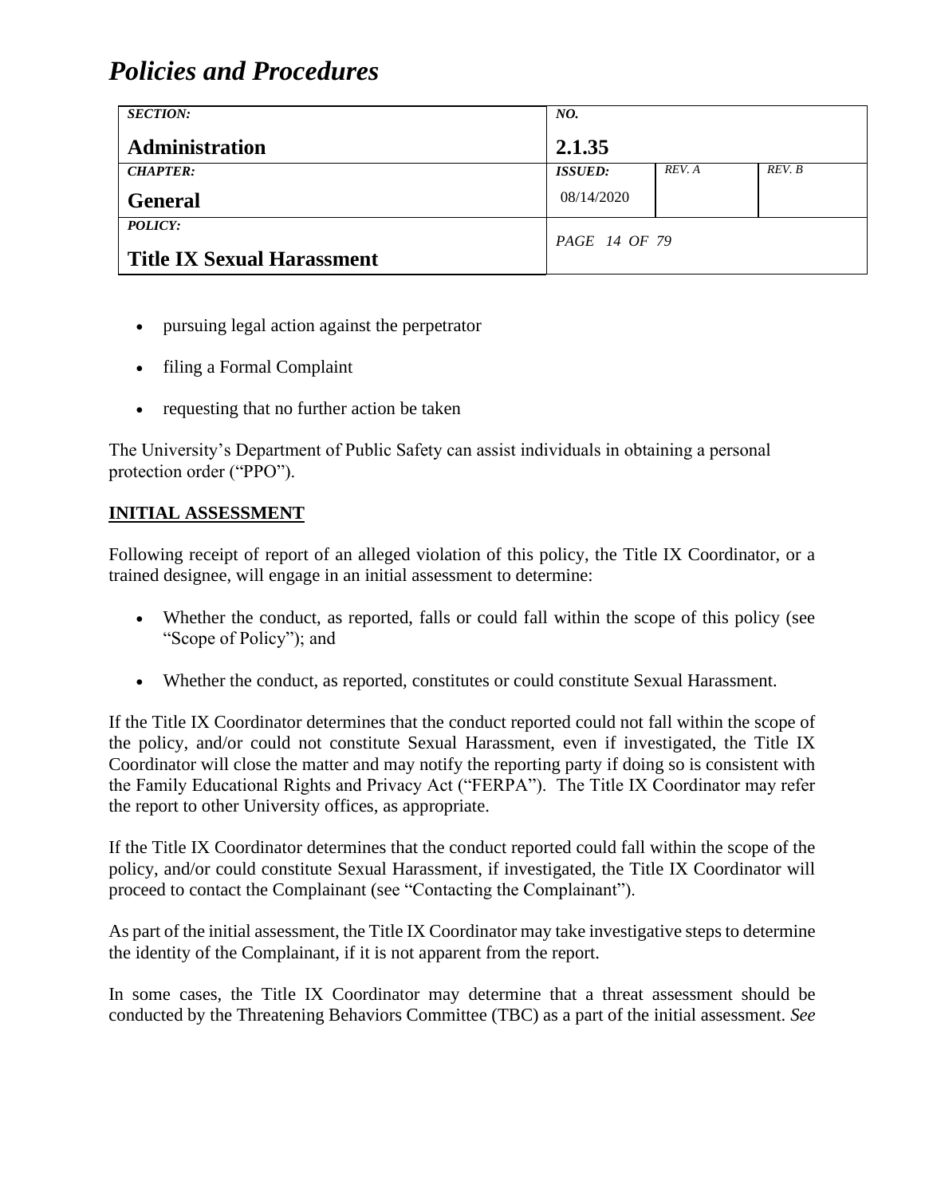- pursuing legal action against the perpetrator
- filing a Formal Complaint
- requesting that no further action be taken

The University's Department of Public Safety can assist individuals in obtaining a personal protection order ("PPO").

## INITIAL ASSESSMENT

Following receipt of report of an alleged violation of this policy, the Title IX Coordinator, or a trained designee, will engage in an initial assessment to determine:

- Whether the conduct, as reported, falls or could fall within the scope of this policy (see "Scope of Policy"); and
- Whether the conduct, as reported, constitutes or could constitute Sexual Harassment.

If the Title IX Coordinator determines that the conduct reported could not fall within the scope of the policy, and/or could not constitute Sexual Harassment, even if investigated, the Title IX Coordinator will close the matter and may notify the reporting party if doing so is consistent with the Family Educational Rights and Privacy Act ("FERPA"). The Title IX Coordinator may refer the report to other University offices, as appropriate.

If the Title IX Coordinator determines that the conduct reported could fall within the scope of the policy, and/or could constitute Sexual Harassment, if investigated, the Title IX Coordinator will proceed to contact the Complainant (see "Contacting the Complainant").

As part of the initial assessment, the Title IX Coordinator may take investigative steps to determine the identity of the Complainant, if it is not apparent from the report.

In some cases, the Title IX Coordinator may determine that a threat assessment should be conducted by the Threatening Behaviors Committee (TBC) as a part of the initial assessment. *See*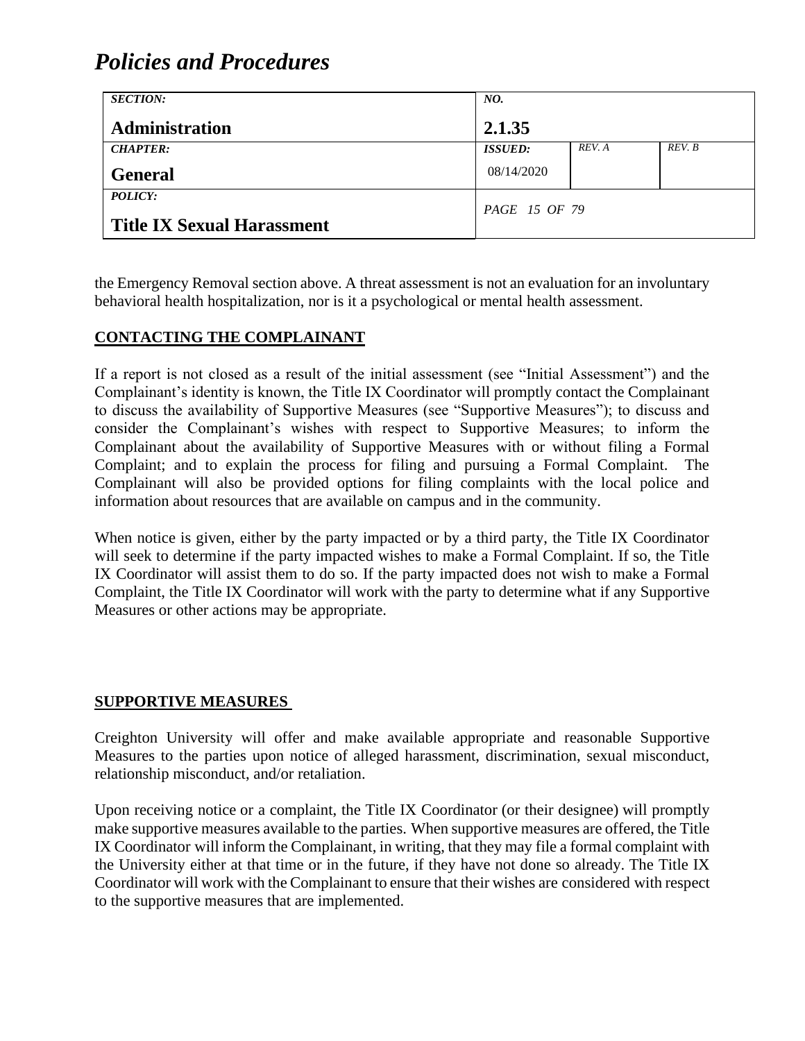the Emergency Removal section above. A threat assessment is not an evaluation for an involuntary behavioral health hospitalization, nor is it a psychological or mental health assessment.

## CONTACTING THE COMPLAINANT

If a report is not closed as a result of the initial assessment (see "Initial Assessment") and the Complainant's identity is known, the Title IX Coordinator will promptly contact the Complainant to discuss the availability of Supportive Measures (see "Supportive Measures"); to discuss and consider the Complainant's wishes with respect to Supportive Measures; to inform the Complainant about the availability of Supportive Measures with or without filing a Formal Complaint; and to explain the process for filing and pursuing a Formal Complaint. The Complainant will also be provided options for filing complaints with the local police and information about resources that are available on campus and in the community.

When notice is given, either by the party impacted or by a third party, the Title IX Coordinator will seek to determine if the party impacted wishes to make a Formal Complaint. If so, the Title IX Coordinator will assist them to do so. If the party impacted does not wish to make a Formal Complaint, the Title IX Coordinator will work with the party to determine what if any Supportive Measures or other actions may be appropriate.

## SUPPORTIVE MEASURES

Creighton University will offer and make available appropriate and reasonable Supportive Measures to the parties upon notice of alleged harassment, discrimination, sexual misconduct, relationship misconduct, and/or retaliation.

Upon receiving notice or a complaint, the Title IX Coordinator (or their designee) will promptly make supportive measures available to the parties. When supportive measures are offered, the Title IX Coordinator will inform the Complainant, in writing, that they may file a formal complaint with the University either at that time or in the future, if they have not done so already. The Title IX Coordinator will work with the Complainant to ensure that their wishes are considered with respect to the supportive measures that are implemented.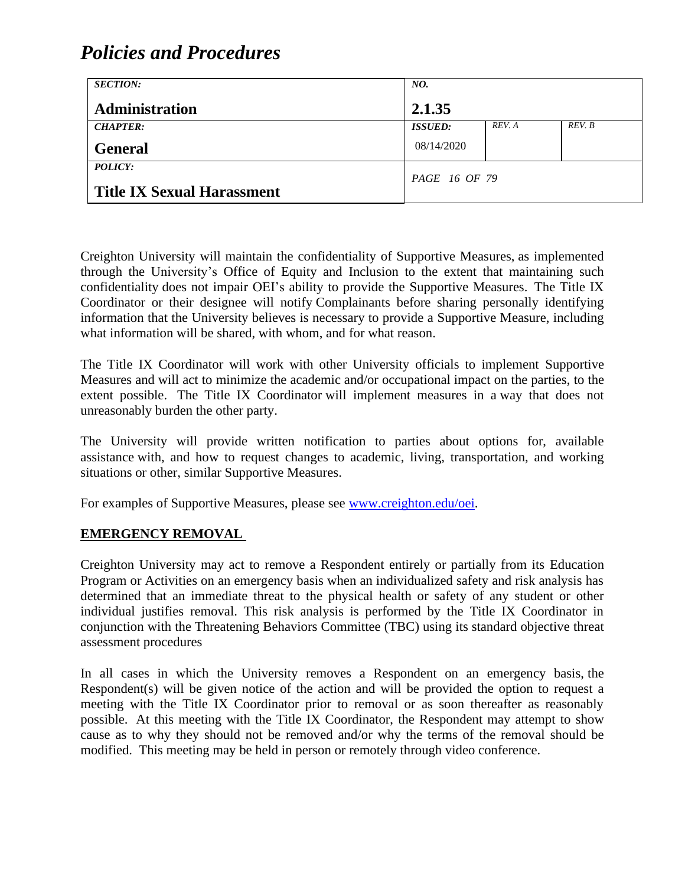Creighton University will maintain the confidentiality of Supportive Measures, as implemented through the University's Office of Equity and Inclusion to the extent that maintaining such confidentiality does not impair OEI's ability to provide the Supportive Measures. The Title IX Coordinator or their designee will notify Complainants before sharing personally identifying information that the University believes is necessary to provide a Supportive Measure, including what information will be shared, with whom, and for what reason.

The Title IX Coordinator will work with other University officials to implement Supportive Measures and will act to minimize the academic and/or occupational impact on the parties, to the extent possible. The Title IX Coordinator will implement measures in a way that does not unreasonably burden the other party.

The University will provide written notification to parties about options for, available assistance with, and how to request changes to academic, living, transportation, and working situations or other, similar Supportive Measures.

For examples of Supportive Measures, please see [www.creighton.edu/oei](http://www.creighton.edu/oei).

## EMERGENCY REMOVAL

Creighton University may act to remove a Respondent entirely or partially from its Education Program or Activities on an emergency basis when an individualized safety and risk analysis has determined that an immediate threat to the physical health or safety of any student or other individual justifies removal. This risk analysis is performed by the Title IX Coordinator in conjunction with the Threatening Behaviors Committee (TBC) using its standard objective threat assessment procedures

In all cases in which the University removes a Respondent on an emergency basis, the Respondent(s) will be given notice of the action and will be provided the option to request a meeting with the Title IX Coordinator prior to removal or as soon thereafter as reasonably possible. At this meeting with the Title IX Coordinator, the Respondent may attempt to show cause as to why they should not be removed and/or why the terms of the removal should be modified. This meeting may be held in person or remotely through video conference.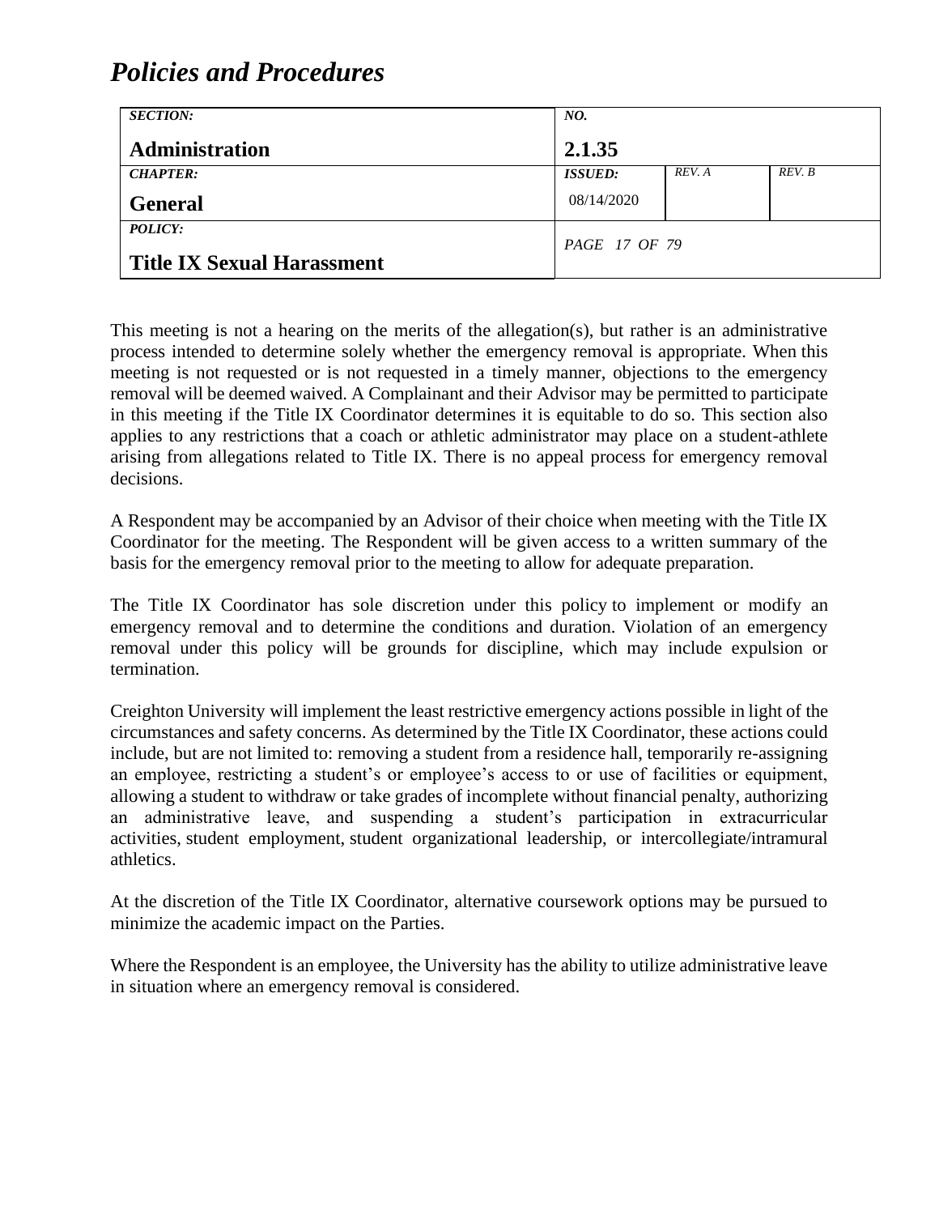This meeting is not a hearing on the merits of the allegation(s), but rather is an administrative process intended to determine solely whether the emergency removal is appropriate. When this meeting is not requested or is not requested in a timely manner, objections to the emergency removal will be deemed waived. A Complainant and their Advisor may be permitted to participate in this meeting if the Title IX Coordinator determines it is equitable to do so. This section also applies to any restrictions that a coach or athletic administrator may place on a student-athlete arising from allegations related to Title IX. There is no appeal process for emergency removal decisions.

A Respondent may be accompanied by an Advisor of their choice when meeting with the Title IX Coordinator for the meeting. The Respondent will be given access to a written summary of the basis for the emergency removal prior to the meeting to allow for adequate preparation.

The Title IX Coordinator has sole discretion under this policy to implement or modify an emergency removal and to determine the conditions and duration. Violation of an emergency removal under this policy will be grounds for discipline, which may include expulsion or termination.

Creighton University will implement the least restrictive emergency actions possible in light of the circumstances and safety concerns. As determined by the Title IX Coordinator, these actions could include, but are not limited to: removing a student from a residence hall, temporarily re-assigning an employee, restricting a student's or employee's access to or use of facilities or equipment, allowing a student to withdraw or take grades of incomplete without financial penalty, authorizing an administrative leave, and suspending a student's participation in extracurricular activities, student employment, student organizational leadership, or intercollegiate/intramural athletics.

At the discretion of the Title IX Coordinator, alternative coursework options may be pursued to minimize the academic impact on the Parties.

Where the Respondent is an employee, the University has the ability to utilize administrative leave in situation where an emergency removal is considered.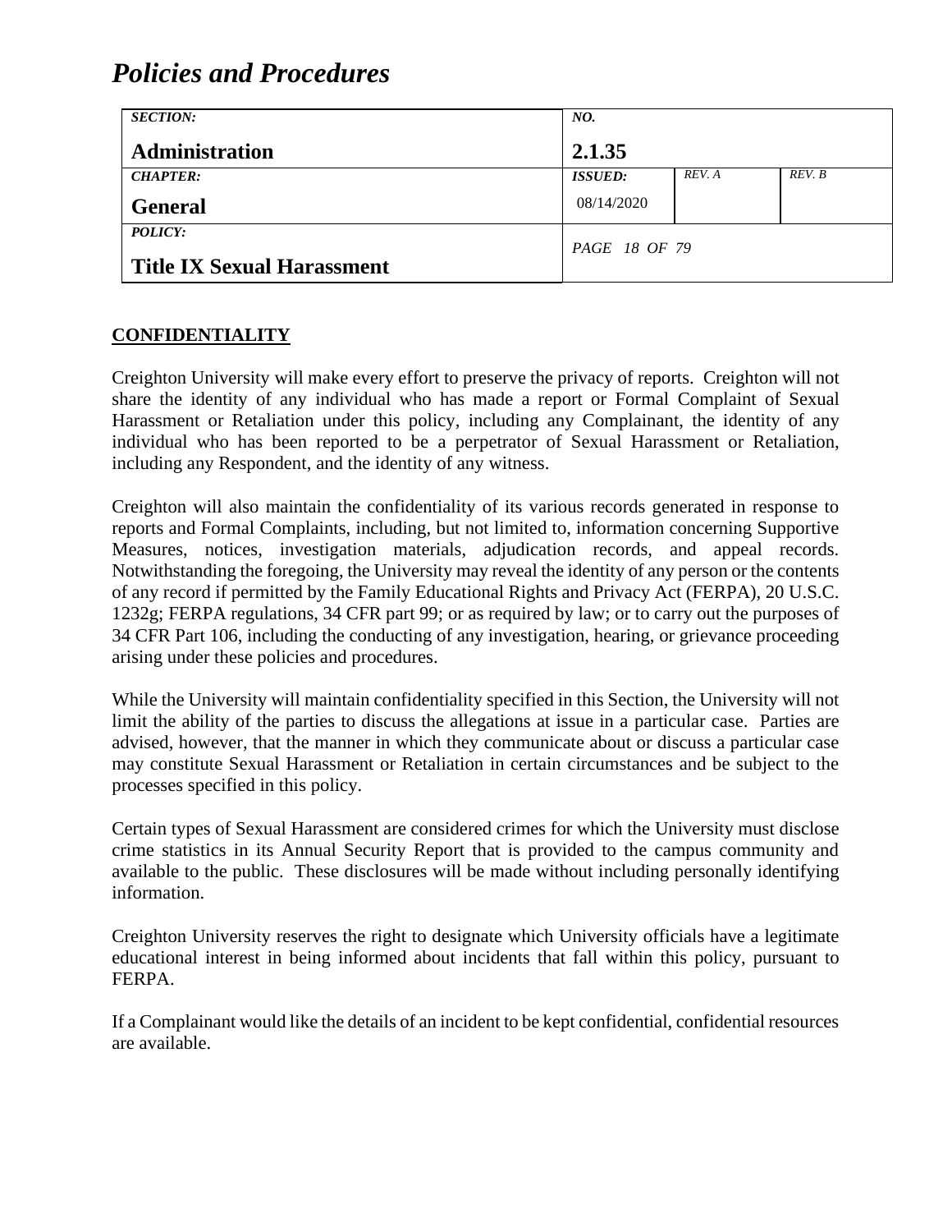## CONFIDENTIALITY

Creighton University will make every effort to preserve the privacy of reports. Creighton will not share the identity of any individual who has made a report or Formal Complaint of Sexual Harassment or Retaliation under this policy, including any Complainant, the identity of any individual who has been reported to be a perpetrator of Sexual Harassment or Retaliation, including any Respondent, and the identity of any witness.

Creighton will also maintain the confidentiality of its various records generated in response to reports and Formal Complaints, including, but not limited to, information concerning Supportive Measures, notices, investigation materials, adjudication records, and appeal records. Notwithstanding the foregoing, the University may reveal the identity of any person or the contents of any record if permitted by the Family Educational Rights and Privacy Act (FERPA), 20 U.S.C. 1232g; FERPA regulations, 34 CFR part 99; or as required by law; or to carry out the purposes of 34 CFR Part 106, including the conducting of any investigation, hearing, or grievance proceeding arising under these policies and procedures.

While the University will maintain confidentiality specified in this Section, the University will not limit the ability of the parties to discuss the allegations at issue in a particular case. Parties are advised, however, that the manner in which they communicate about or discuss a particular case may constitute Sexual Harassment or Retaliation in certain circumstances and be subject to the processes specified in this policy.

Certain types of Sexual Harassment are considered crimes for which the University must disclose crime statistics in its Annual Security Report that is provided to the campus community and available to the public. These disclosures will be made without including personally identifying information.

Creighton University reserves the right to designate which University officials have a legitimate educational interest in being informed about incidents that fall within this policy, pursuant to FERPA.

If a Complainant would like the details of an incident to be kept confidential, confidential resources are available.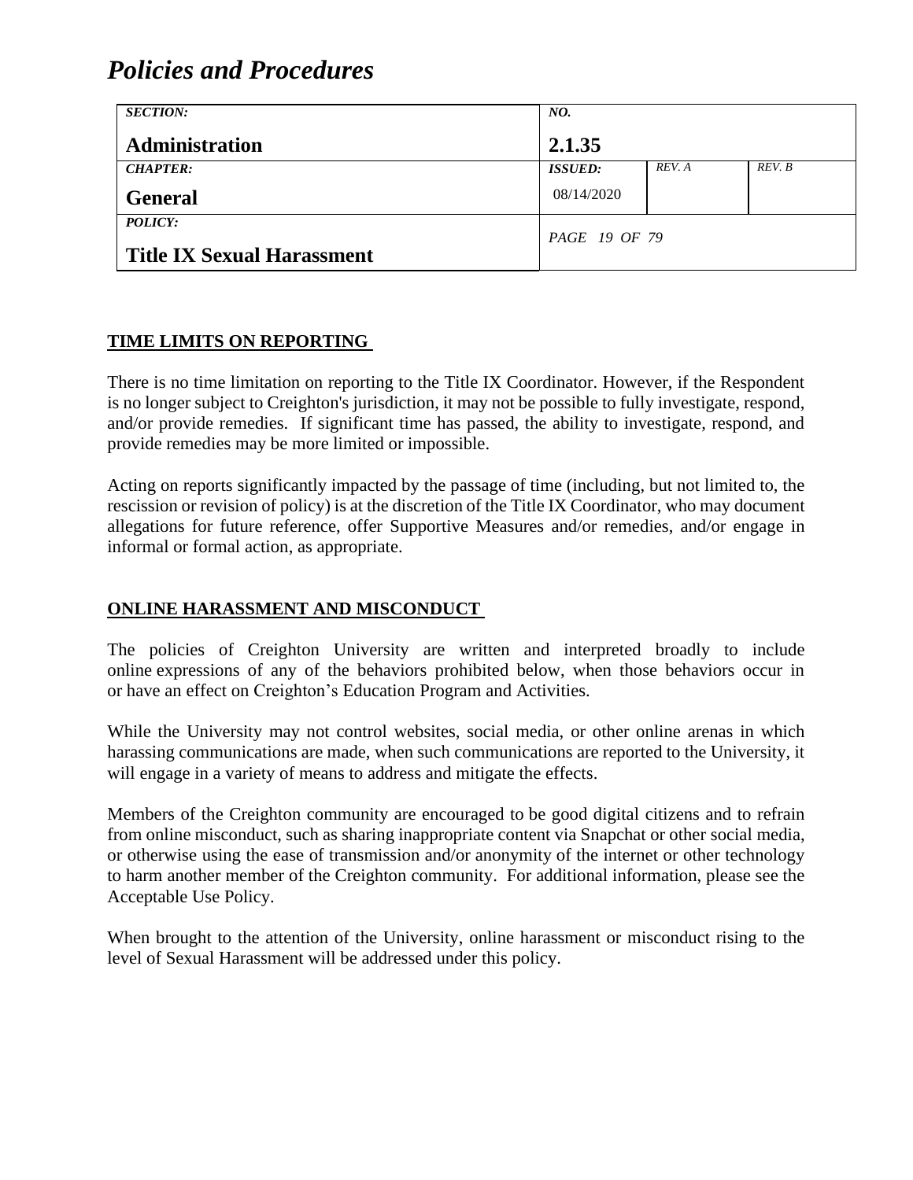## TIME LIMITS ON REPORTING

There is no time limitation on reporting to the Title IX Coordinator. However, if the Respondent is no longer subject to Creighton's jurisdiction, it may not be possible to fully investigate, respond, and/or provide remedies. If significant time has passed, the ability to investigate, respond, and provide remedies may be more limited or impossible.

Acting on reports significantly impacted by the passage of time (including, but not limited to, the rescission or revision of policy) is at the discretion of the Title IX Coordinator, who may document allegations for future reference, offer Supportive Measures and/or remedies, and/or engage in informal or formal action, as appropriate.

## ONLINE HARASSMENT AND MISCONDUCT

The policies of Creighton University are written and interpreted broadly to include online expressions of any of the behaviors prohibited below, when those behaviors occur in or have an effect on Creighton's Education Program and Activities.

While the University may not control websites, social media, or other online arenas in which harassing communications are made, when such communications are reported to the University, it will engage in a variety of means to address and mitigate the effects.

Members of the Creighton community are encouraged to be good digital citizens and to refrain from online misconduct, such as sharing inappropriate content via Snapchat or other social media, or otherwise using the ease of transmission and/or anonymity of the internet or other technology to harm another member of the Creighton community. For additional information, please see the Acceptable Use Policy.

When brought to the attention of the University, online harassment or misconduct rising to the level of Sexual Harassment will be addressed under this policy.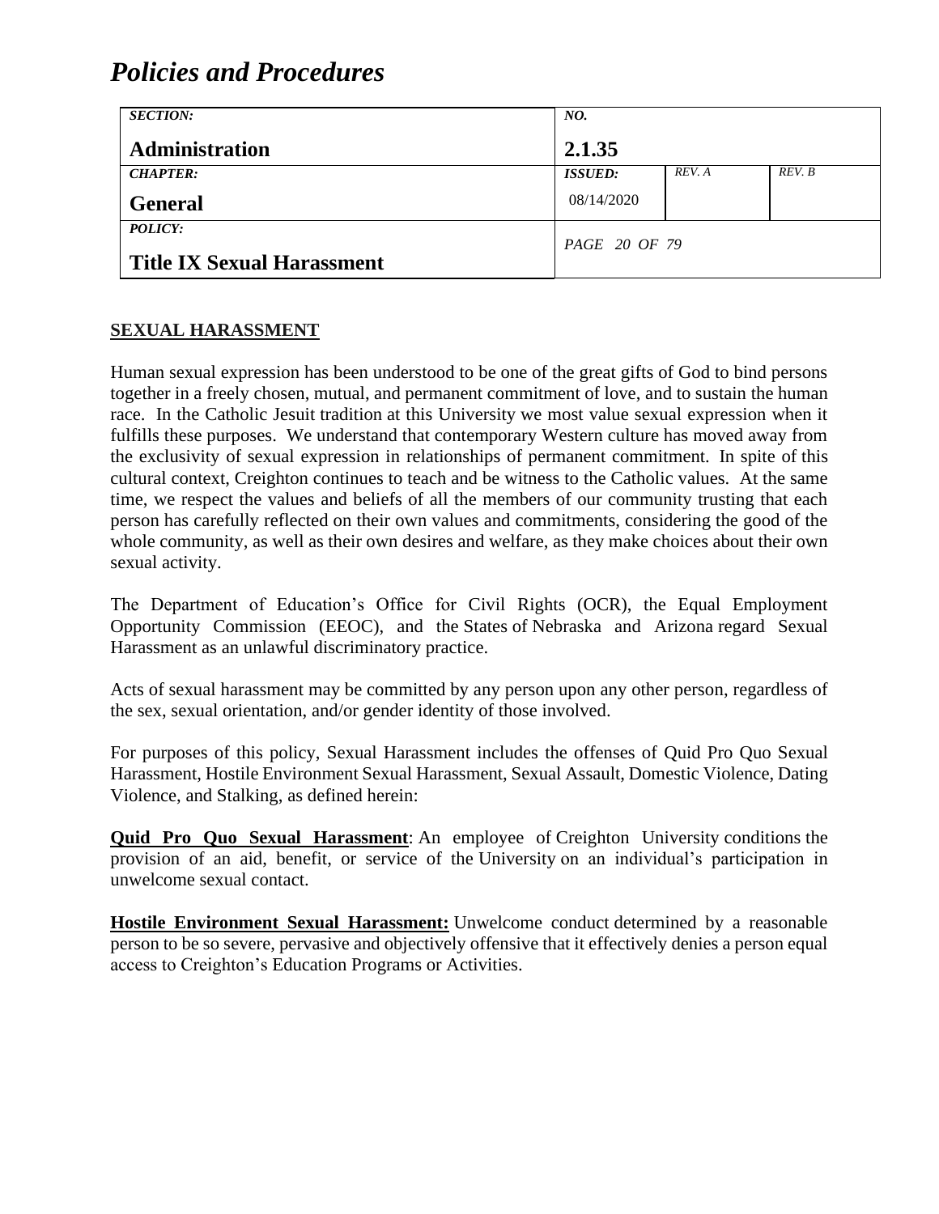## SEXUAL HARASSMENT

Human sexual expression has been understood to be one of the great gifts of God to bind persons together in a freely chosen, mutual, and permanent commitment of love, and to sustain the human race. In the Catholic Jesuit tradition at this University we most value sexual expression when it fulfills these purposes. We understand that contemporary Western culture has moved away from the exclusivity of sexual expression in relationships of permanent commitment. In spite of this cultural context, Creighton continues to teach and be witness to the Catholic values. At the same time, we respect the values and beliefs of all the members of our community trusting that each person has carefully reflected on their own values and commitments, considering the good of the whole community, as well as their own desires and welfare, as they make choices about their own sexual activity.

The Department of Education's Office for Civil Rights (OCR), the Equal Employment Opportunity Commission (EEOC), and the States of Nebraska and Arizona regard Sexual Harassment as an unlawful discriminatory practice.

Acts of sexual harassment may be committed by any person upon any other person, regardless of the sex, sexual orientation, and/or gender identity of those involved.

For purposes of this policy, Sexual Harassment includes the offenses of Quid Pro Quo Sexual Harassment, Hostile Environment Sexual Harassment, Sexual Assault, Domestic Violence, Dating Violence, and Stalking, as defined herein:

**Quid Pro Quo Sexual Harassment**: An employee of Creighton University conditions the provision of an aid, benefit, or service of the University on an individual's participation in unwelcome sexual contact.

**Hostile Environment Sexual Harassment:** Unwelcome conduct determined by a reasonable person to be so severe, pervasive and objectively offensive that it effectively denies a person equal access to Creighton's Education Programs or Activities.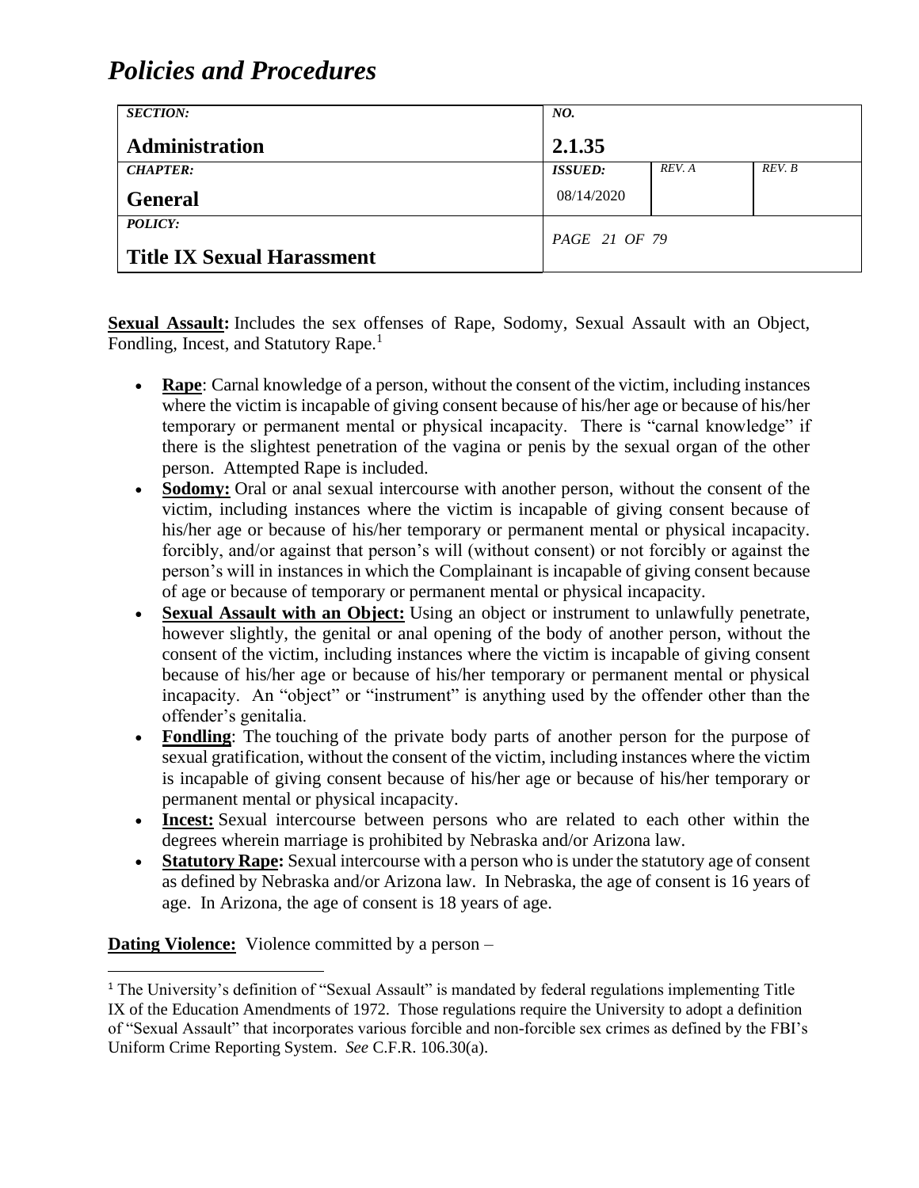**Sexual Assault:** Includes the sex offenses of Rape, Sodomy, Sexual Assault with an Object, Fondling, Incest, and Statutory Rape.[1]

- **Rape**: Carnal knowledge of a person, without the consent of the victim, including instances where the victim is incapable of giving consent because of his/her age or because of his/her temporary or permanent mental or physical incapacity. There is "carnal knowledge" if there is the slightest penetration of the vagina or penis by the sexual organ of the other person. Attempted Rape is included.
- **Sodomy:** Oral or anal sexual intercourse with another person, without the consent of the victim, including instances where the victim is incapable of giving consent because of his/her age or because of his/her temporary or permanent mental or physical incapacity. forcibly, and/or against that person's will (without consent) or not forcibly or against the person's will in instances in which the Complainant is incapable of giving consent because of age or because of temporary or permanent mental or physical incapacity.
- **Sexual Assault with an Object:** Using an object or instrument to unlawfully penetrate, however slightly, the genital or anal opening of the body of another person, without the consent of the victim, including instances where the victim is incapable of giving consent because of his/her age or because of his/her temporary or permanent mental or physical incapacity. An "object" or "instrument" is anything used by the offender other than the offender's genitalia.
- **Fondling**: The touching of the private body parts of another person for the purpose of sexual gratification, without the consent of the victim, including instances where the victim is incapable of giving consent because of his/her age or because of his/her temporary or permanent mental or physical incapacity.
- **Incest:** Sexual intercourse between persons who are related to each other within the degrees wherein marriage is prohibited by Nebraska and/or Arizona law.
- **Statutory Rape:** Sexual intercourse with a person who is under the statutory age of consent as defined by Nebraska and/or Arizona law. In Nebraska, the age of consent is 16 years of age. In Arizona, the age of consent is 18 years of age.

**Dating Violence:** Violence committed by a person –

---

[1] The University's definition of "Sexual Assault" is mandated by federal regulations implementing Title IX of the Education Amendments of 1972. Those regulations require the University to adopt a definition of "Sexual Assault" that incorporates various forcible and non-forcible sex crimes as defined by the FBI's Uniform Crime Reporting System. *See* C.F.R. 106.30(a).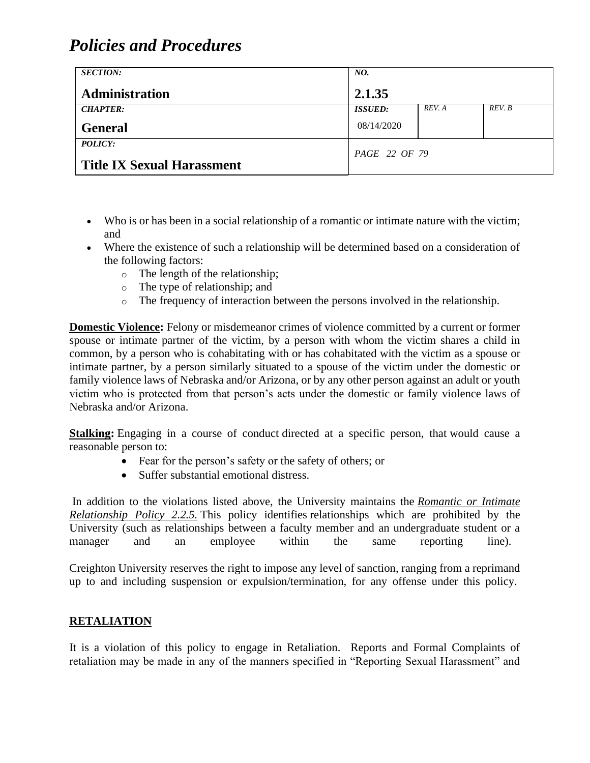- Who is or has been in a social relationship of a romantic or intimate nature with the victim; and
- Where the existence of such a relationship will be determined based on a consideration of the following factors:
  - The length of the relationship;
  - The type of relationship; and
  - The frequency of interaction between the persons involved in the relationship.

**Domestic Violence:** Felony or misdemeanor crimes of violence committed by a current or former spouse or intimate partner of the victim, by a person with whom the victim shares a child in common, by a person who is cohabitating with or has cohabitated with the victim as a spouse or intimate partner, by a person similarly situated to a spouse of the victim under the domestic or family violence laws of Nebraska and/or Arizona, or by any other person against an adult or youth victim who is protected from that person's acts under the domestic or family violence laws of Nebraska and/or Arizona.

**Stalking:** Engaging in a course of conduct directed at a specific person, that would cause a reasonable person to:

- Fear for the person's safety or the safety of others; or
- Suffer substantial emotional distress.

In addition to the violations listed above, the University maintains the ***Romantic or Intimate Relationship Policy 2.2.5.*** This policy identifies relationships which are prohibited by the University (such as relationships between a faculty member and an undergraduate student or a manager and an employee within the same reporting line).

Creighton University reserves the right to impose any level of sanction, ranging from a reprimand up to and including suspension or expulsion/termination, for any offense under this policy.

## RETALIATION

It is a violation of this policy to engage in Retaliation. Reports and Formal Complaints of retaliation may be made in any of the manners specified in "Reporting Sexual Harassment" and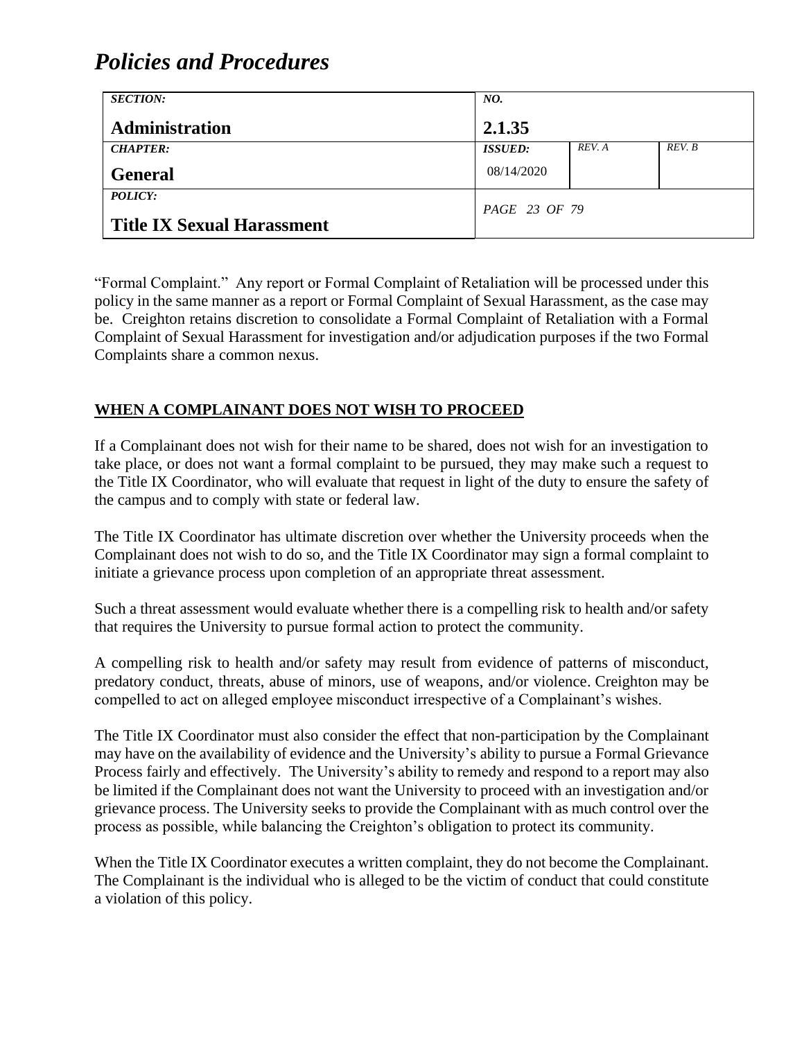"Formal Complaint." Any report or Formal Complaint of Retaliation will be processed under this policy in the same manner as a report or Formal Complaint of Sexual Harassment, as the case may be. Creighton retains discretion to consolidate a Formal Complaint of Retaliation with a Formal Complaint of Sexual Harassment for investigation and/or adjudication purposes if the two Formal Complaints share a common nexus.

## **WHEN A COMPLAINANT DOES NOT WISH TO PROCEED**

If a Complainant does not wish for their name to be shared, does not wish for an investigation to take place, or does not want a formal complaint to be pursued, they may make such a request to the Title IX Coordinator, who will evaluate that request in light of the duty to ensure the safety of the campus and to comply with state or federal law.

The Title IX Coordinator has ultimate discretion over whether the University proceeds when the Complainant does not wish to do so, and the Title IX Coordinator may sign a formal complaint to initiate a grievance process upon completion of an appropriate threat assessment.

Such a threat assessment would evaluate whether there is a compelling risk to health and/or safety that requires the University to pursue formal action to protect the community.

A compelling risk to health and/or safety may result from evidence of patterns of misconduct, predatory conduct, threats, abuse of minors, use of weapons, and/or violence. Creighton may be compelled to act on alleged employee misconduct irrespective of a Complainant's wishes.

The Title IX Coordinator must also consider the effect that non-participation by the Complainant may have on the availability of evidence and the University's ability to pursue a Formal Grievance Process fairly and effectively. The University's ability to remedy and respond to a report may also be limited if the Complainant does not want the University to proceed with an investigation and/or grievance process. The University seeks to provide the Complainant with as much control over the process as possible, while balancing the Creighton's obligation to protect its community.

When the Title IX Coordinator executes a written complaint, they do not become the Complainant. The Complainant is the individual who is alleged to be the victim of conduct that could constitute a violation of this policy.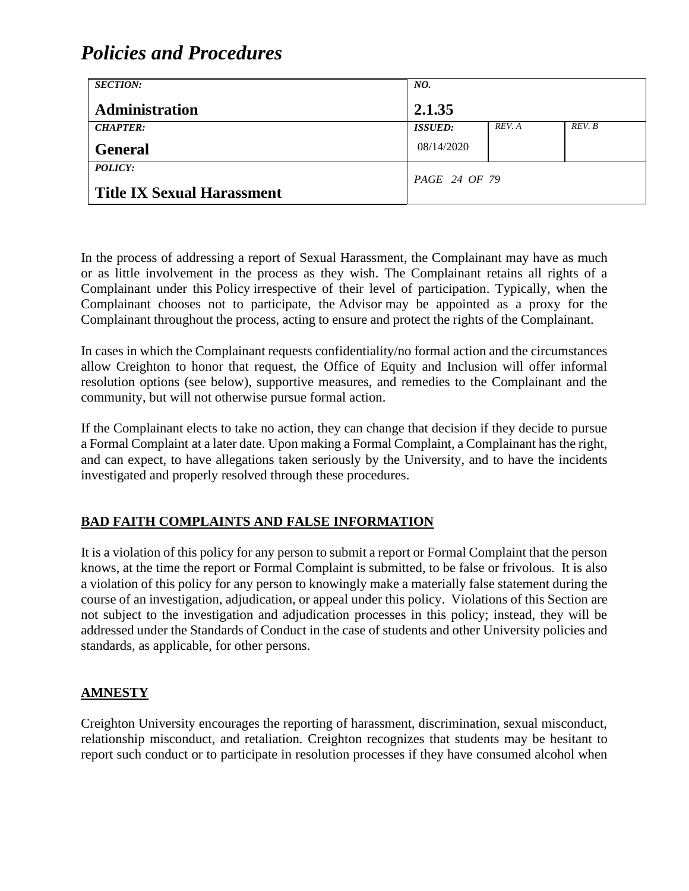In the process of addressing a report of Sexual Harassment, the Complainant may have as much or as little involvement in the process as they wish. The Complainant retains all rights of a Complainant under this Policy irrespective of their level of participation. Typically, when the Complainant chooses not to participate, the Advisor may be appointed as a proxy for the Complainant throughout the process, acting to ensure and protect the rights of the Complainant.

In cases in which the Complainant requests confidentiality/no formal action and the circumstances allow Creighton to honor that request, the Office of Equity and Inclusion will offer informal resolution options (see below), supportive measures, and remedies to the Complainant and the community, but will not otherwise pursue formal action.

If the Complainant elects to take no action, they can change that decision if they decide to pursue a Formal Complaint at a later date. Upon making a Formal Complaint, a Complainant has the right, and can expect, to have allegations taken seriously by the University, and to have the incidents investigated and properly resolved through these procedures.

## BAD FAITH COMPLAINTS AND FALSE INFORMATION

It is a violation of this policy for any person to submit a report or Formal Complaint that the person knows, at the time the report or Formal Complaint is submitted, to be false or frivolous. It is also a violation of this policy for any person to knowingly make a materially false statement during the course of an investigation, adjudication, or appeal under this policy. Violations of this Section are not subject to the investigation and adjudication processes in this policy; instead, they will be addressed under the Standards of Conduct in the case of students and other University policies and standards, as applicable, for other persons.

## AMNESTY

Creighton University encourages the reporting of harassment, discrimination, sexual misconduct, relationship misconduct, and retaliation. Creighton recognizes that students may be hesitant to report such conduct or to participate in resolution processes if they have consumed alcohol when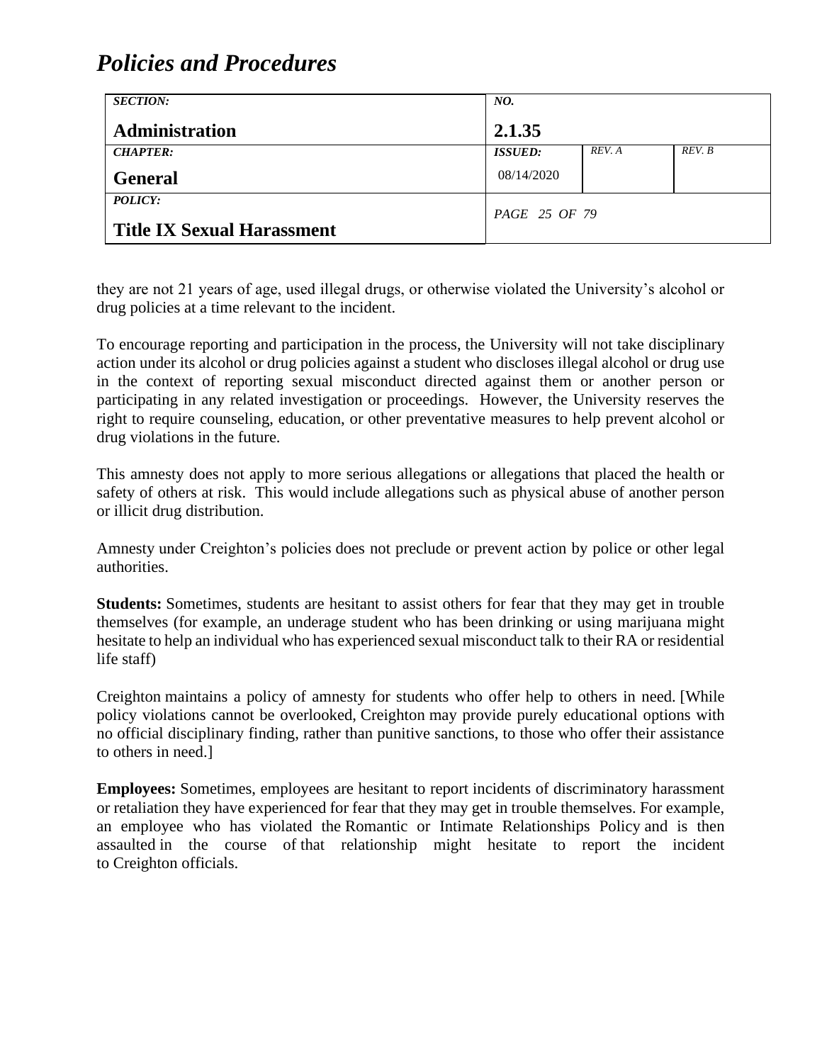they are not 21 years of age, used illegal drugs, or otherwise violated the University's alcohol or drug policies at a time relevant to the incident.

To encourage reporting and participation in the process, the University will not take disciplinary action under its alcohol or drug policies against a student who discloses illegal alcohol or drug use in the context of reporting sexual misconduct directed against them or another person or participating in any related investigation or proceedings. However, the University reserves the right to require counseling, education, or other preventative measures to help prevent alcohol or drug violations in the future.

This amnesty does not apply to more serious allegations or allegations that placed the health or safety of others at risk. This would include allegations such as physical abuse of another person or illicit drug distribution.

Amnesty under Creighton's policies does not preclude or prevent action by police or other legal authorities.

**Students:** Sometimes, students are hesitant to assist others for fear that they may get in trouble themselves (for example, an underage student who has been drinking or using marijuana might hesitate to help an individual who has experienced sexual misconduct talk to their RA or residential life staff)

Creighton maintains a policy of amnesty for students who offer help to others in need. [While policy violations cannot be overlooked, Creighton may provide purely educational options with no official disciplinary finding, rather than punitive sanctions, to those who offer their assistance to others in need.]

**Employees:** Sometimes, employees are hesitant to report incidents of discriminatory harassment or retaliation they have experienced for fear that they may get in trouble themselves. For example, an employee who has violated the Romantic or Intimate Relationships Policy and is then assaulted in the course of that relationship might hesitate to report the incident to Creighton officials.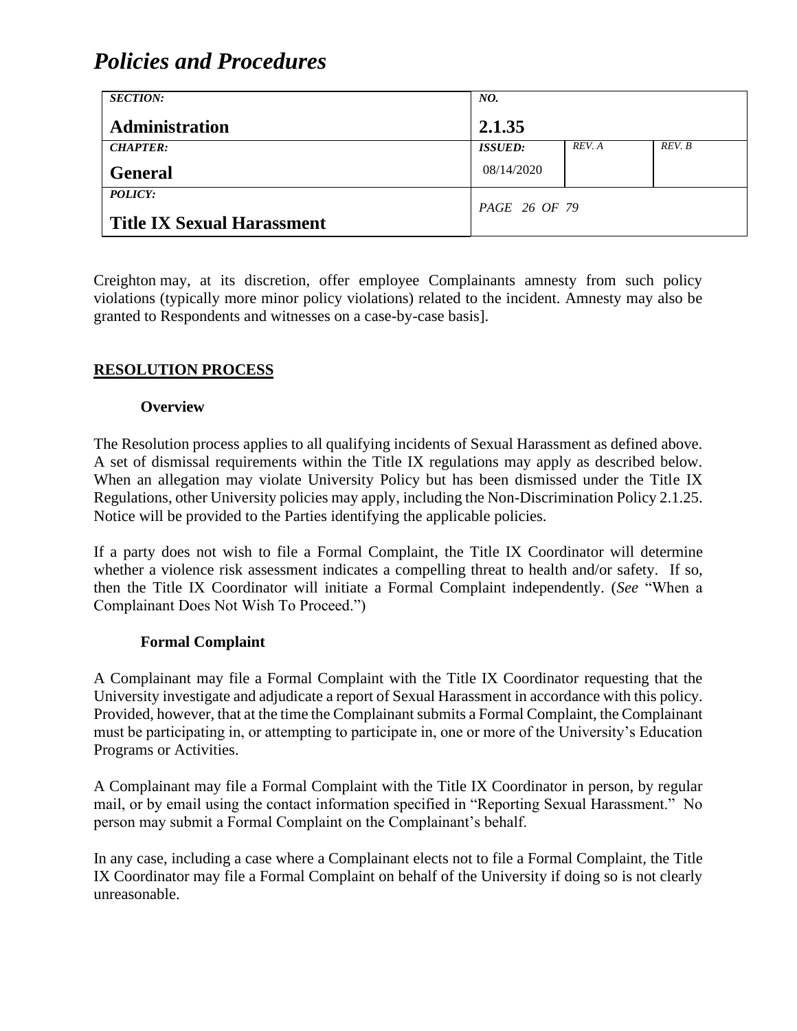Creighton may, at its discretion, offer employee Complainants amnesty from such policy violations (typically more minor policy violations) related to the incident. Amnesty may also be granted to Respondents and witnesses on a case-by-case basis].

## RESOLUTION PROCESS

### Overview

The Resolution process applies to all qualifying incidents of Sexual Harassment as defined above. A set of dismissal requirements within the Title IX regulations may apply as described below. When an allegation may violate University Policy but has been dismissed under the Title IX Regulations, other University policies may apply, including the Non-Discrimination Policy 2.1.25. Notice will be provided to the Parties identifying the applicable policies.

If a party does not wish to file a Formal Complaint, the Title IX Coordinator will determine whether a violence risk assessment indicates a compelling threat to health and/or safety. If so, then the Title IX Coordinator will initiate a Formal Complaint independently. (*See* "When a Complainant Does Not Wish To Proceed.")

### Formal Complaint

A Complainant may file a Formal Complaint with the Title IX Coordinator requesting that the University investigate and adjudicate a report of Sexual Harassment in accordance with this policy. Provided, however, that at the time the Complainant submits a Formal Complaint, the Complainant must be participating in, or attempting to participate in, one or more of the University's Education Programs or Activities.

A Complainant may file a Formal Complaint with the Title IX Coordinator in person, by regular mail, or by email using the contact information specified in "Reporting Sexual Harassment." No person may submit a Formal Complaint on the Complainant's behalf.

In any case, including a case where a Complainant elects not to file a Formal Complaint, the Title IX Coordinator may file a Formal Complaint on behalf of the University if doing so is not clearly unreasonable.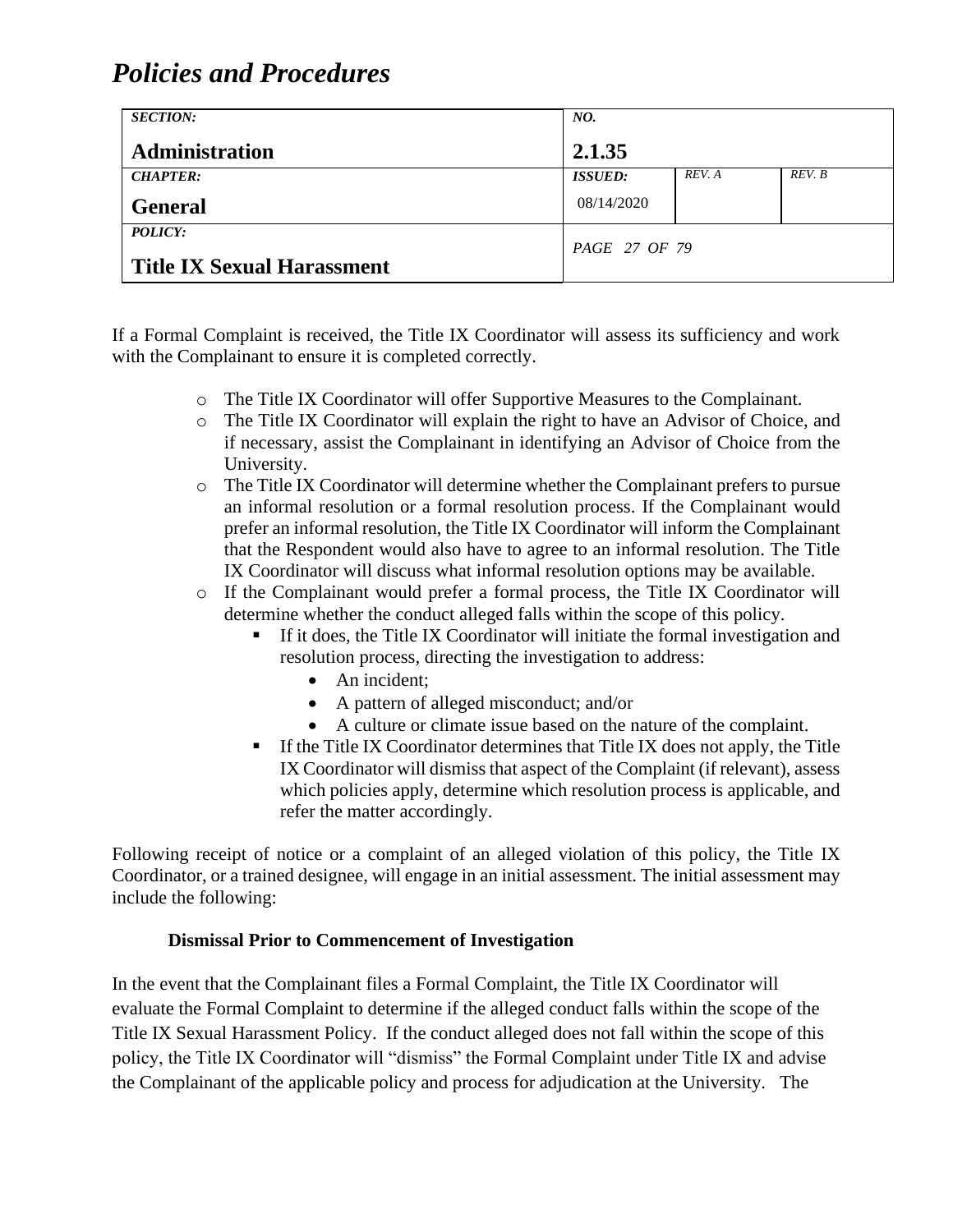If a Formal Complaint is received, the Title IX Coordinator will assess its sufficiency and work with the Complainant to ensure it is completed correctly.

- The Title IX Coordinator will offer Supportive Measures to the Complainant.
- The Title IX Coordinator will explain the right to have an Advisor of Choice, and if necessary, assist the Complainant in identifying an Advisor of Choice from the University.
- The Title IX Coordinator will determine whether the Complainant prefers to pursue an informal resolution or a formal resolution process. If the Complainant would prefer an informal resolution, the Title IX Coordinator will inform the Complainant that the Respondent would also have to agree to an informal resolution. The Title IX Coordinator will discuss what informal resolution options may be available.
- If the Complainant would prefer a formal process, the Title IX Coordinator will determine whether the conduct alleged falls within the scope of this policy.
  - If it does, the Title IX Coordinator will initiate the formal investigation and resolution process, directing the investigation to address:
    - An incident;
    - A pattern of alleged misconduct; and/or
    - A culture or climate issue based on the nature of the complaint.
  - If the Title IX Coordinator determines that Title IX does not apply, the Title IX Coordinator will dismiss that aspect of the Complaint (if relevant), assess which policies apply, determine which resolution process is applicable, and refer the matter accordingly.

Following receipt of notice or a complaint of an alleged violation of this policy, the Title IX Coordinator, or a trained designee, will engage in an initial assessment. The initial assessment may include the following:

**Dismissal Prior to Commencement of Investigation**

In the event that the Complainant files a Formal Complaint, the Title IX Coordinator will evaluate the Formal Complaint to determine if the alleged conduct falls within the scope of the Title IX Sexual Harassment Policy. If the conduct alleged does not fall within the scope of this policy, the Title IX Coordinator will "dismiss" the Formal Complaint under Title IX and advise the Complainant of the applicable policy and process for adjudication at the University. The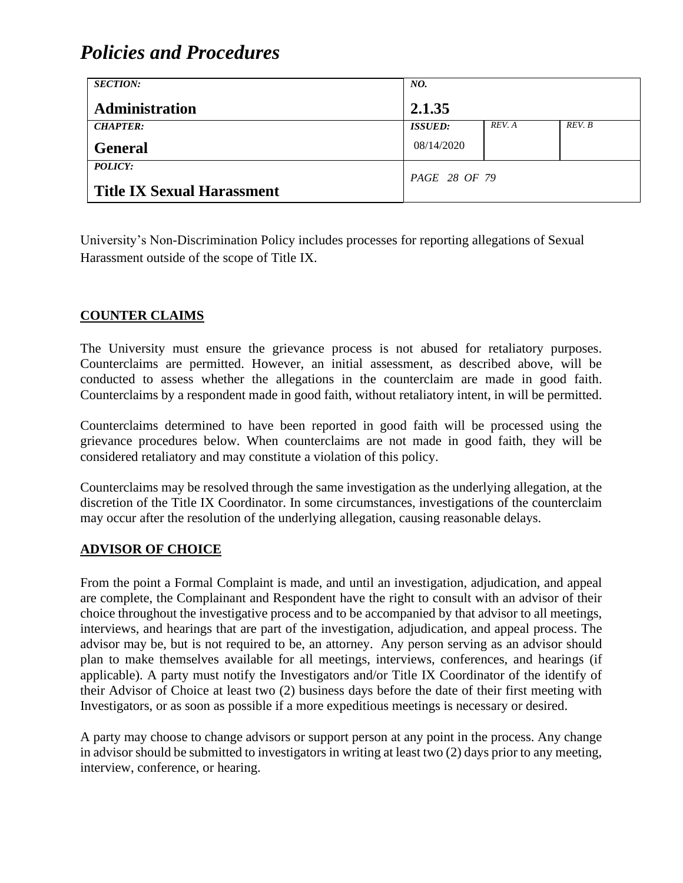University's Non-Discrimination Policy includes processes for reporting allegations of Sexual Harassment outside of the scope of Title IX.

## COUNTER CLAIMS

The University must ensure the grievance process is not abused for retaliatory purposes. Counterclaims are permitted. However, an initial assessment, as described above, will be conducted to assess whether the allegations in the counterclaim are made in good faith. Counterclaims by a respondent made in good faith, without retaliatory intent, in will be permitted.

Counterclaims determined to have been reported in good faith will be processed using the grievance procedures below. When counterclaims are not made in good faith, they will be considered retaliatory and may constitute a violation of this policy.

Counterclaims may be resolved through the same investigation as the underlying allegation, at the discretion of the Title IX Coordinator. In some circumstances, investigations of the counterclaim may occur after the resolution of the underlying allegation, causing reasonable delays.

## ADVISOR OF CHOICE

From the point a Formal Complaint is made, and until an investigation, adjudication, and appeal are complete, the Complainant and Respondent have the right to consult with an advisor of their choice throughout the investigative process and to be accompanied by that advisor to all meetings, interviews, and hearings that are part of the investigation, adjudication, and appeal process. The advisor may be, but is not required to be, an attorney. Any person serving as an advisor should plan to make themselves available for all meetings, interviews, conferences, and hearings (if applicable). A party must notify the Investigators and/or Title IX Coordinator of the identify of their Advisor of Choice at least two (2) business days before the date of their first meeting with Investigators, or as soon as possible if a more expeditious meetings is necessary or desired.

A party may choose to change advisors or support person at any point in the process. Any change in advisor should be submitted to investigators in writing at least two (2) days prior to any meeting, interview, conference, or hearing.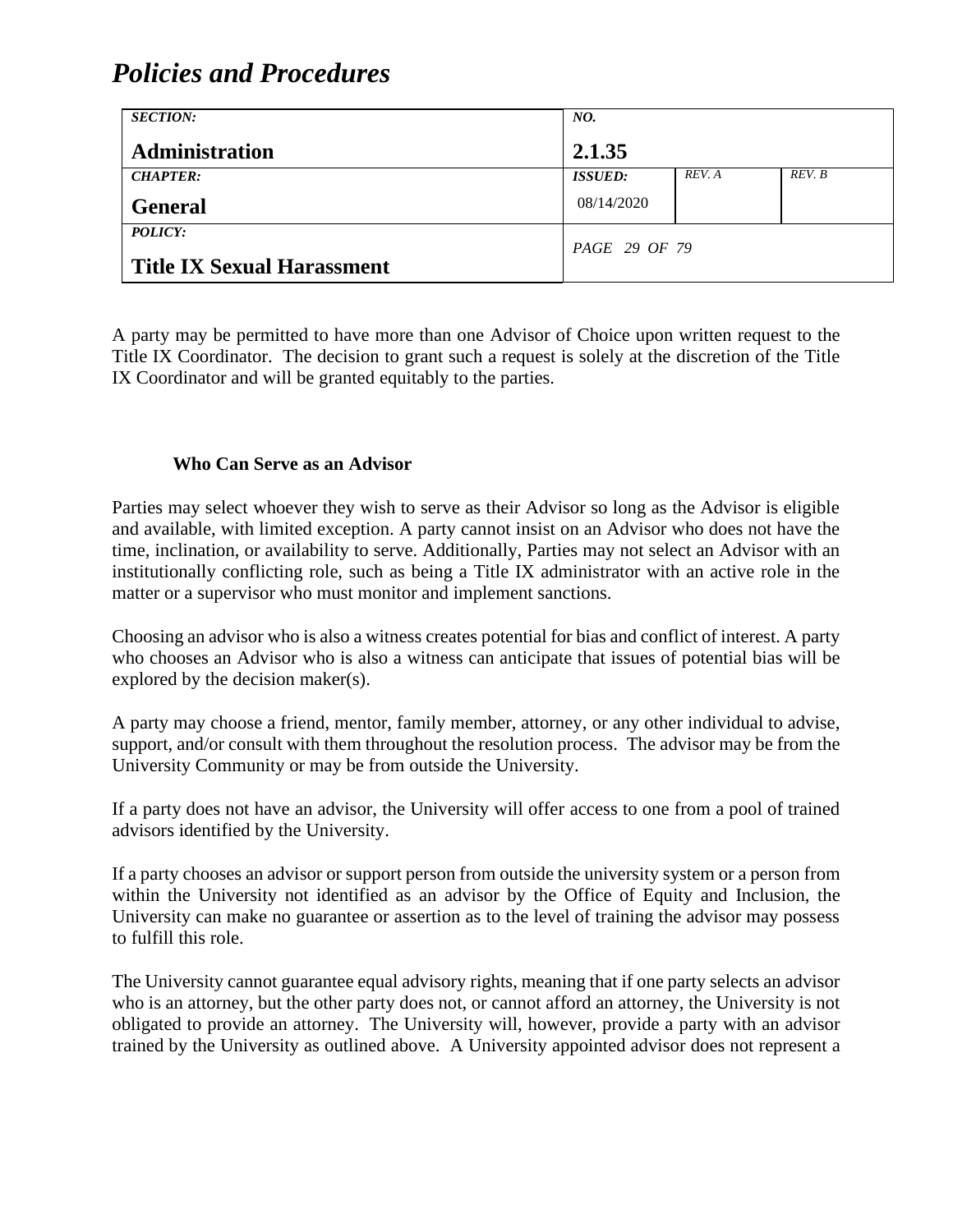A party may be permitted to have more than one Advisor of Choice upon written request to the Title IX Coordinator. The decision to grant such a request is solely at the discretion of the Title IX Coordinator and will be granted equitably to the parties.

**Who Can Serve as an Advisor**

Parties may select whoever they wish to serve as their Advisor so long as the Advisor is eligible and available, with limited exception. A party cannot insist on an Advisor who does not have the time, inclination, or availability to serve. Additionally, Parties may not select an Advisor with an institutionally conflicting role, such as being a Title IX administrator with an active role in the matter or a supervisor who must monitor and implement sanctions.

Choosing an advisor who is also a witness creates potential for bias and conflict of interest. A party who chooses an Advisor who is also a witness can anticipate that issues of potential bias will be explored by the decision maker(s).

A party may choose a friend, mentor, family member, attorney, or any other individual to advise, support, and/or consult with them throughout the resolution process. The advisor may be from the University Community or may be from outside the University.

If a party does not have an advisor, the University will offer access to one from a pool of trained advisors identified by the University.

If a party chooses an advisor or support person from outside the university system or a person from within the University not identified as an advisor by the Office of Equity and Inclusion, the University can make no guarantee or assertion as to the level of training the advisor may possess to fulfill this role.

The University cannot guarantee equal advisory rights, meaning that if one party selects an advisor who is an attorney, but the other party does not, or cannot afford an attorney, the University is not obligated to provide an attorney. The University will, however, provide a party with an advisor trained by the University as outlined above. A University appointed advisor does not represent a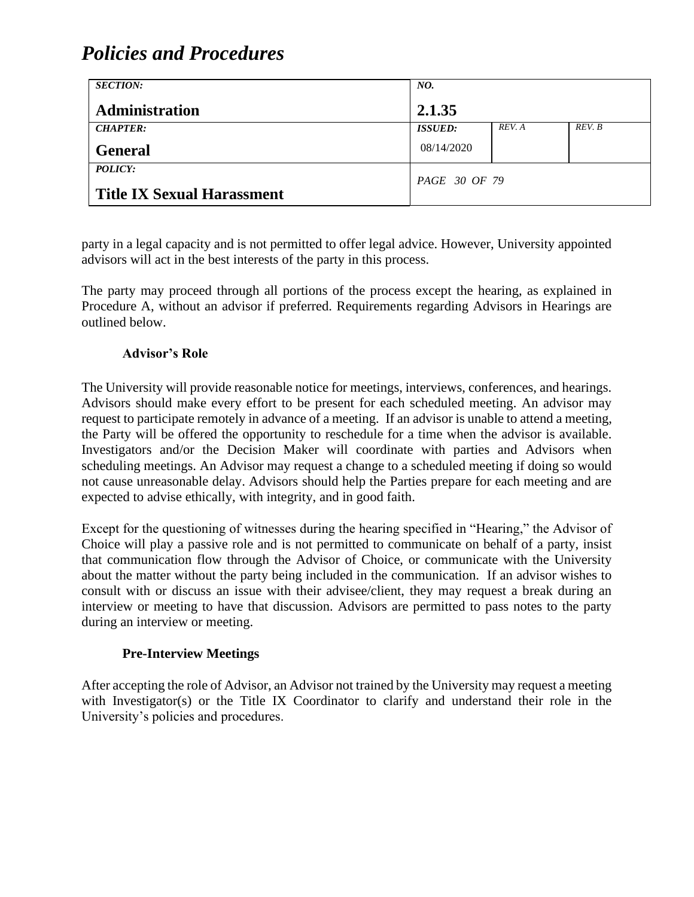party in a legal capacity and is not permitted to offer legal advice. However, University appointed advisors will act in the best interests of the party in this process.

The party may proceed through all portions of the process except the hearing, as explained in Procedure A, without an advisor if preferred. Requirements regarding Advisors in Hearings are outlined below.

**Advisor's Role**

The University will provide reasonable notice for meetings, interviews, conferences, and hearings. Advisors should make every effort to be present for each scheduled meeting. An advisor may request to participate remotely in advance of a meeting. If an advisor is unable to attend a meeting, the Party will be offered the opportunity to reschedule for a time when the advisor is available. Investigators and/or the Decision Maker will coordinate with parties and Advisors when scheduling meetings. An Advisor may request a change to a scheduled meeting if doing so would not cause unreasonable delay. Advisors should help the Parties prepare for each meeting and are expected to advise ethically, with integrity, and in good faith.

Except for the questioning of witnesses during the hearing specified in "Hearing," the Advisor of Choice will play a passive role and is not permitted to communicate on behalf of a party, insist that communication flow through the Advisor of Choice, or communicate with the University about the matter without the party being included in the communication. If an advisor wishes to consult with or discuss an issue with their advisee/client, they may request a break during an interview or meeting to have that discussion. Advisors are permitted to pass notes to the party during an interview or meeting.

**Pre-Interview Meetings**

After accepting the role of Advisor, an Advisor not trained by the University may request a meeting with Investigator(s) or the Title IX Coordinator to clarify and understand their role in the University's policies and procedures.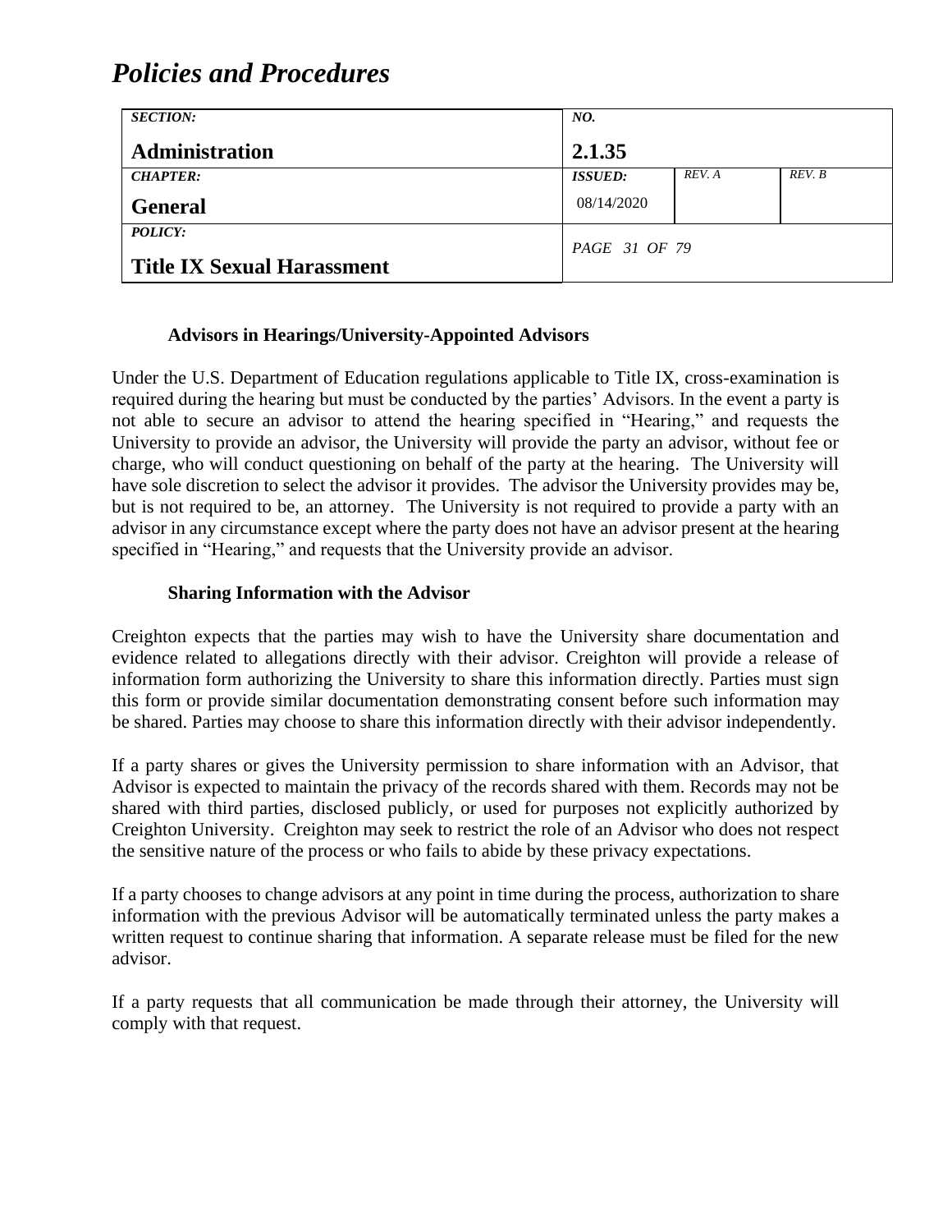#### Advisors in Hearings/University-Appointed Advisors

Under the U.S. Department of Education regulations applicable to Title IX, cross-examination is required during the hearing but must be conducted by the parties' Advisors. In the event a party is not able to secure an advisor to attend the hearing specified in "Hearing," and requests the University to provide an advisor, the University will provide the party an advisor, without fee or charge, who will conduct questioning on behalf of the party at the hearing. The University will have sole discretion to select the advisor it provides. The advisor the University provides may be, but is not required to be, an attorney. The University is not required to provide a party with an advisor in any circumstance except where the party does not have an advisor present at the hearing specified in "Hearing," and requests that the University provide an advisor.

#### Sharing Information with the Advisor

Creighton expects that the parties may wish to have the University share documentation and evidence related to allegations directly with their advisor. Creighton will provide a release of information form authorizing the University to share this information directly. Parties must sign this form or provide similar documentation demonstrating consent before such information may be shared. Parties may choose to share this information directly with their advisor independently.

If a party shares or gives the University permission to share information with an Advisor, that Advisor is expected to maintain the privacy of the records shared with them. Records may not be shared with third parties, disclosed publicly, or used for purposes not explicitly authorized by Creighton University. Creighton may seek to restrict the role of an Advisor who does not respect the sensitive nature of the process or who fails to abide by these privacy expectations.

If a party chooses to change advisors at any point in time during the process, authorization to share information with the previous Advisor will be automatically terminated unless the party makes a written request to continue sharing that information. A separate release must be filed for the new advisor.

If a party requests that all communication be made through their attorney, the University will comply with that request.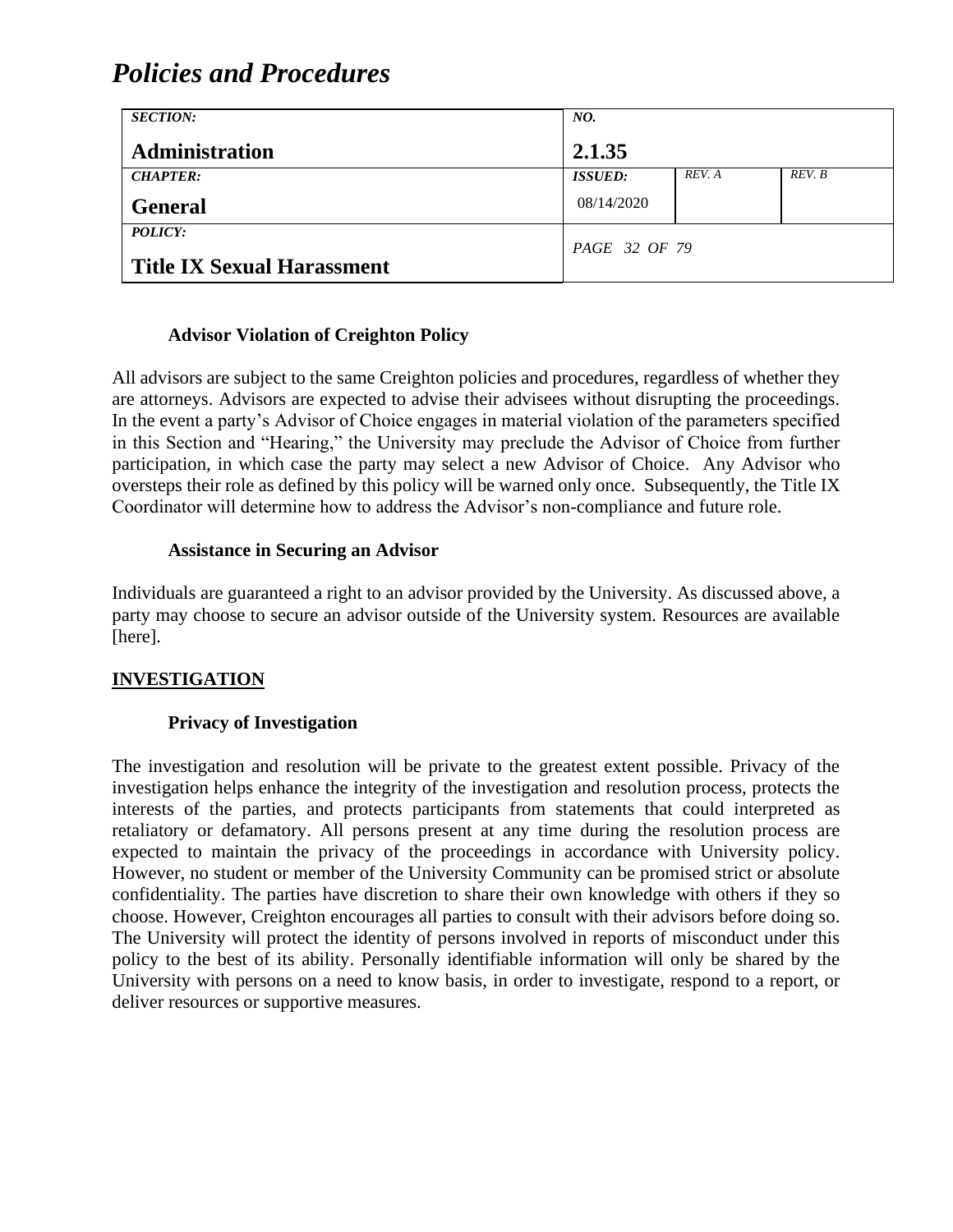### Advisor Violation of Creighton Policy

All advisors are subject to the same Creighton policies and procedures, regardless of whether they are attorneys. Advisors are expected to advise their advisees without disrupting the proceedings. In the event a party's Advisor of Choice engages in material violation of the parameters specified in this Section and "Hearing," the University may preclude the Advisor of Choice from further participation, in which case the party may select a new Advisor of Choice. Any Advisor who oversteps their role as defined by this policy will be warned only once. Subsequently, the Title IX Coordinator will determine how to address the Advisor's non-compliance and future role.

### Assistance in Securing an Advisor

Individuals are guaranteed a right to an advisor provided by the University. As discussed above, a party may choose to secure an advisor outside of the University system. Resources are available [here].

## INVESTIGATION

### Privacy of Investigation

The investigation and resolution will be private to the greatest extent possible. Privacy of the investigation helps enhance the integrity of the investigation and resolution process, protects the interests of the parties, and protects participants from statements that could interpreted as retaliatory or defamatory. All persons present at any time during the resolution process are expected to maintain the privacy of the proceedings in accordance with University policy. However, no student or member of the University Community can be promised strict or absolute confidentiality. The parties have discretion to share their own knowledge with others if they so choose. However, Creighton encourages all parties to consult with their advisors before doing so. The University will protect the identity of persons involved in reports of misconduct under this policy to the best of its ability. Personally identifiable information will only be shared by the University with persons on a need to know basis, in order to investigate, respond to a report, or deliver resources or supportive measures.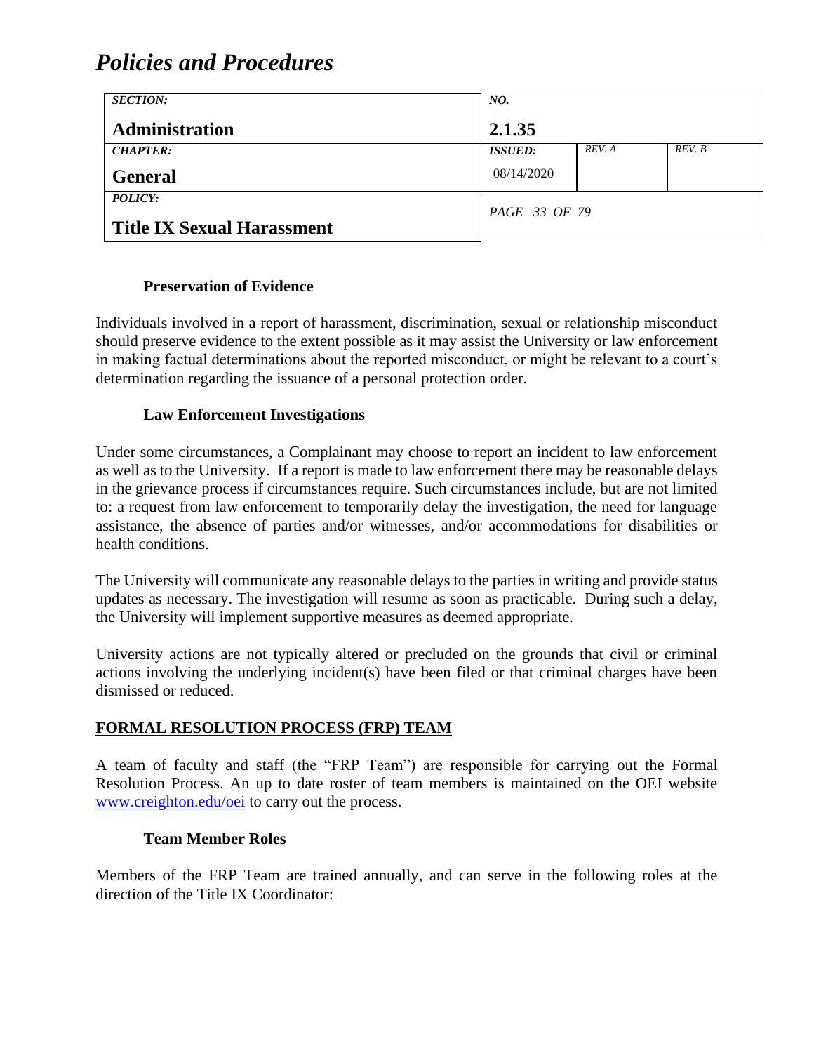### Preservation of Evidence

Individuals involved in a report of harassment, discrimination, sexual or relationship misconduct should preserve evidence to the extent possible as it may assist the University or law enforcement in making factual determinations about the reported misconduct, or might be relevant to a court's determination regarding the issuance of a personal protection order.

### Law Enforcement Investigations

Under some circumstances, a Complainant may choose to report an incident to law enforcement as well as to the University. If a report is made to law enforcement there may be reasonable delays in the grievance process if circumstances require. Such circumstances include, but are not limited to: a request from law enforcement to temporarily delay the investigation, the need for language assistance, the absence of parties and/or witnesses, and/or accommodations for disabilities or health conditions.

The University will communicate any reasonable delays to the parties in writing and provide status updates as necessary. The investigation will resume as soon as practicable. During such a delay, the University will implement supportive measures as deemed appropriate.

University actions are not typically altered or precluded on the grounds that civil or criminal actions involving the underlying incident(s) have been filed or that criminal charges have been dismissed or reduced.

## FORMAL RESOLUTION PROCESS (FRP) TEAM

A team of faculty and staff (the "FRP Team") are responsible for carrying out the Formal Resolution Process. An up to date roster of team members is maintained on the OEI website [www.creighton.edu/oei](http://www.creighton.edu/oei) to carry out the process.

### Team Member Roles

Members of the FRP Team are trained annually, and can serve in the following roles at the direction of the Title IX Coordinator: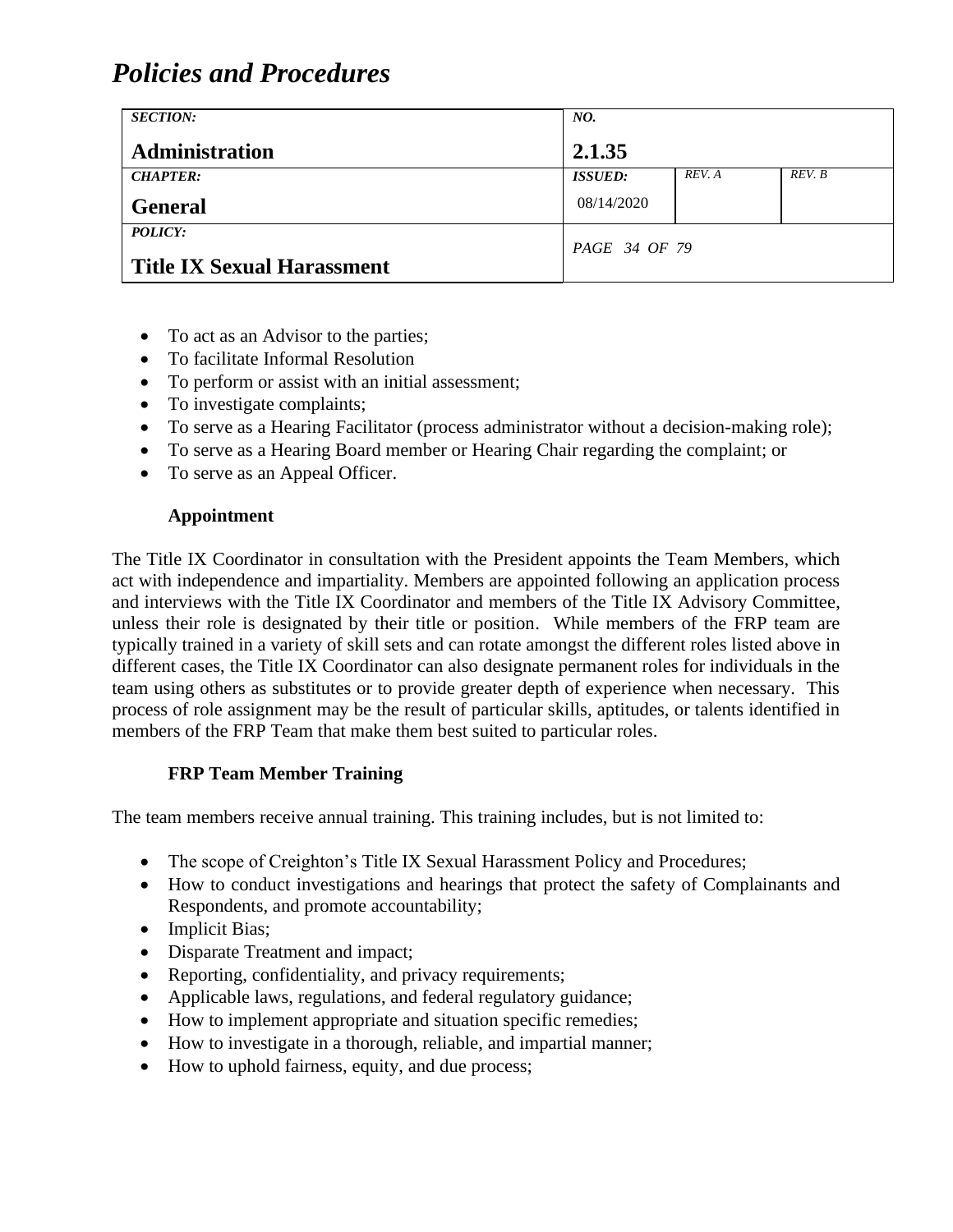- To act as an Advisor to the parties;
- To facilitate Informal Resolution
- To perform or assist with an initial assessment;
- To investigate complaints;
- To serve as a Hearing Facilitator (process administrator without a decision-making role);
- To serve as a Hearing Board member or Hearing Chair regarding the complaint; or
- To serve as an Appeal Officer.

**Appointment**

The Title IX Coordinator in consultation with the President appoints the Team Members, which act with independence and impartiality. Members are appointed following an application process and interviews with the Title IX Coordinator and members of the Title IX Advisory Committee, unless their role is designated by their title or position. While members of the FRP team are typically trained in a variety of skill sets and can rotate amongst the different roles listed above in different cases, the Title IX Coordinator can also designate permanent roles for individuals in the team using others as substitutes or to provide greater depth of experience when necessary. This process of role assignment may be the result of particular skills, aptitudes, or talents identified in members of the FRP Team that make them best suited to particular roles.

**FRP Team Member Training**

The team members receive annual training. This training includes, but is not limited to:

- The scope of Creighton's Title IX Sexual Harassment Policy and Procedures;
- How to conduct investigations and hearings that protect the safety of Complainants and Respondents, and promote accountability;
- Implicit Bias;
- Disparate Treatment and impact;
- Reporting, confidentiality, and privacy requirements;
- Applicable laws, regulations, and federal regulatory guidance;
- How to implement appropriate and situation specific remedies;
- How to investigate in a thorough, reliable, and impartial manner;
- How to uphold fairness, equity, and due process;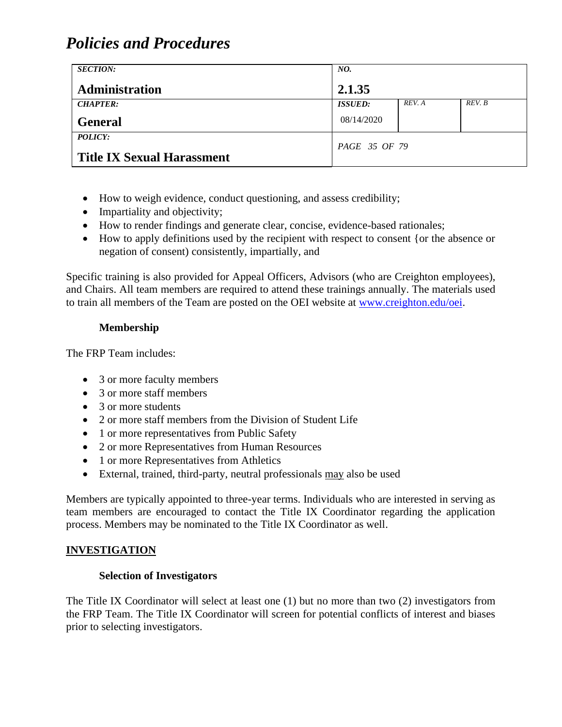- How to weigh evidence, conduct questioning, and assess credibility;
- Impartiality and objectivity;
- How to render findings and generate clear, concise, evidence-based rationales;
- How to apply definitions used by the recipient with respect to consent {or the absence or negation of consent) consistently, impartially, and

Specific training is also provided for Appeal Officers, Advisors (who are Creighton employees), and Chairs. All team members are required to attend these trainings annually. The materials used to train all members of the Team are posted on the OEI website at www.creighton.edu/oei.

**Membership**

The FRP Team includes:

- 3 or more faculty members
- 3 or more staff members
- 3 or more students
- 2 or more staff members from the Division of Student Life
- 1 or more representatives from Public Safety
- 2 or more Representatives from Human Resources
- 1 or more Representatives from Athletics
- External, trained, third-party, neutral professionals may also be used

Members are typically appointed to three-year terms. Individuals who are interested in serving as team members are encouraged to contact the Title IX Coordinator regarding the application process. Members may be nominated to the Title IX Coordinator as well.

## INVESTIGATION

**Selection of Investigators**

The Title IX Coordinator will select at least one (1) but no more than two (2) investigators from the FRP Team. The Title IX Coordinator will screen for potential conflicts of interest and biases prior to selecting investigators.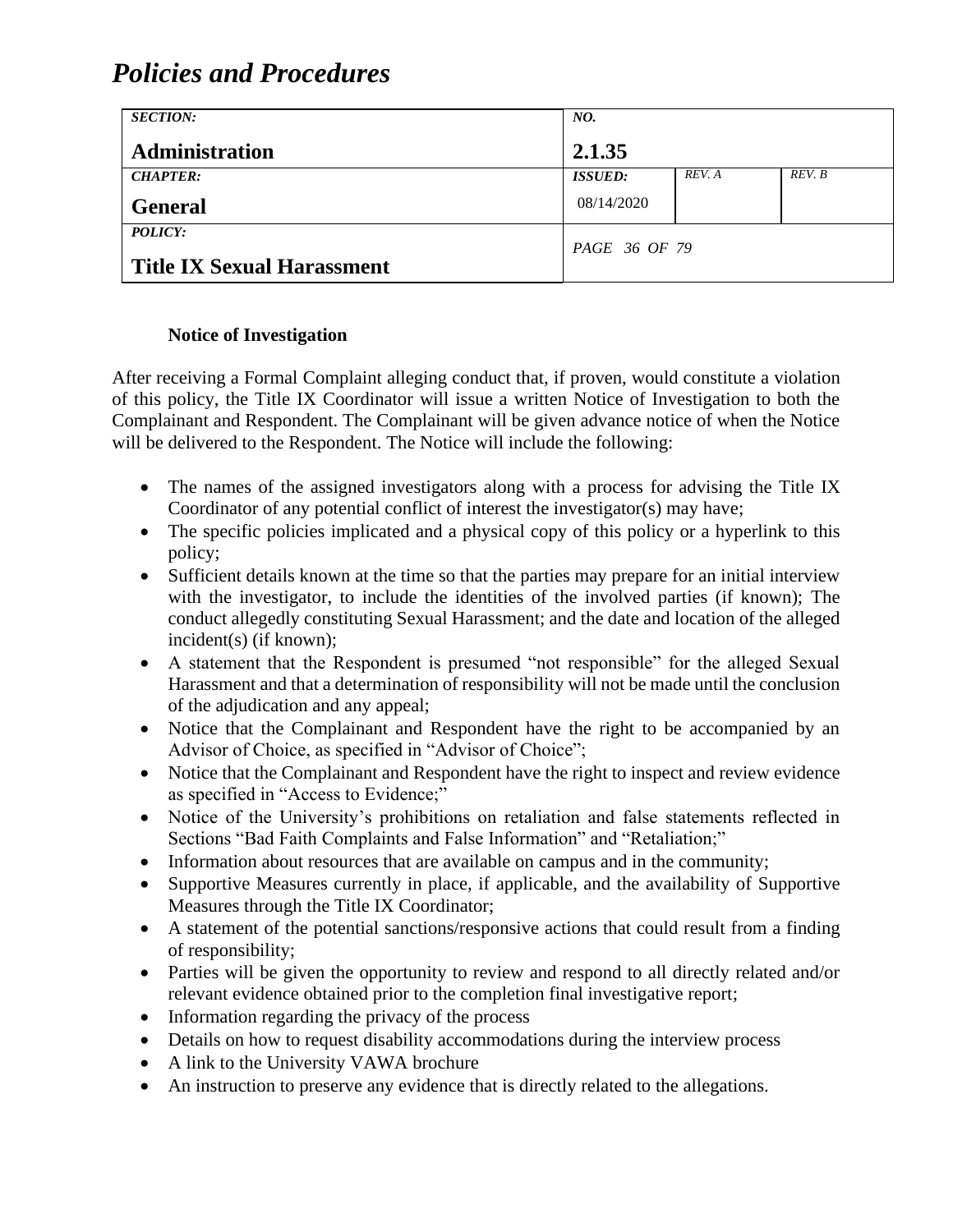### Notice of Investigation

After receiving a Formal Complaint alleging conduct that, if proven, would constitute a violation of this policy, the Title IX Coordinator will issue a written Notice of Investigation to both the Complainant and Respondent. The Complainant will be given advance notice of when the Notice will be delivered to the Respondent. The Notice will include the following:

- The names of the assigned investigators along with a process for advising the Title IX Coordinator of any potential conflict of interest the investigator(s) may have;
- The specific policies implicated and a physical copy of this policy or a hyperlink to this policy;
- Sufficient details known at the time so that the parties may prepare for an initial interview with the investigator, to include the identities of the involved parties (if known); The conduct allegedly constituting Sexual Harassment; and the date and location of the alleged incident(s) (if known);
- A statement that the Respondent is presumed "not responsible" for the alleged Sexual Harassment and that a determination of responsibility will not be made until the conclusion of the adjudication and any appeal;
- Notice that the Complainant and Respondent have the right to be accompanied by an Advisor of Choice, as specified in "Advisor of Choice";
- Notice that the Complainant and Respondent have the right to inspect and review evidence as specified in "Access to Evidence;"
- Notice of the University's prohibitions on retaliation and false statements reflected in Sections "Bad Faith Complaints and False Information" and "Retaliation;"
- Information about resources that are available on campus and in the community;
- Supportive Measures currently in place, if applicable, and the availability of Supportive Measures through the Title IX Coordinator;
- A statement of the potential sanctions/responsive actions that could result from a finding of responsibility;
- Parties will be given the opportunity to review and respond to all directly related and/or relevant evidence obtained prior to the completion final investigative report;
- Information regarding the privacy of the process
- Details on how to request disability accommodations during the interview process
- A link to the University VAWA brochure
- An instruction to preserve any evidence that is directly related to the allegations.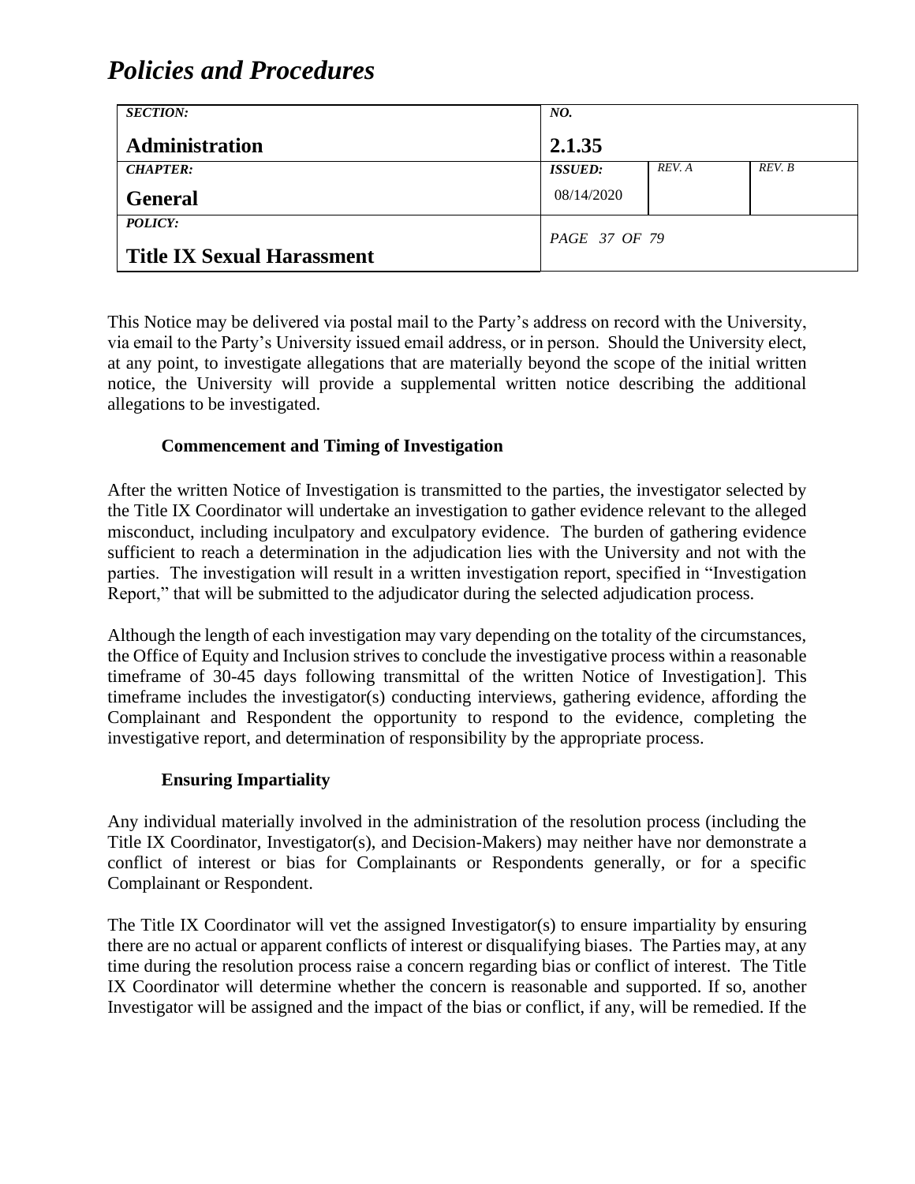This Notice may be delivered via postal mail to the Party's address on record with the University, via email to the Party's University issued email address, or in person. Should the University elect, at any point, to investigate allegations that are materially beyond the scope of the initial written notice, the University will provide a supplemental written notice describing the additional allegations to be investigated.

### Commencement and Timing of Investigation

After the written Notice of Investigation is transmitted to the parties, the investigator selected by the Title IX Coordinator will undertake an investigation to gather evidence relevant to the alleged misconduct, including inculpatory and exculpatory evidence. The burden of gathering evidence sufficient to reach a determination in the adjudication lies with the University and not with the parties. The investigation will result in a written investigation report, specified in "Investigation Report," that will be submitted to the adjudicator during the selected adjudication process.

Although the length of each investigation may vary depending on the totality of the circumstances, the Office of Equity and Inclusion strives to conclude the investigative process within a reasonable timeframe of 30-45 days following transmittal of the written Notice of Investigation]. This timeframe includes the investigator(s) conducting interviews, gathering evidence, affording the Complainant and Respondent the opportunity to respond to the evidence, completing the investigative report, and determination of responsibility by the appropriate process.

### Ensuring Impartiality

Any individual materially involved in the administration of the resolution process (including the Title IX Coordinator, Investigator(s), and Decision-Makers) may neither have nor demonstrate a conflict of interest or bias for Complainants or Respondents generally, or for a specific Complainant or Respondent.

The Title IX Coordinator will vet the assigned Investigator(s) to ensure impartiality by ensuring there are no actual or apparent conflicts of interest or disqualifying biases. The Parties may, at any time during the resolution process raise a concern regarding bias or conflict of interest. The Title IX Coordinator will determine whether the concern is reasonable and supported. If so, another Investigator will be assigned and the impact of the bias or conflict, if any, will be remedied. If the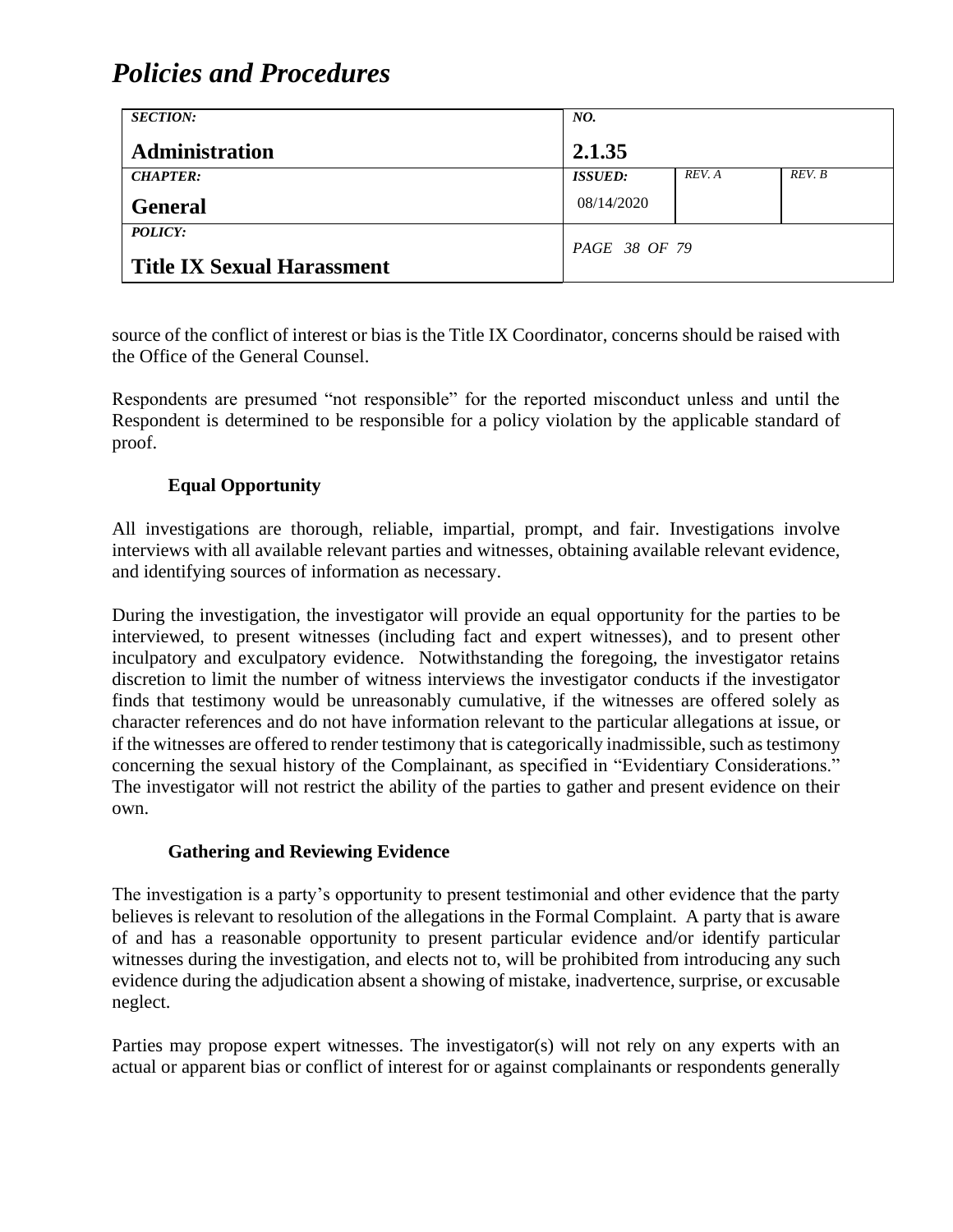source of the conflict of interest or bias is the Title IX Coordinator, concerns should be raised with the Office of the General Counsel.

Respondents are presumed "not responsible" for the reported misconduct unless and until the Respondent is determined to be responsible for a policy violation by the applicable standard of proof.

### Equal Opportunity

All investigations are thorough, reliable, impartial, prompt, and fair. Investigations involve interviews with all available relevant parties and witnesses, obtaining available relevant evidence, and identifying sources of information as necessary.

During the investigation, the investigator will provide an equal opportunity for the parties to be interviewed, to present witnesses (including fact and expert witnesses), and to present other inculpatory and exculpatory evidence. Notwithstanding the foregoing, the investigator retains discretion to limit the number of witness interviews the investigator conducts if the investigator finds that testimony would be unreasonably cumulative, if the witnesses are offered solely as character references and do not have information relevant to the particular allegations at issue, or if the witnesses are offered to render testimony that is categorically inadmissible, such as testimony concerning the sexual history of the Complainant, as specified in "Evidentiary Considerations." The investigator will not restrict the ability of the parties to gather and present evidence on their own.

### Gathering and Reviewing Evidence

The investigation is a party's opportunity to present testimonial and other evidence that the party believes is relevant to resolution of the allegations in the Formal Complaint. A party that is aware of and has a reasonable opportunity to present particular evidence and/or identify particular witnesses during the investigation, and elects not to, will be prohibited from introducing any such evidence during the adjudication absent a showing of mistake, inadvertence, surprise, or excusable neglect.

Parties may propose expert witnesses. The investigator(s) will not rely on any experts with an actual or apparent bias or conflict of interest for or against complainants or respondents generally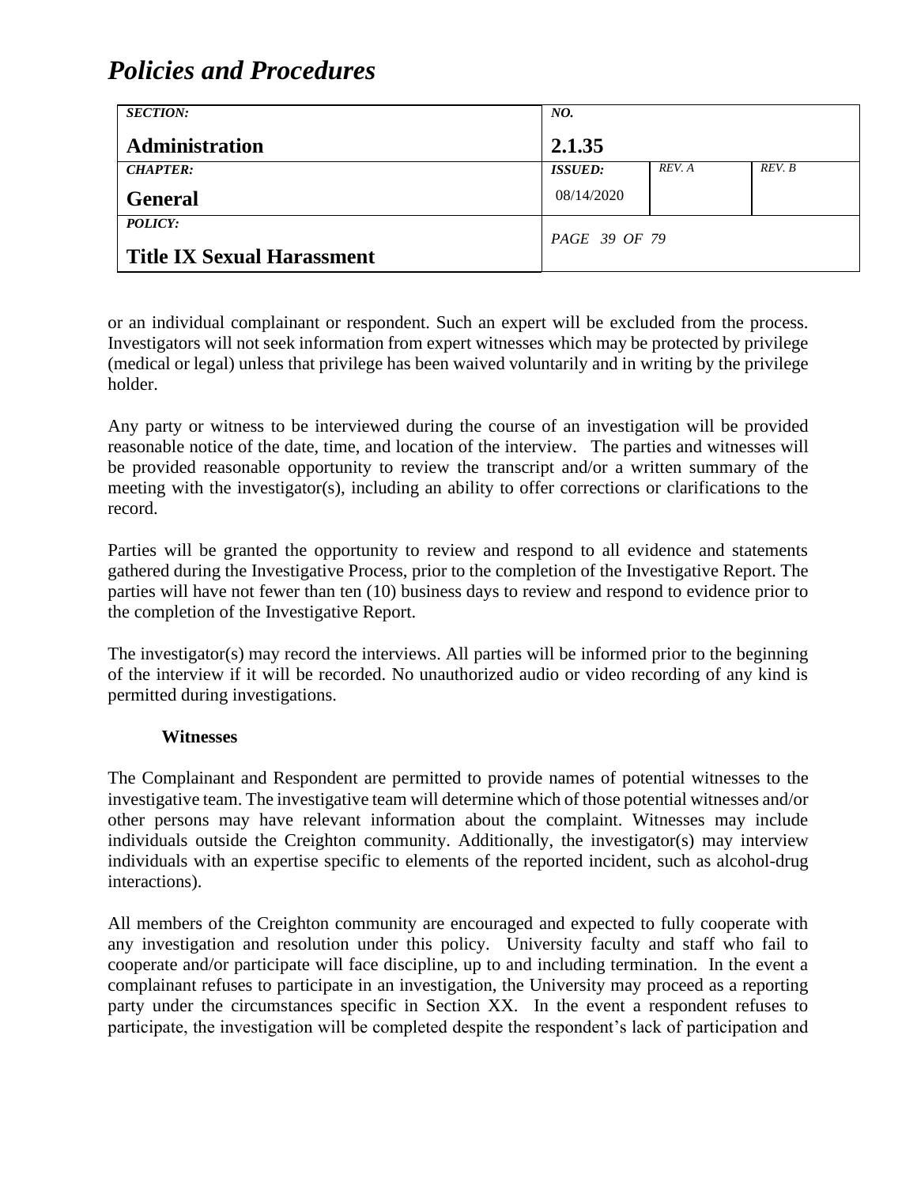or an individual complainant or respondent. Such an expert will be excluded from the process. Investigators will not seek information from expert witnesses which may be protected by privilege (medical or legal) unless that privilege has been waived voluntarily and in writing by the privilege holder.

Any party or witness to be interviewed during the course of an investigation will be provided reasonable notice of the date, time, and location of the interview. The parties and witnesses will be provided reasonable opportunity to review the transcript and/or a written summary of the meeting with the investigator(s), including an ability to offer corrections or clarifications to the record.

Parties will be granted the opportunity to review and respond to all evidence and statements gathered during the Investigative Process, prior to the completion of the Investigative Report. The parties will have not fewer than ten (10) business days to review and respond to evidence prior to the completion of the Investigative Report.

The investigator(s) may record the interviews. All parties will be informed prior to the beginning of the interview if it will be recorded. No unauthorized audio or video recording of any kind is permitted during investigations.

**Witnesses**

The Complainant and Respondent are permitted to provide names of potential witnesses to the investigative team. The investigative team will determine which of those potential witnesses and/or other persons may have relevant information about the complaint. Witnesses may include individuals outside the Creighton community. Additionally, the investigator(s) may interview individuals with an expertise specific to elements of the reported incident, such as alcohol-drug interactions).

All members of the Creighton community are encouraged and expected to fully cooperate with any investigation and resolution under this policy. University faculty and staff who fail to cooperate and/or participate will face discipline, up to and including termination. In the event a complainant refuses to participate in an investigation, the University may proceed as a reporting party under the circumstances specific in Section XX. In the event a respondent refuses to participate, the investigation will be completed despite the respondent's lack of participation and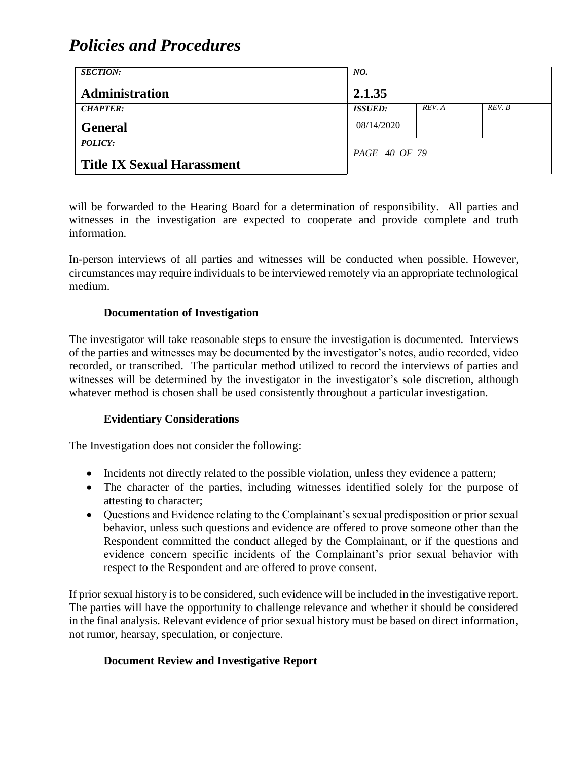will be forwarded to the Hearing Board for a determination of responsibility. All parties and witnesses in the investigation are expected to cooperate and provide complete and truth information.

In-person interviews of all parties and witnesses will be conducted when possible. However, circumstances may require individuals to be interviewed remotely via an appropriate technological medium.

**Documentation of Investigation**

The investigator will take reasonable steps to ensure the investigation is documented. Interviews of the parties and witnesses may be documented by the investigator's notes, audio recorded, video recorded, or transcribed. The particular method utilized to record the interviews of parties and witnesses will be determined by the investigator in the investigator's sole discretion, although whatever method is chosen shall be used consistently throughout a particular investigation.

**Evidentiary Considerations**

The Investigation does not consider the following:

- Incidents not directly related to the possible violation, unless they evidence a pattern;
- The character of the parties, including witnesses identified solely for the purpose of attesting to character;
- Questions and Evidence relating to the Complainant's sexual predisposition or prior sexual behavior, unless such questions and evidence are offered to prove someone other than the Respondent committed the conduct alleged by the Complainant, or if the questions and evidence concern specific incidents of the Complainant's prior sexual behavior with respect to the Respondent and are offered to prove consent.

If prior sexual history is to be considered, such evidence will be included in the investigative report. The parties will have the opportunity to challenge relevance and whether it should be considered in the final analysis. Relevant evidence of prior sexual history must be based on direct information, not rumor, hearsay, speculation, or conjecture.

**Document Review and Investigative Report**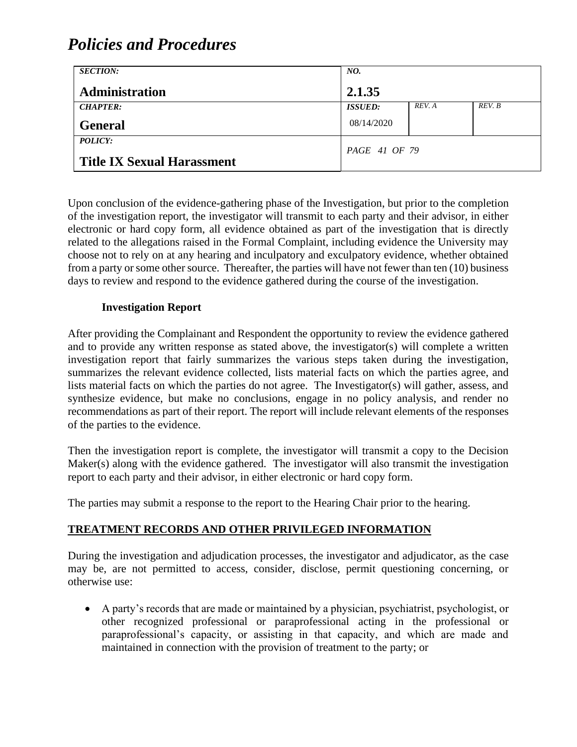Upon conclusion of the evidence-gathering phase of the Investigation, but prior to the completion of the investigation report, the investigator will transmit to each party and their advisor, in either electronic or hard copy form, all evidence obtained as part of the investigation that is directly related to the allegations raised in the Formal Complaint, including evidence the University may choose not to rely on at any hearing and inculpatory and exculpatory evidence, whether obtained from a party or some other source. Thereafter, the parties will have not fewer than ten (10) business days to review and respond to the evidence gathered during the course of the investigation.

**Investigation Report**

After providing the Complainant and Respondent the opportunity to review the evidence gathered and to provide any written response as stated above, the investigator(s) will complete a written investigation report that fairly summarizes the various steps taken during the investigation, summarizes the relevant evidence collected, lists material facts on which the parties agree, and lists material facts on which the parties do not agree. The Investigator(s) will gather, assess, and synthesize evidence, but make no conclusions, engage in no policy analysis, and render no recommendations as part of their report. The report will include relevant elements of the responses of the parties to the evidence.

Then the investigation report is complete, the investigator will transmit a copy to the Decision Maker(s) along with the evidence gathered. The investigator will also transmit the investigation report to each party and their advisor, in either electronic or hard copy form.

The parties may submit a response to the report to the Hearing Chair prior to the hearing.

## TREATMENT RECORDS AND OTHER PRIVILEGED INFORMATION

During the investigation and adjudication processes, the investigator and adjudicator, as the case may be, are not permitted to access, consider, disclose, permit questioning concerning, or otherwise use:

- A party's records that are made or maintained by a physician, psychiatrist, psychologist, or other recognized professional or paraprofessional acting in the professional or paraprofessional's capacity, or assisting in that capacity, and which are made and maintained in connection with the provision of treatment to the party; or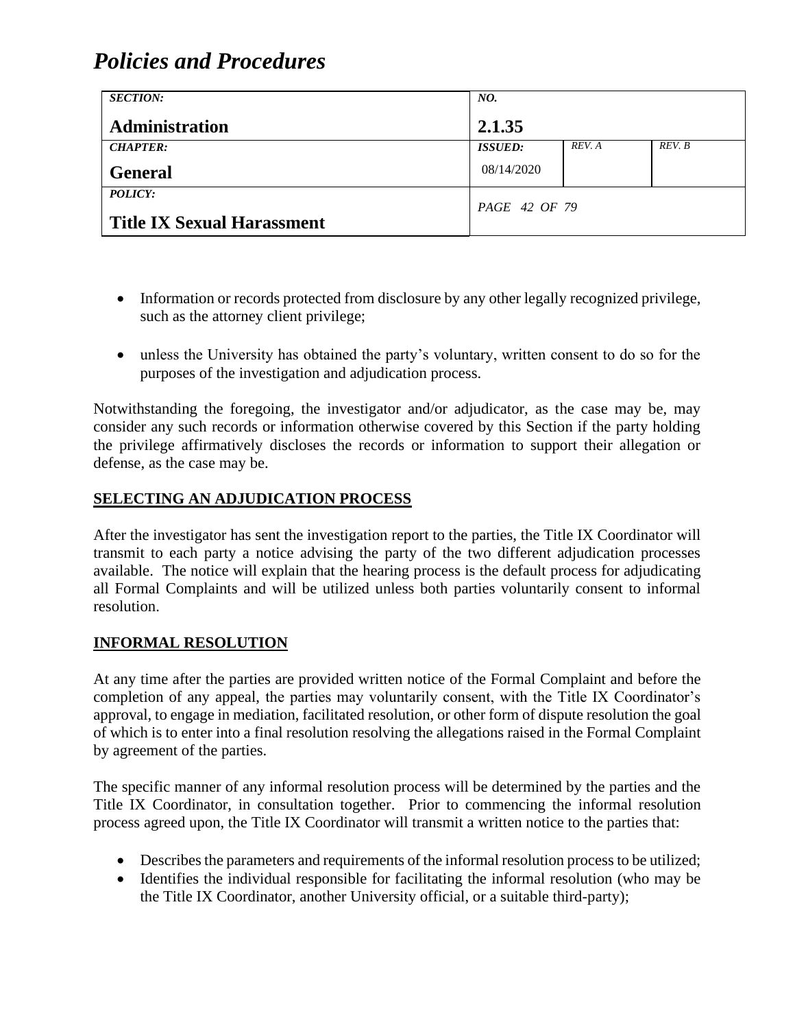- Information or records protected from disclosure by any other legally recognized privilege, such as the attorney client privilege;

- unless the University has obtained the party's voluntary, written consent to do so for the purposes of the investigation and adjudication process.

Notwithstanding the foregoing, the investigator and/or adjudicator, as the case may be, may consider any such records or information otherwise covered by this Section if the party holding the privilege affirmatively discloses the records or information to support their allegation or defense, as the case may be.

## SELECTING AN ADJUDICATION PROCESS

After the investigator has sent the investigation report to the parties, the Title IX Coordinator will transmit to each party a notice advising the party of the two different adjudication processes available. The notice will explain that the hearing process is the default process for adjudicating all Formal Complaints and will be utilized unless both parties voluntarily consent to informal resolution.

## INFORMAL RESOLUTION

At any time after the parties are provided written notice of the Formal Complaint and before the completion of any appeal, the parties may voluntarily consent, with the Title IX Coordinator's approval, to engage in mediation, facilitated resolution, or other form of dispute resolution the goal of which is to enter into a final resolution resolving the allegations raised in the Formal Complaint by agreement of the parties.

The specific manner of any informal resolution process will be determined by the parties and the Title IX Coordinator, in consultation together. Prior to commencing the informal resolution process agreed upon, the Title IX Coordinator will transmit a written notice to the parties that:

- Describes the parameters and requirements of the informal resolution process to be utilized;
- Identifies the individual responsible for facilitating the informal resolution (who may be the Title IX Coordinator, another University official, or a suitable third-party);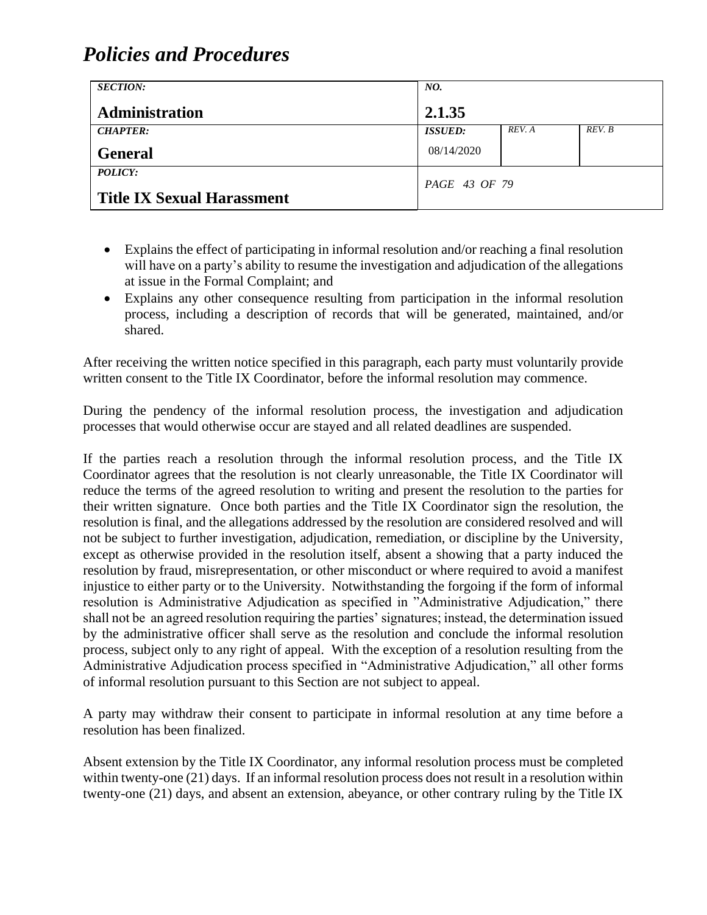- Explains the effect of participating in informal resolution and/or reaching a final resolution will have on a party's ability to resume the investigation and adjudication of the allegations at issue in the Formal Complaint; and
- Explains any other consequence resulting from participation in the informal resolution process, including a description of records that will be generated, maintained, and/or shared.

After receiving the written notice specified in this paragraph, each party must voluntarily provide written consent to the Title IX Coordinator, before the informal resolution may commence.

During the pendency of the informal resolution process, the investigation and adjudication processes that would otherwise occur are stayed and all related deadlines are suspended.

If the parties reach a resolution through the informal resolution process, and the Title IX Coordinator agrees that the resolution is not clearly unreasonable, the Title IX Coordinator will reduce the terms of the agreed resolution to writing and present the resolution to the parties for their written signature. Once both parties and the Title IX Coordinator sign the resolution, the resolution is final, and the allegations addressed by the resolution are considered resolved and will not be subject to further investigation, adjudication, remediation, or discipline by the University, except as otherwise provided in the resolution itself, absent a showing that a party induced the resolution by fraud, misrepresentation, or other misconduct or where required to avoid a manifest injustice to either party or to the University. Notwithstanding the forgoing if the form of informal resolution is Administrative Adjudication as specified in "Administrative Adjudication," there shall not be an agreed resolution requiring the parties' signatures; instead, the determination issued by the administrative officer shall serve as the resolution and conclude the informal resolution process, subject only to any right of appeal. With the exception of a resolution resulting from the Administrative Adjudication process specified in "Administrative Adjudication," all other forms of informal resolution pursuant to this Section are not subject to appeal.

A party may withdraw their consent to participate in informal resolution at any time before a resolution has been finalized.

Absent extension by the Title IX Coordinator, any informal resolution process must be completed within twenty-one (21) days. If an informal resolution process does not result in a resolution within twenty-one (21) days, and absent an extension, abeyance, or other contrary ruling by the Title IX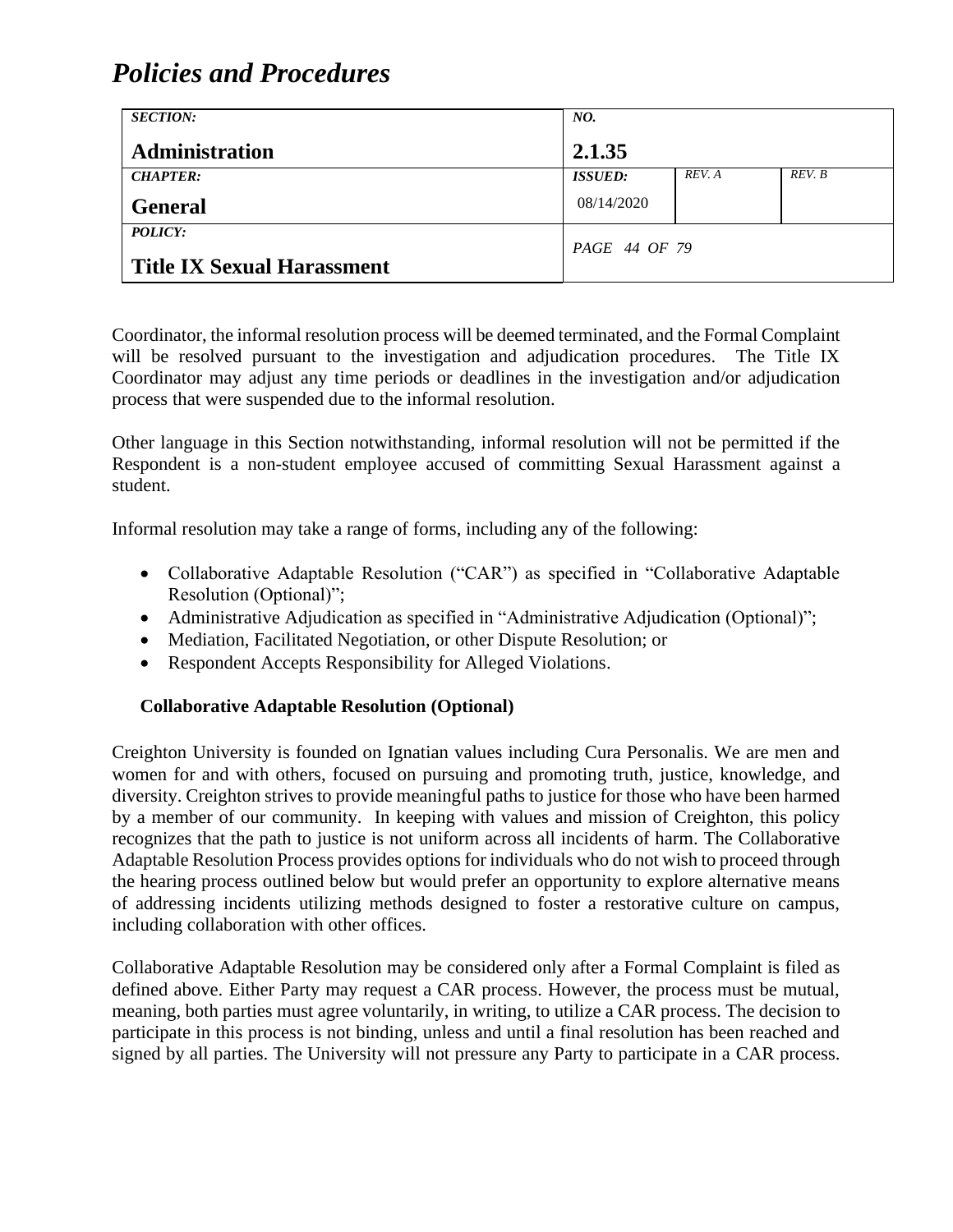Coordinator, the informal resolution process will be deemed terminated, and the Formal Complaint will be resolved pursuant to the investigation and adjudication procedures. The Title IX Coordinator may adjust any time periods or deadlines in the investigation and/or adjudication process that were suspended due to the informal resolution.

Other language in this Section notwithstanding, informal resolution will not be permitted if the Respondent is a non-student employee accused of committing Sexual Harassment against a student.

Informal resolution may take a range of forms, including any of the following:

- Collaborative Adaptable Resolution ("CAR") as specified in "Collaborative Adaptable Resolution (Optional)";
- Administrative Adjudication as specified in "Administrative Adjudication (Optional)";
- Mediation, Facilitated Negotiation, or other Dispute Resolution; or
- Respondent Accepts Responsibility for Alleged Violations.

**Collaborative Adaptable Resolution (Optional)**

Creighton University is founded on Ignatian values including Cura Personalis. We are men and women for and with others, focused on pursuing and promoting truth, justice, knowledge, and diversity. Creighton strives to provide meaningful paths to justice for those who have been harmed by a member of our community. In keeping with values and mission of Creighton, this policy recognizes that the path to justice is not uniform across all incidents of harm. The Collaborative Adaptable Resolution Process provides options for individuals who do not wish to proceed through the hearing process outlined below but would prefer an opportunity to explore alternative means of addressing incidents utilizing methods designed to foster a restorative culture on campus, including collaboration with other offices.

Collaborative Adaptable Resolution may be considered only after a Formal Complaint is filed as defined above. Either Party may request a CAR process. However, the process must be mutual, meaning, both parties must agree voluntarily, in writing, to utilize a CAR process. The decision to participate in this process is not binding, unless and until a final resolution has been reached and signed by all parties. The University will not pressure any Party to participate in a CAR process.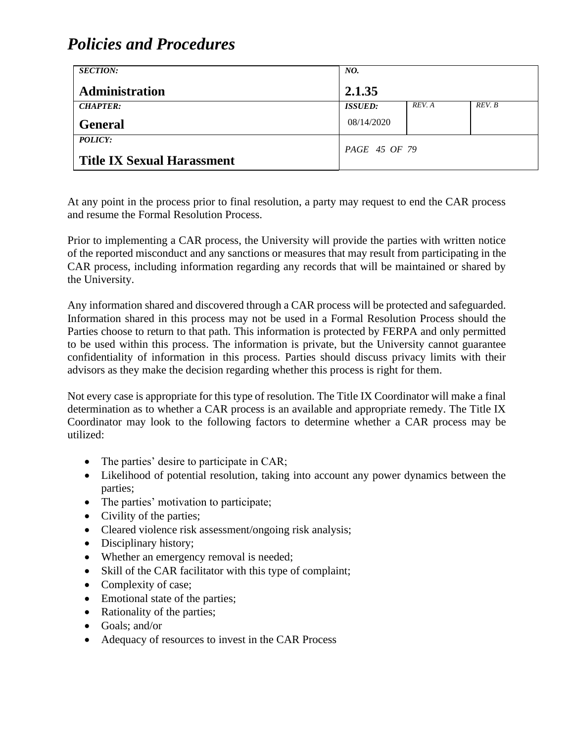At any point in the process prior to final resolution, a party may request to end the CAR process and resume the Formal Resolution Process.

Prior to implementing a CAR process, the University will provide the parties with written notice of the reported misconduct and any sanctions or measures that may result from participating in the CAR process, including information regarding any records that will be maintained or shared by the University.

Any information shared and discovered through a CAR process will be protected and safeguarded. Information shared in this process may not be used in a Formal Resolution Process should the Parties choose to return to that path. This information is protected by FERPA and only permitted to be used within this process. The information is private, but the University cannot guarantee confidentiality of information in this process. Parties should discuss privacy limits with their advisors as they make the decision regarding whether this process is right for them.

Not every case is appropriate for this type of resolution. The Title IX Coordinator will make a final determination as to whether a CAR process is an available and appropriate remedy. The Title IX Coordinator may look to the following factors to determine whether a CAR process may be utilized:

- The parties' desire to participate in CAR;
- Likelihood of potential resolution, taking into account any power dynamics between the parties;
- The parties' motivation to participate;
- Civility of the parties;
- Cleared violence risk assessment/ongoing risk analysis;
- Disciplinary history;
- Whether an emergency removal is needed;
- Skill of the CAR facilitator with this type of complaint;
- Complexity of case;
- Emotional state of the parties;
- Rationality of the parties;
- Goals; and/or
- Adequacy of resources to invest in the CAR Process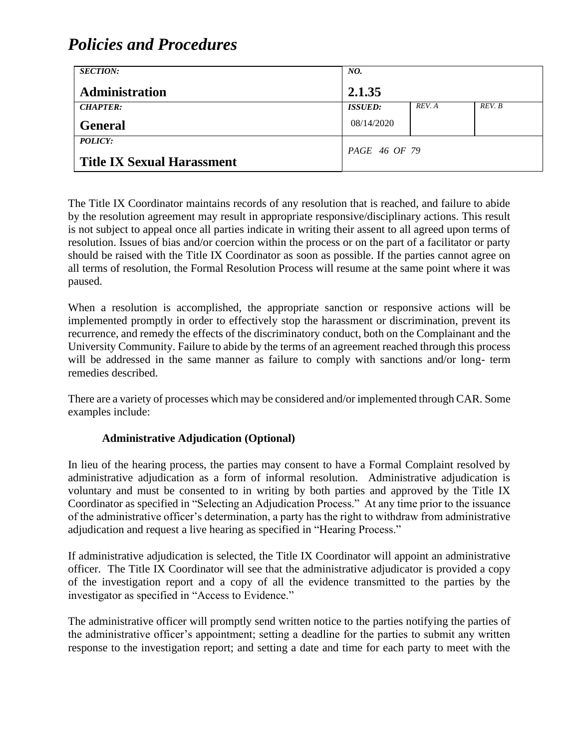The Title IX Coordinator maintains records of any resolution that is reached, and failure to abide by the resolution agreement may result in appropriate responsive/disciplinary actions. This result is not subject to appeal once all parties indicate in writing their assent to all agreed upon terms of resolution. Issues of bias and/or coercion within the process or on the part of a facilitator or party should be raised with the Title IX Coordinator as soon as possible. If the parties cannot agree on all terms of resolution, the Formal Resolution Process will resume at the same point where it was paused.

When a resolution is accomplished, the appropriate sanction or responsive actions will be implemented promptly in order to effectively stop the harassment or discrimination, prevent its recurrence, and remedy the effects of the discriminatory conduct, both on the Complainant and the University Community. Failure to abide by the terms of an agreement reached through this process will be addressed in the same manner as failure to comply with sanctions and/or long- term remedies described.

There are a variety of processes which may be considered and/or implemented through CAR. Some examples include:

**Administrative Adjudication (Optional)**

In lieu of the hearing process, the parties may consent to have a Formal Complaint resolved by administrative adjudication as a form of informal resolution. Administrative adjudication is voluntary and must be consented to in writing by both parties and approved by the Title IX Coordinator as specified in "Selecting an Adjudication Process." At any time prior to the issuance of the administrative officer's determination, a party has the right to withdraw from administrative adjudication and request a live hearing as specified in "Hearing Process."

If administrative adjudication is selected, the Title IX Coordinator will appoint an administrative officer. The Title IX Coordinator will see that the administrative adjudicator is provided a copy of the investigation report and a copy of all the evidence transmitted to the parties by the investigator as specified in "Access to Evidence."

The administrative officer will promptly send written notice to the parties notifying the parties of the administrative officer's appointment; setting a deadline for the parties to submit any written response to the investigation report; and setting a date and time for each party to meet with the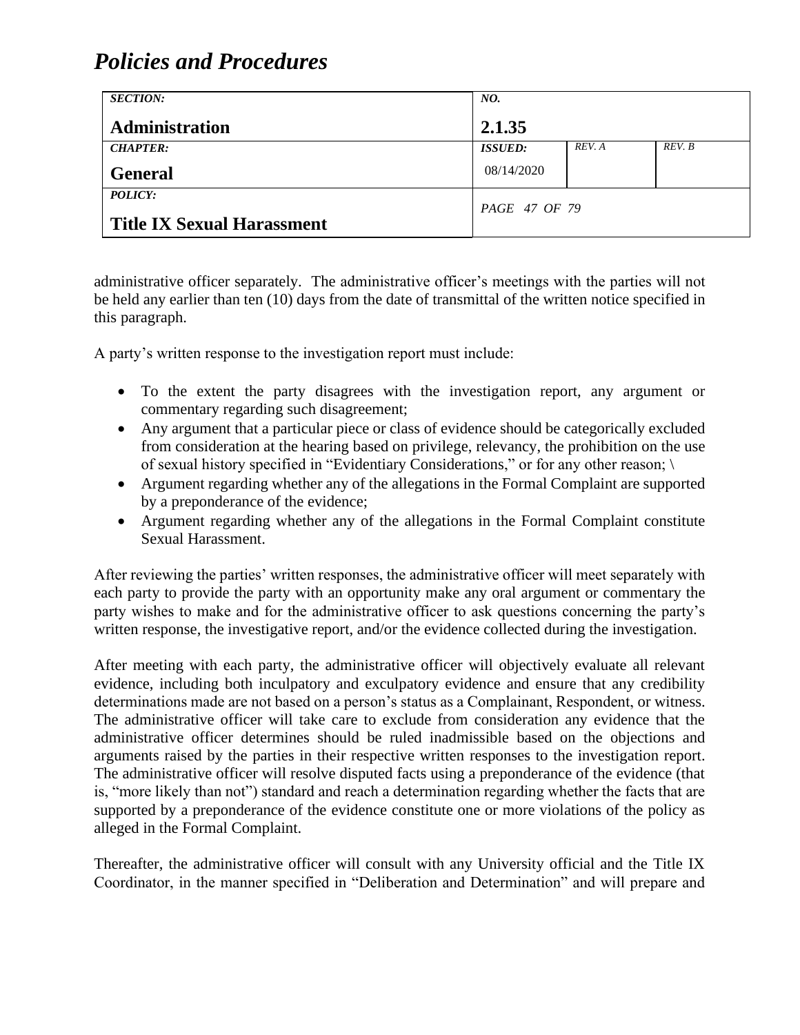administrative officer separately. The administrative officer's meetings with the parties will not be held any earlier than ten (10) days from the date of transmittal of the written notice specified in this paragraph.

A party's written response to the investigation report must include:

- To the extent the party disagrees with the investigation report, any argument or commentary regarding such disagreement;
- Any argument that a particular piece or class of evidence should be categorically excluded from consideration at the hearing based on privilege, relevancy, the prohibition on the use of sexual history specified in "Evidentiary Considerations," or for any other reason; \
- Argument regarding whether any of the allegations in the Formal Complaint are supported by a preponderance of the evidence;
- Argument regarding whether any of the allegations in the Formal Complaint constitute Sexual Harassment.

After reviewing the parties' written responses, the administrative officer will meet separately with each party to provide the party with an opportunity make any oral argument or commentary the party wishes to make and for the administrative officer to ask questions concerning the party's written response, the investigative report, and/or the evidence collected during the investigation.

After meeting with each party, the administrative officer will objectively evaluate all relevant evidence, including both inculpatory and exculpatory evidence and ensure that any credibility determinations made are not based on a person's status as a Complainant, Respondent, or witness. The administrative officer will take care to exclude from consideration any evidence that the administrative officer determines should be ruled inadmissible based on the objections and arguments raised by the parties in their respective written responses to the investigation report. The administrative officer will resolve disputed facts using a preponderance of the evidence (that is, "more likely than not") standard and reach a determination regarding whether the facts that are supported by a preponderance of the evidence constitute one or more violations of the policy as alleged in the Formal Complaint.

Thereafter, the administrative officer will consult with any University official and the Title IX Coordinator, in the manner specified in "Deliberation and Determination" and will prepare and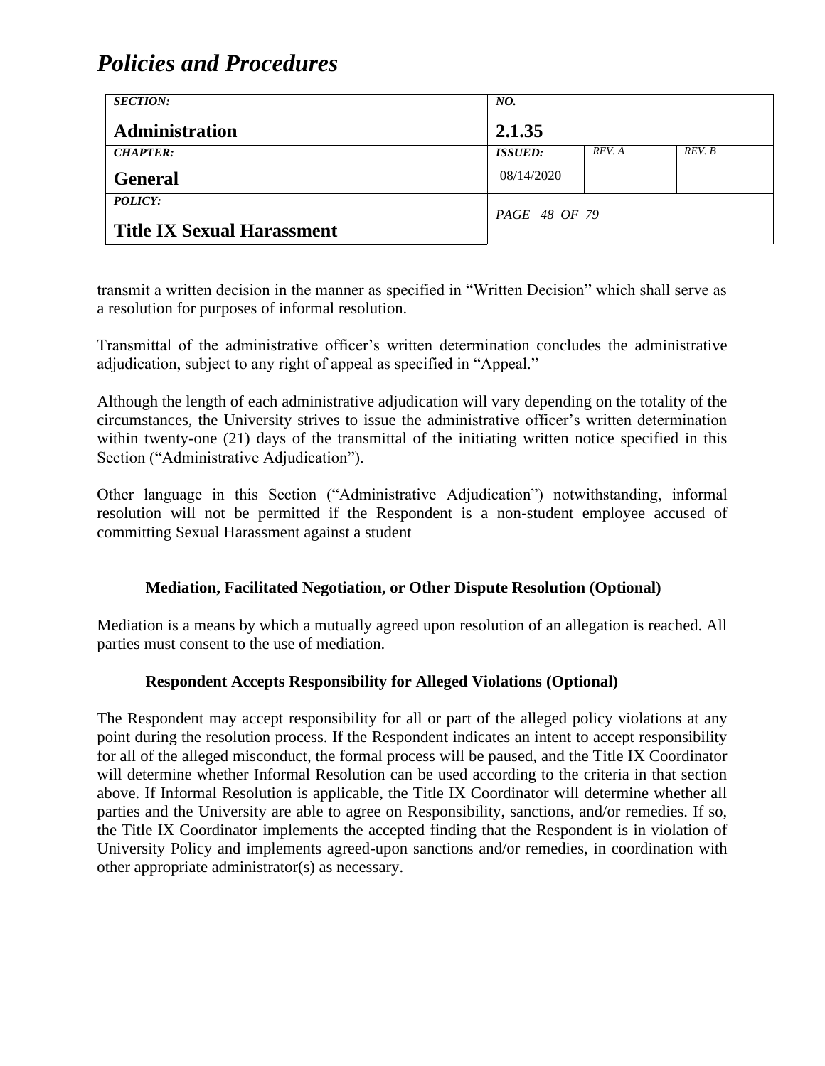transmit a written decision in the manner as specified in "Written Decision" which shall serve as a resolution for purposes of informal resolution.

Transmittal of the administrative officer's written determination concludes the administrative adjudication, subject to any right of appeal as specified in "Appeal."

Although the length of each administrative adjudication will vary depending on the totality of the circumstances, the University strives to issue the administrative officer's written determination within twenty-one (21) days of the transmittal of the initiating written notice specified in this Section ("Administrative Adjudication").

Other language in this Section ("Administrative Adjudication") notwithstanding, informal resolution will not be permitted if the Respondent is a non-student employee accused of committing Sexual Harassment against a student

### Mediation, Facilitated Negotiation, or Other Dispute Resolution (Optional)

Mediation is a means by which a mutually agreed upon resolution of an allegation is reached. All parties must consent to the use of mediation.

### Respondent Accepts Responsibility for Alleged Violations (Optional)

The Respondent may accept responsibility for all or part of the alleged policy violations at any point during the resolution process. If the Respondent indicates an intent to accept responsibility for all of the alleged misconduct, the formal process will be paused, and the Title IX Coordinator will determine whether Informal Resolution can be used according to the criteria in that section above. If Informal Resolution is applicable, the Title IX Coordinator will determine whether all parties and the University are able to agree on Responsibility, sanctions, and/or remedies. If so, the Title IX Coordinator implements the accepted finding that the Respondent is in violation of University Policy and implements agreed-upon sanctions and/or remedies, in coordination with other appropriate administrator(s) as necessary.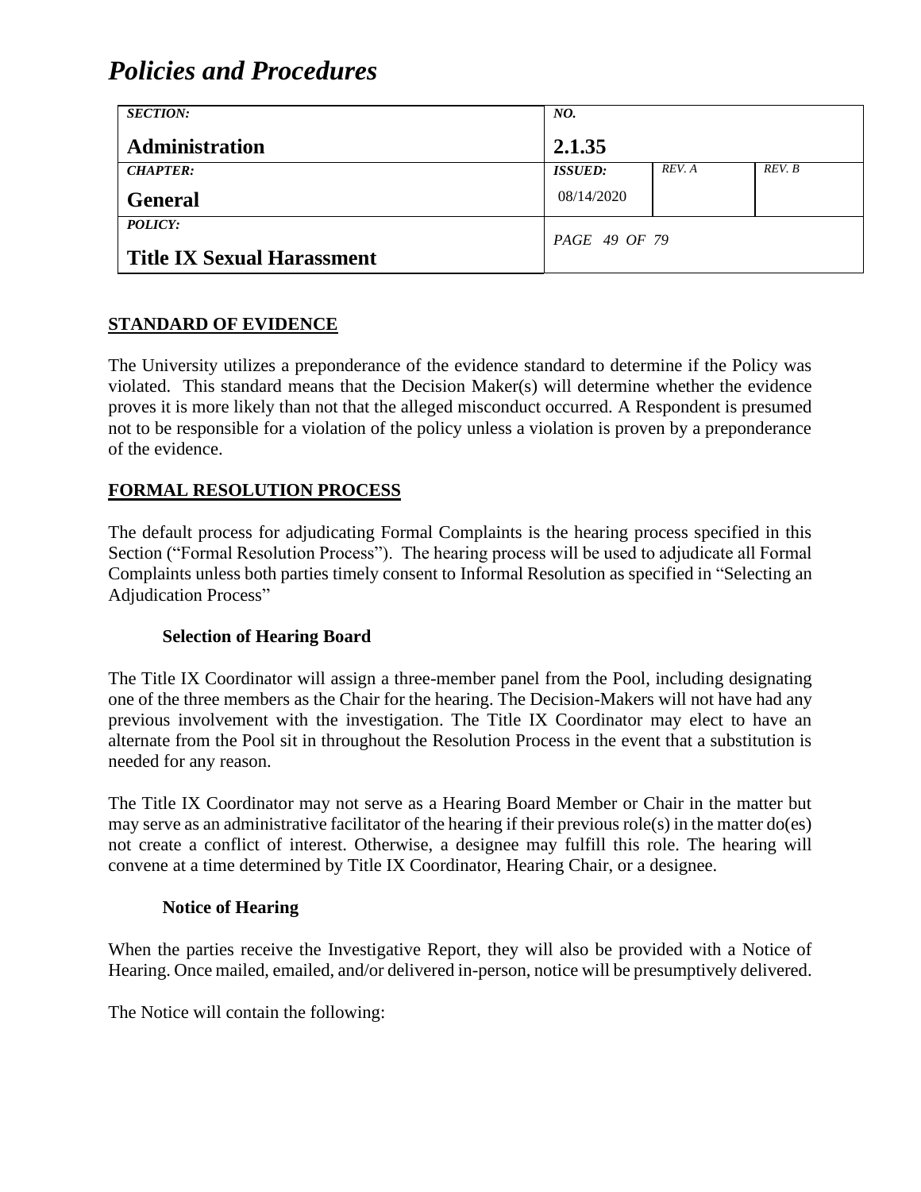## STANDARD OF EVIDENCE

The University utilizes a preponderance of the evidence standard to determine if the Policy was violated. This standard means that the Decision Maker(s) will determine whether the evidence proves it is more likely than not that the alleged misconduct occurred. A Respondent is presumed not to be responsible for a violation of the policy unless a violation is proven by a preponderance of the evidence.

## FORMAL RESOLUTION PROCESS

The default process for adjudicating Formal Complaints is the hearing process specified in this Section ("Formal Resolution Process"). The hearing process will be used to adjudicate all Formal Complaints unless both parties timely consent to Informal Resolution as specified in "Selecting an Adjudication Process"

### Selection of Hearing Board

The Title IX Coordinator will assign a three-member panel from the Pool, including designating one of the three members as the Chair for the hearing. The Decision-Makers will not have had any previous involvement with the investigation. The Title IX Coordinator may elect to have an alternate from the Pool sit in throughout the Resolution Process in the event that a substitution is needed for any reason.

The Title IX Coordinator may not serve as a Hearing Board Member or Chair in the matter but may serve as an administrative facilitator of the hearing if their previous role(s) in the matter do(es) not create a conflict of interest. Otherwise, a designee may fulfill this role. The hearing will convene at a time determined by Title IX Coordinator, Hearing Chair, or a designee.

### Notice of Hearing

When the parties receive the Investigative Report, they will also be provided with a Notice of Hearing. Once mailed, emailed, and/or delivered in-person, notice will be presumptively delivered.

The Notice will contain the following: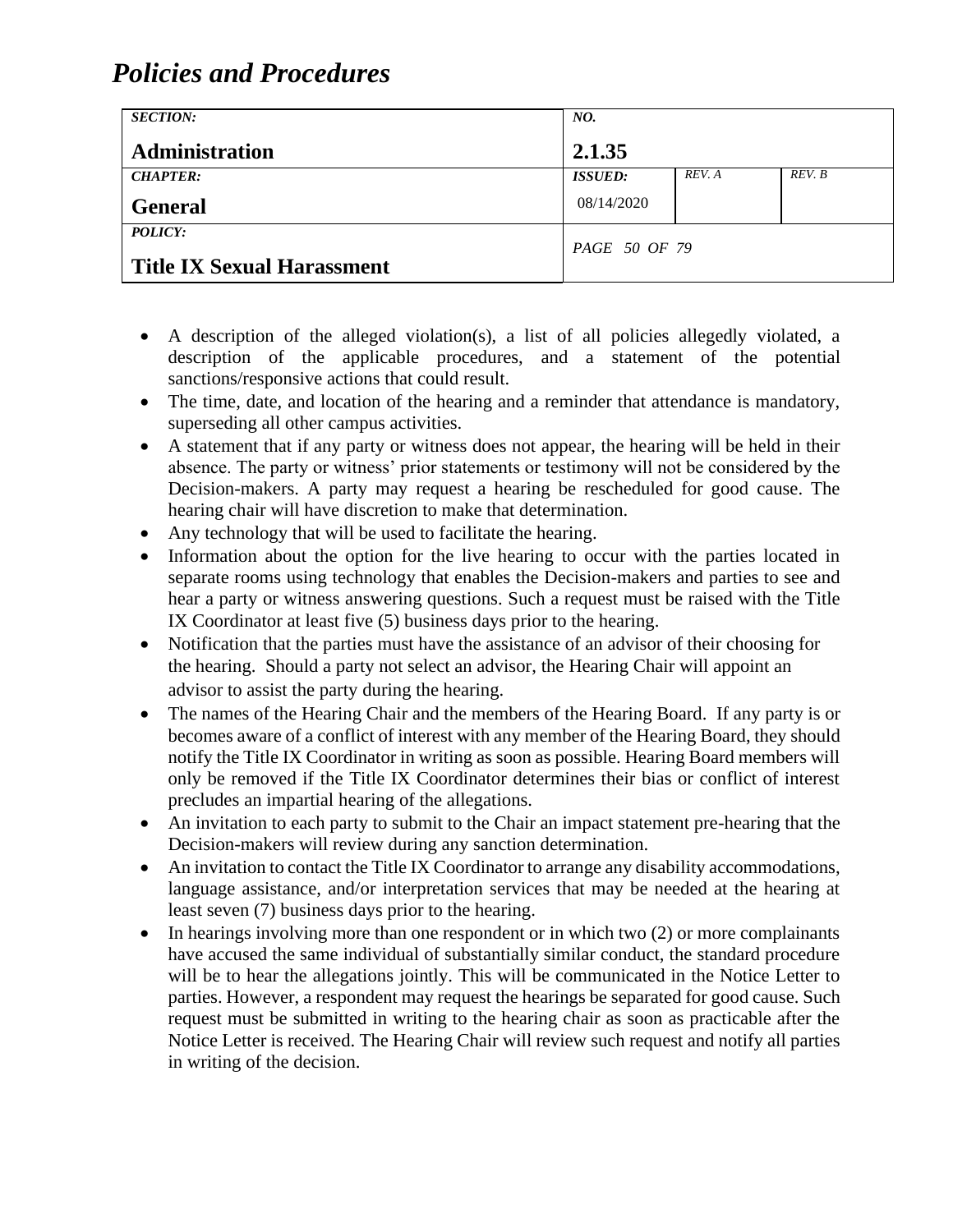- A description of the alleged violation(s), a list of all policies allegedly violated, a description of the applicable procedures, and a statement of the potential sanctions/responsive actions that could result.
- The time, date, and location of the hearing and a reminder that attendance is mandatory, superseding all other campus activities.
- A statement that if any party or witness does not appear, the hearing will be held in their absence. The party or witness' prior statements or testimony will not be considered by the Decision-makers. A party may request a hearing be rescheduled for good cause. The hearing chair will have discretion to make that determination.
- Any technology that will be used to facilitate the hearing.
- Information about the option for the live hearing to occur with the parties located in separate rooms using technology that enables the Decision-makers and parties to see and hear a party or witness answering questions. Such a request must be raised with the Title IX Coordinator at least five (5) business days prior to the hearing.
- Notification that the parties must have the assistance of an advisor of their choosing for the hearing. Should a party not select an advisor, the Hearing Chair will appoint an advisor to assist the party during the hearing.
- The names of the Hearing Chair and the members of the Hearing Board. If any party is or becomes aware of a conflict of interest with any member of the Hearing Board, they should notify the Title IX Coordinator in writing as soon as possible. Hearing Board members will only be removed if the Title IX Coordinator determines their bias or conflict of interest precludes an impartial hearing of the allegations.
- An invitation to each party to submit to the Chair an impact statement pre-hearing that the Decision-makers will review during any sanction determination.
- An invitation to contact the Title IX Coordinator to arrange any disability accommodations, language assistance, and/or interpretation services that may be needed at the hearing at least seven (7) business days prior to the hearing.
- In hearings involving more than one respondent or in which two (2) or more complainants have accused the same individual of substantially similar conduct, the standard procedure will be to hear the allegations jointly. This will be communicated in the Notice Letter to parties. However, a respondent may request the hearings be separated for good cause. Such request must be submitted in writing to the hearing chair as soon as practicable after the Notice Letter is received. The Hearing Chair will review such request and notify all parties in writing of the decision.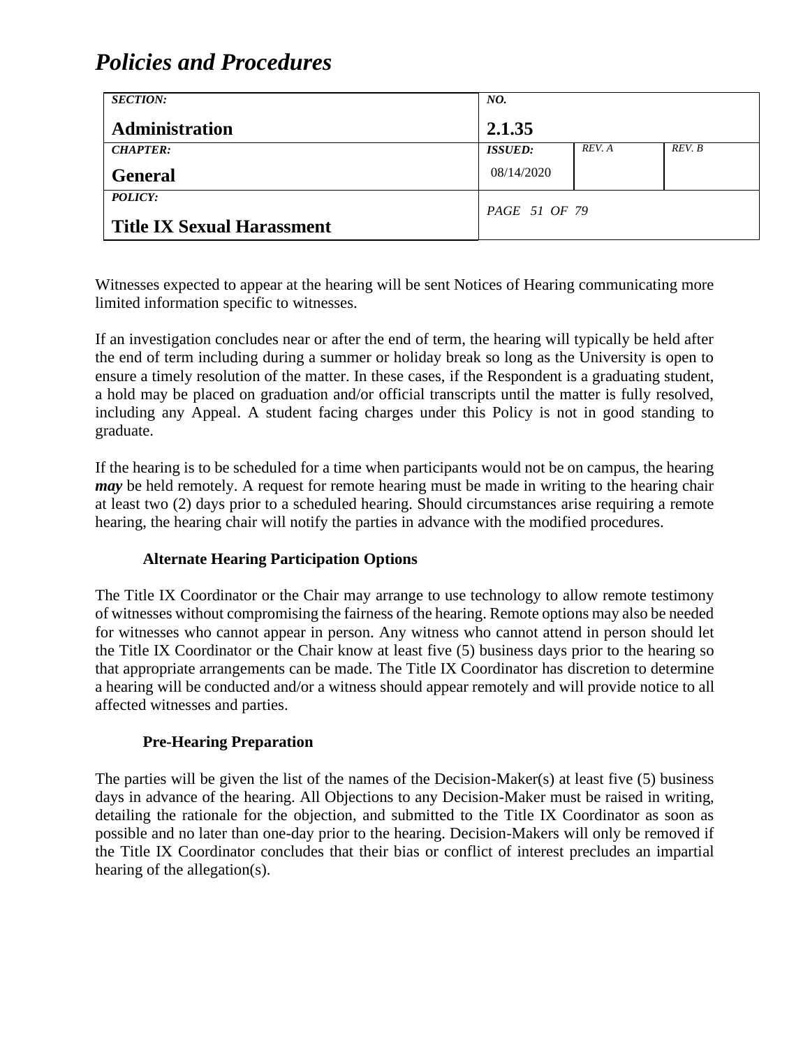Witnesses expected to appear at the hearing will be sent Notices of Hearing communicating more limited information specific to witnesses.

If an investigation concludes near or after the end of term, the hearing will typically be held after the end of term including during a summer or holiday break so long as the University is open to ensure a timely resolution of the matter. In these cases, if the Respondent is a graduating student, a hold may be placed on graduation and/or official transcripts until the matter is fully resolved, including any Appeal. A student facing charges under this Policy is not in good standing to graduate.

If the hearing is to be scheduled for a time when participants would not be on campus, the hearing ***may*** be held remotely. A request for remote hearing must be made in writing to the hearing chair at least two (2) days prior to a scheduled hearing. Should circumstances arise requiring a remote hearing, the hearing chair will notify the parties in advance with the modified procedures.

### Alternate Hearing Participation Options

The Title IX Coordinator or the Chair may arrange to use technology to allow remote testimony of witnesses without compromising the fairness of the hearing. Remote options may also be needed for witnesses who cannot appear in person. Any witness who cannot attend in person should let the Title IX Coordinator or the Chair know at least five (5) business days prior to the hearing so that appropriate arrangements can be made. The Title IX Coordinator has discretion to determine a hearing will be conducted and/or a witness should appear remotely and will provide notice to all affected witnesses and parties.

### Pre-Hearing Preparation

The parties will be given the list of the names of the Decision-Maker(s) at least five (5) business days in advance of the hearing. All Objections to any Decision-Maker must be raised in writing, detailing the rationale for the objection, and submitted to the Title IX Coordinator as soon as possible and no later than one-day prior to the hearing. Decision-Makers will only be removed if the Title IX Coordinator concludes that their bias or conflict of interest precludes an impartial hearing of the allegation(s).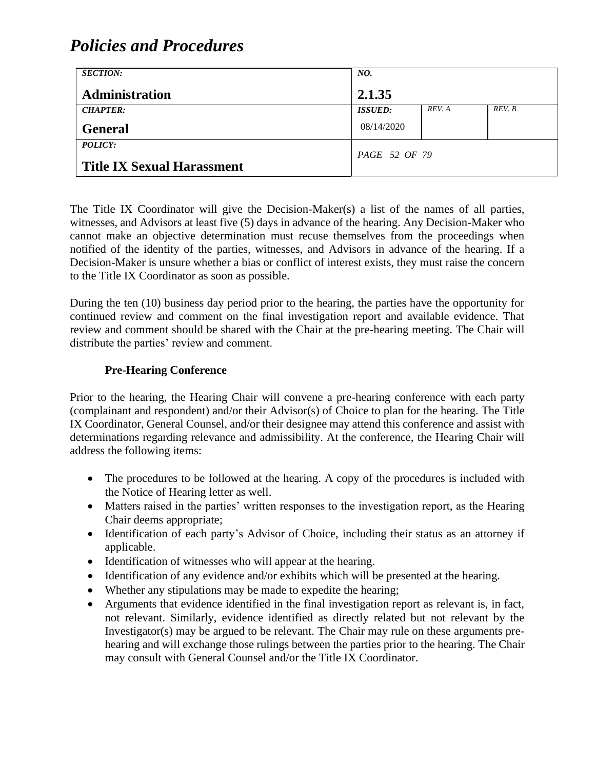The Title IX Coordinator will give the Decision-Maker(s) a list of the names of all parties, witnesses, and Advisors at least five (5) days in advance of the hearing. Any Decision-Maker who cannot make an objective determination must recuse themselves from the proceedings when notified of the identity of the parties, witnesses, and Advisors in advance of the hearing. If a Decision-Maker is unsure whether a bias or conflict of interest exists, they must raise the concern to the Title IX Coordinator as soon as possible.

During the ten (10) business day period prior to the hearing, the parties have the opportunity for continued review and comment on the final investigation report and available evidence. That review and comment should be shared with the Chair at the pre-hearing meeting. The Chair will distribute the parties' review and comment.

**Pre-Hearing Conference**

Prior to the hearing, the Hearing Chair will convene a pre-hearing conference with each party (complainant and respondent) and/or their Advisor(s) of Choice to plan for the hearing. The Title IX Coordinator, General Counsel, and/or their designee may attend this conference and assist with determinations regarding relevance and admissibility. At the conference, the Hearing Chair will address the following items:

- The procedures to be followed at the hearing. A copy of the procedures is included with the Notice of Hearing letter as well.
- Matters raised in the parties' written responses to the investigation report, as the Hearing Chair deems appropriate;
- Identification of each party's Advisor of Choice, including their status as an attorney if applicable.
- Identification of witnesses who will appear at the hearing.
- Identification of any evidence and/or exhibits which will be presented at the hearing.
- Whether any stipulations may be made to expedite the hearing;
- Arguments that evidence identified in the final investigation report as relevant is, in fact, not relevant. Similarly, evidence identified as directly related but not relevant by the Investigator(s) may be argued to be relevant. The Chair may rule on these arguments pre-hearing and will exchange those rulings between the parties prior to the hearing. The Chair may consult with General Counsel and/or the Title IX Coordinator.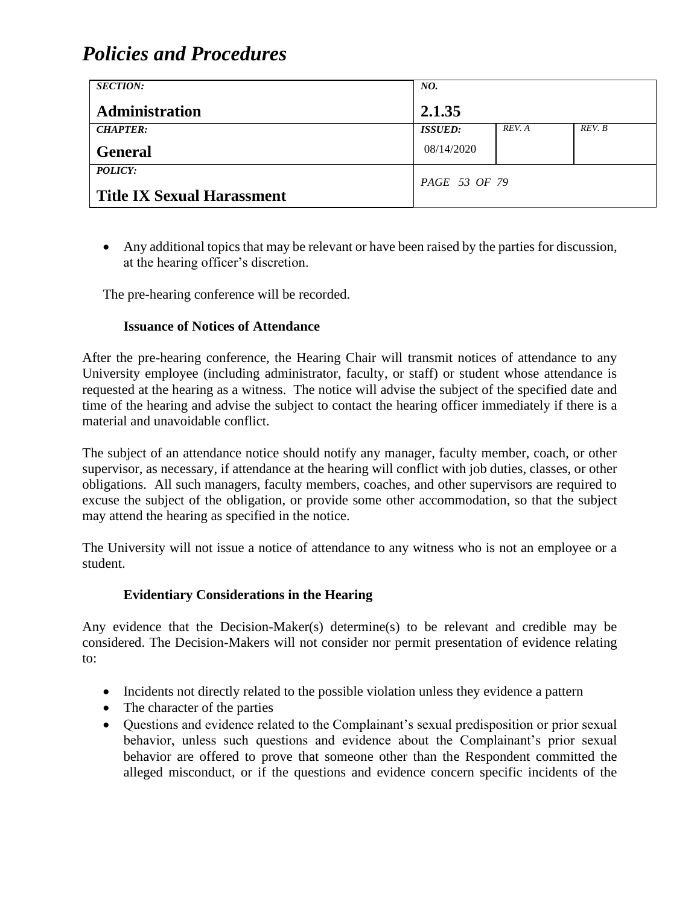- Any additional topics that may be relevant or have been raised by the parties for discussion, at the hearing officer's discretion.

The pre-hearing conference will be recorded.

**Issuance of Notices of Attendance**

After the pre-hearing conference, the Hearing Chair will transmit notices of attendance to any University employee (including administrator, faculty, or staff) or student whose attendance is requested at the hearing as a witness. The notice will advise the subject of the specified date and time of the hearing and advise the subject to contact the hearing officer immediately if there is a material and unavoidable conflict.

The subject of an attendance notice should notify any manager, faculty member, coach, or other supervisor, as necessary, if attendance at the hearing will conflict with job duties, classes, or other obligations. All such managers, faculty members, coaches, and other supervisors are required to excuse the subject of the obligation, or provide some other accommodation, so that the subject may attend the hearing as specified in the notice.

The University will not issue a notice of attendance to any witness who is not an employee or a student.

**Evidentiary Considerations in the Hearing**

Any evidence that the Decision-Maker(s) determine(s) to be relevant and credible may be considered. The Decision-Makers will not consider nor permit presentation of evidence relating to:

- Incidents not directly related to the possible violation unless they evidence a pattern
- The character of the parties
- Questions and evidence related to the Complainant's sexual predisposition or prior sexual behavior, unless such questions and evidence about the Complainant's prior sexual behavior are offered to prove that someone other than the Respondent committed the alleged misconduct, or if the questions and evidence concern specific incidents of the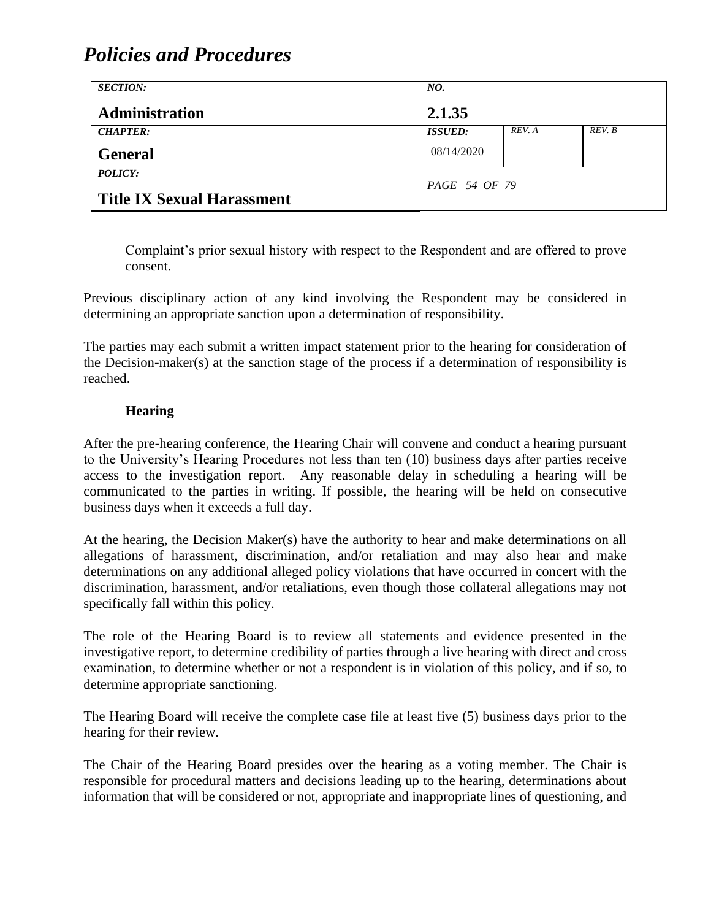Complaint's prior sexual history with respect to the Respondent and are offered to prove consent.

Previous disciplinary action of any kind involving the Respondent may be considered in determining an appropriate sanction upon a determination of responsibility.

The parties may each submit a written impact statement prior to the hearing for consideration of the Decision-maker(s) at the sanction stage of the process if a determination of responsibility is reached.

**Hearing**

After the pre-hearing conference, the Hearing Chair will convene and conduct a hearing pursuant to the University's Hearing Procedures not less than ten (10) business days after parties receive access to the investigation report. Any reasonable delay in scheduling a hearing will be communicated to the parties in writing. If possible, the hearing will be held on consecutive business days when it exceeds a full day.

At the hearing, the Decision Maker(s) have the authority to hear and make determinations on all allegations of harassment, discrimination, and/or retaliation and may also hear and make determinations on any additional alleged policy violations that have occurred in concert with the discrimination, harassment, and/or retaliations, even though those collateral allegations may not specifically fall within this policy.

The role of the Hearing Board is to review all statements and evidence presented in the investigative report, to determine credibility of parties through a live hearing with direct and cross examination, to determine whether or not a respondent is in violation of this policy, and if so, to determine appropriate sanctioning.

The Hearing Board will receive the complete case file at least five (5) business days prior to the hearing for their review.

The Chair of the Hearing Board presides over the hearing as a voting member. The Chair is responsible for procedural matters and decisions leading up to the hearing, determinations about information that will be considered or not, appropriate and inappropriate lines of questioning, and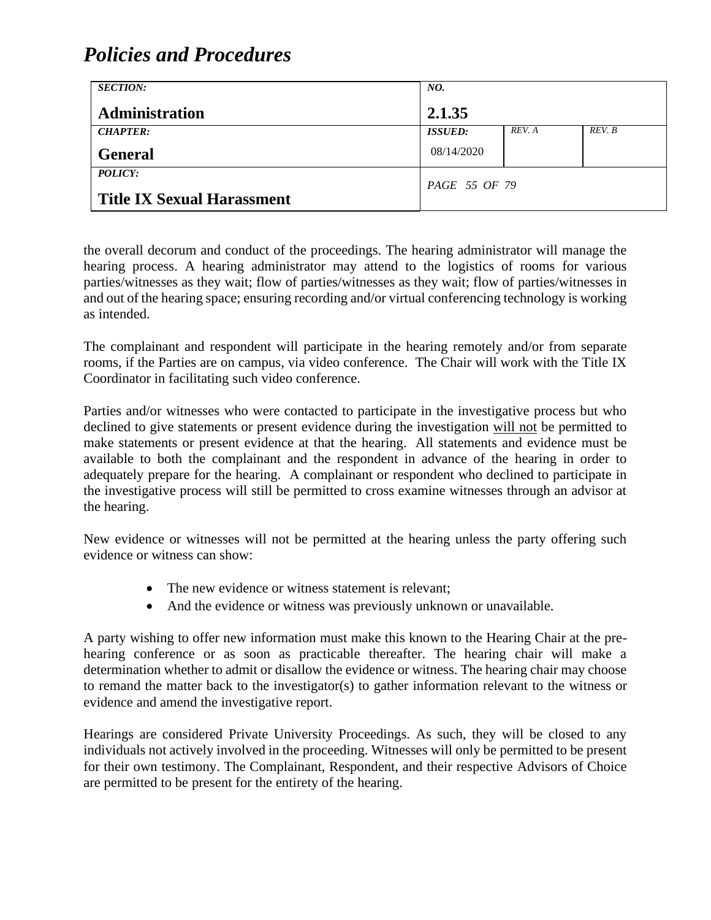the overall decorum and conduct of the proceedings. The hearing administrator will manage the hearing process. A hearing administrator may attend to the logistics of rooms for various parties/witnesses as they wait; flow of parties/witnesses as they wait; flow of parties/witnesses in and out of the hearing space; ensuring recording and/or virtual conferencing technology is working as intended.

The complainant and respondent will participate in the hearing remotely and/or from separate rooms, if the Parties are on campus, via video conference. The Chair will work with the Title IX Coordinator in facilitating such video conference.

Parties and/or witnesses who were contacted to participate in the investigative process but who declined to give statements or present evidence during the investigation <u>will not</u> be permitted to make statements or present evidence at that the hearing. All statements and evidence must be available to both the complainant and the respondent in advance of the hearing in order to adequately prepare for the hearing. A complainant or respondent who declined to participate in the investigative process will still be permitted to cross examine witnesses through an advisor at the hearing.

New evidence or witnesses will not be permitted at the hearing unless the party offering such evidence or witness can show:

- The new evidence or witness statement is relevant;
- And the evidence or witness was previously unknown or unavailable.

A party wishing to offer new information must make this known to the Hearing Chair at the pre-hearing conference or as soon as practicable thereafter. The hearing chair will make a determination whether to admit or disallow the evidence or witness. The hearing chair may choose to remand the matter back to the investigator(s) to gather information relevant to the witness or evidence and amend the investigative report.

Hearings are considered Private University Proceedings. As such, they will be closed to any individuals not actively involved in the proceeding. Witnesses will only be permitted to be present for their own testimony. The Complainant, Respondent, and their respective Advisors of Choice are permitted to be present for the entirety of the hearing.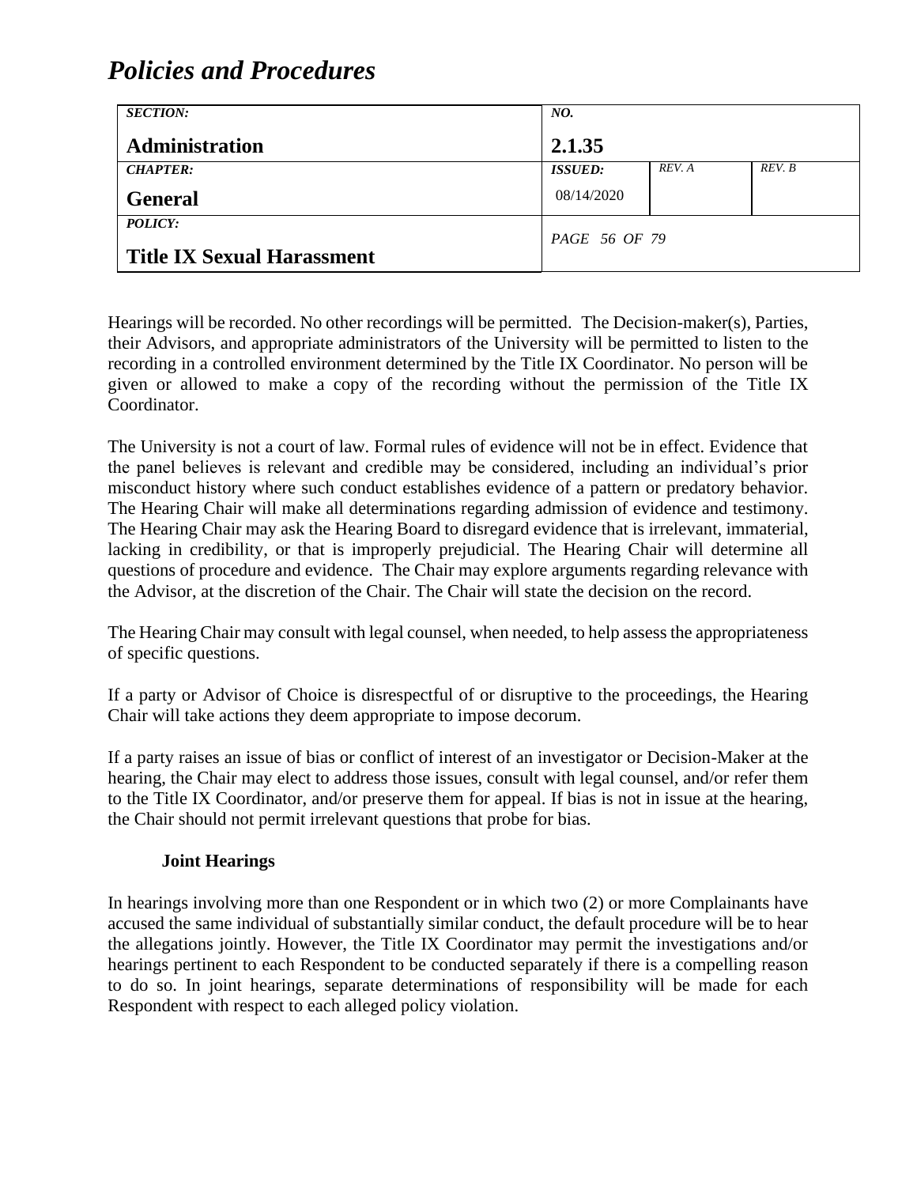Hearings will be recorded. No other recordings will be permitted. The Decision-maker(s), Parties, their Advisors, and appropriate administrators of the University will be permitted to listen to the recording in a controlled environment determined by the Title IX Coordinator. No person will be given or allowed to make a copy of the recording without the permission of the Title IX Coordinator.

The University is not a court of law. Formal rules of evidence will not be in effect. Evidence that the panel believes is relevant and credible may be considered, including an individual's prior misconduct history where such conduct establishes evidence of a pattern or predatory behavior. The Hearing Chair will make all determinations regarding admission of evidence and testimony. The Hearing Chair may ask the Hearing Board to disregard evidence that is irrelevant, immaterial, lacking in credibility, or that is improperly prejudicial. The Hearing Chair will determine all questions of procedure and evidence. The Chair may explore arguments regarding relevance with the Advisor, at the discretion of the Chair. The Chair will state the decision on the record.

The Hearing Chair may consult with legal counsel, when needed, to help assess the appropriateness of specific questions.

If a party or Advisor of Choice is disrespectful of or disruptive to the proceedings, the Hearing Chair will take actions they deem appropriate to impose decorum.

If a party raises an issue of bias or conflict of interest of an investigator or Decision-Maker at the hearing, the Chair may elect to address those issues, consult with legal counsel, and/or refer them to the Title IX Coordinator, and/or preserve them for appeal. If bias is not in issue at the hearing, the Chair should not permit irrelevant questions that probe for bias.

**Joint Hearings**

In hearings involving more than one Respondent or in which two (2) or more Complainants have accused the same individual of substantially similar conduct, the default procedure will be to hear the allegations jointly. However, the Title IX Coordinator may permit the investigations and/or hearings pertinent to each Respondent to be conducted separately if there is a compelling reason to do so. In joint hearings, separate determinations of responsibility will be made for each Respondent with respect to each alleged policy violation.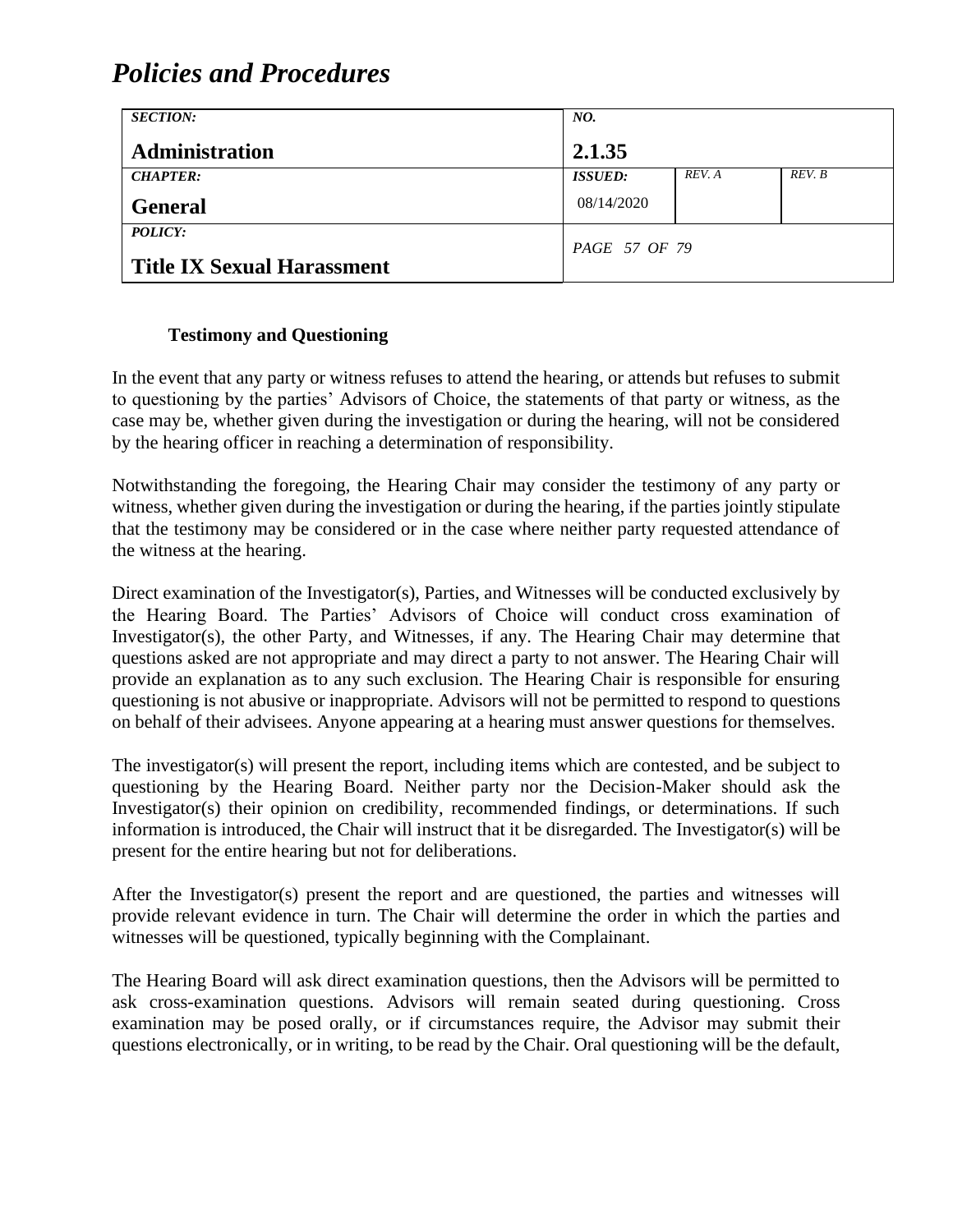### Testimony and Questioning

In the event that any party or witness refuses to attend the hearing, or attends but refuses to submit to questioning by the parties' Advisors of Choice, the statements of that party or witness, as the case may be, whether given during the investigation or during the hearing, will not be considered by the hearing officer in reaching a determination of responsibility.

Notwithstanding the foregoing, the Hearing Chair may consider the testimony of any party or witness, whether given during the investigation or during the hearing, if the parties jointly stipulate that the testimony may be considered or in the case where neither party requested attendance of the witness at the hearing.

Direct examination of the Investigator(s), Parties, and Witnesses will be conducted exclusively by the Hearing Board. The Parties' Advisors of Choice will conduct cross examination of Investigator(s), the other Party, and Witnesses, if any. The Hearing Chair may determine that questions asked are not appropriate and may direct a party to not answer. The Hearing Chair will provide an explanation as to any such exclusion. The Hearing Chair is responsible for ensuring questioning is not abusive or inappropriate. Advisors will not be permitted to respond to questions on behalf of their advisees. Anyone appearing at a hearing must answer questions for themselves.

The investigator(s) will present the report, including items which are contested, and be subject to questioning by the Hearing Board. Neither party nor the Decision-Maker should ask the Investigator(s) their opinion on credibility, recommended findings, or determinations. If such information is introduced, the Chair will instruct that it be disregarded. The Investigator(s) will be present for the entire hearing but not for deliberations.

After the Investigator(s) present the report and are questioned, the parties and witnesses will provide relevant evidence in turn. The Chair will determine the order in which the parties and witnesses will be questioned, typically beginning with the Complainant.

The Hearing Board will ask direct examination questions, then the Advisors will be permitted to ask cross-examination questions. Advisors will remain seated during questioning. Cross examination may be posed orally, or if circumstances require, the Advisor may submit their questions electronically, or in writing, to be read by the Chair. Oral questioning will be the default,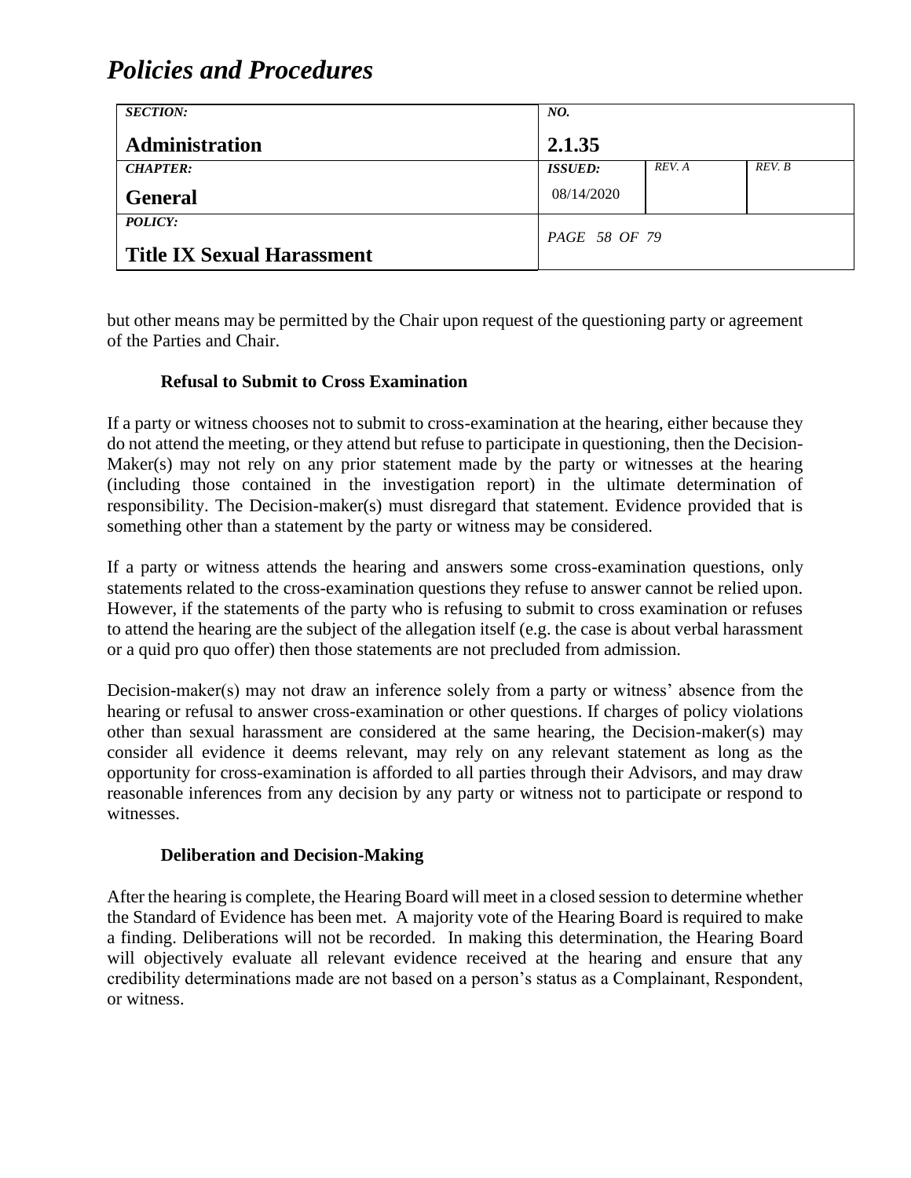but other means may be permitted by the Chair upon request of the questioning party or agreement of the Parties and Chair.

### Refusal to Submit to Cross Examination

If a party or witness chooses not to submit to cross-examination at the hearing, either because they do not attend the meeting, or they attend but refuse to participate in questioning, then the Decision-Maker(s) may not rely on any prior statement made by the party or witnesses at the hearing (including those contained in the investigation report) in the ultimate determination of responsibility. The Decision-maker(s) must disregard that statement. Evidence provided that is something other than a statement by the party or witness may be considered.

If a party or witness attends the hearing and answers some cross-examination questions, only statements related to the cross-examination questions they refuse to answer cannot be relied upon. However, if the statements of the party who is refusing to submit to cross examination or refuses to attend the hearing are the subject of the allegation itself (e.g. the case is about verbal harassment or a quid pro quo offer) then those statements are not precluded from admission.

Decision-maker(s) may not draw an inference solely from a party or witness' absence from the hearing or refusal to answer cross-examination or other questions. If charges of policy violations other than sexual harassment are considered at the same hearing, the Decision-maker(s) may consider all evidence it deems relevant, may rely on any relevant statement as long as the opportunity for cross-examination is afforded to all parties through their Advisors, and may draw reasonable inferences from any decision by any party or witness not to participate or respond to witnesses.

### Deliberation and Decision-Making

After the hearing is complete, the Hearing Board will meet in a closed session to determine whether the Standard of Evidence has been met. A majority vote of the Hearing Board is required to make a finding. Deliberations will not be recorded. In making this determination, the Hearing Board will objectively evaluate all relevant evidence received at the hearing and ensure that any credibility determinations made are not based on a person's status as a Complainant, Respondent, or witness.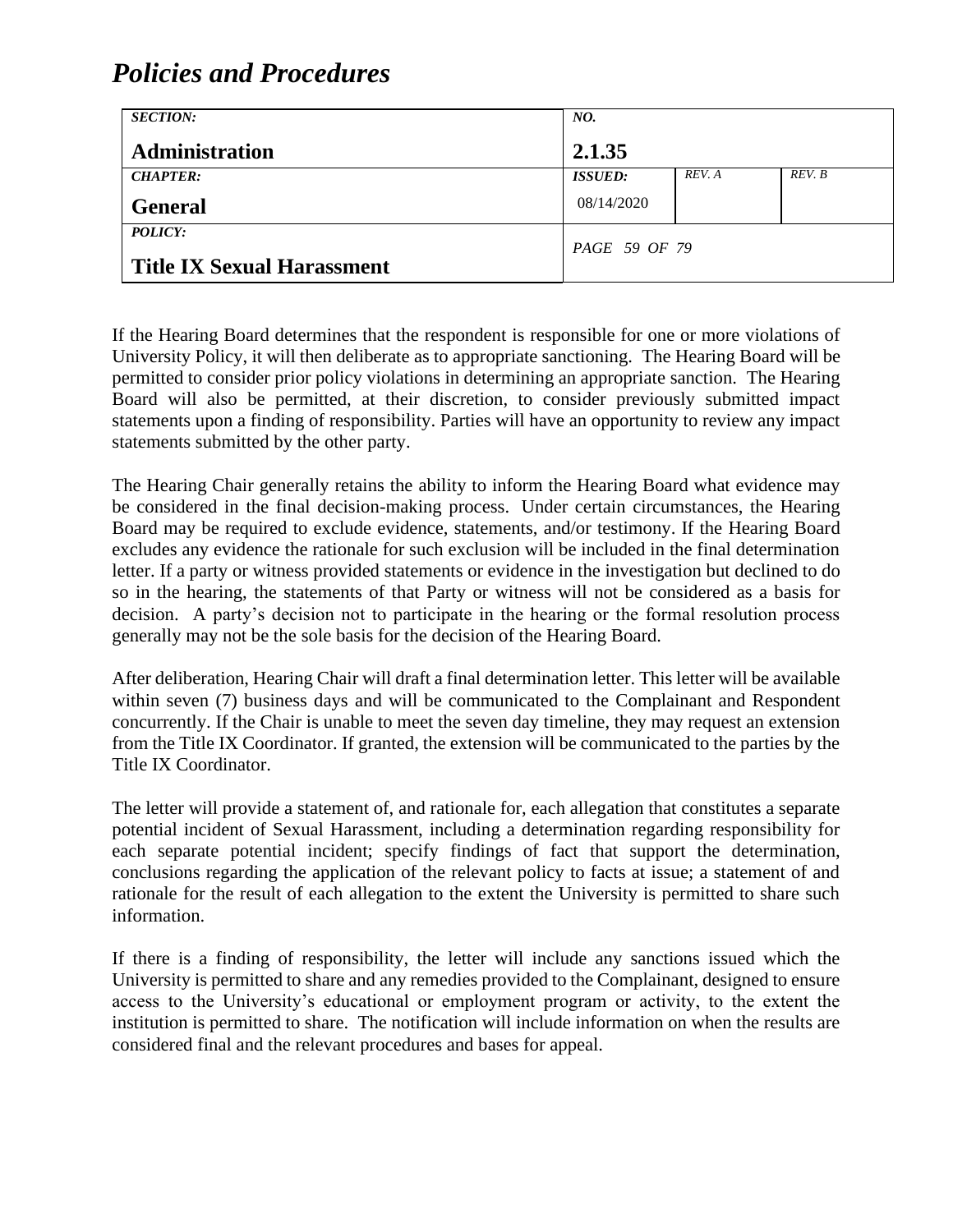If the Hearing Board determines that the respondent is responsible for one or more violations of University Policy, it will then deliberate as to appropriate sanctioning. The Hearing Board will be permitted to consider prior policy violations in determining an appropriate sanction. The Hearing Board will also be permitted, at their discretion, to consider previously submitted impact statements upon a finding of responsibility. Parties will have an opportunity to review any impact statements submitted by the other party.

The Hearing Chair generally retains the ability to inform the Hearing Board what evidence may be considered in the final decision-making process. Under certain circumstances, the Hearing Board may be required to exclude evidence, statements, and/or testimony. If the Hearing Board excludes any evidence the rationale for such exclusion will be included in the final determination letter. If a party or witness provided statements or evidence in the investigation but declined to do so in the hearing, the statements of that Party or witness will not be considered as a basis for decision. A party's decision not to participate in the hearing or the formal resolution process generally may not be the sole basis for the decision of the Hearing Board.

After deliberation, Hearing Chair will draft a final determination letter. This letter will be available within seven (7) business days and will be communicated to the Complainant and Respondent concurrently. If the Chair is unable to meet the seven day timeline, they may request an extension from the Title IX Coordinator. If granted, the extension will be communicated to the parties by the Title IX Coordinator.

The letter will provide a statement of, and rationale for, each allegation that constitutes a separate potential incident of Sexual Harassment, including a determination regarding responsibility for each separate potential incident; specify findings of fact that support the determination, conclusions regarding the application of the relevant policy to facts at issue; a statement of and rationale for the result of each allegation to the extent the University is permitted to share such information.

If there is a finding of responsibility, the letter will include any sanctions issued which the University is permitted to share and any remedies provided to the Complainant, designed to ensure access to the University's educational or employment program or activity, to the extent the institution is permitted to share. The notification will include information on when the results are considered final and the relevant procedures and bases for appeal.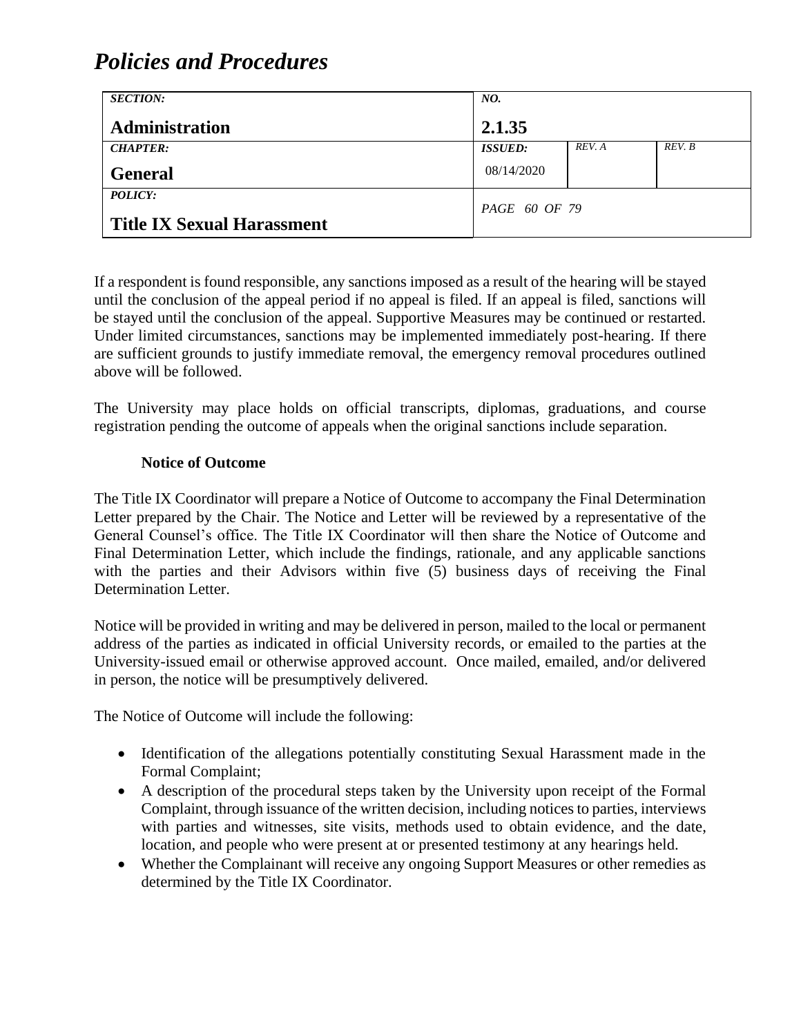If a respondent is found responsible, any sanctions imposed as a result of the hearing will be stayed until the conclusion of the appeal period if no appeal is filed. If an appeal is filed, sanctions will be stayed until the conclusion of the appeal. Supportive Measures may be continued or restarted. Under limited circumstances, sanctions may be implemented immediately post-hearing. If there are sufficient grounds to justify immediate removal, the emergency removal procedures outlined above will be followed.

The University may place holds on official transcripts, diplomas, graduations, and course registration pending the outcome of appeals when the original sanctions include separation.

**Notice of Outcome**

The Title IX Coordinator will prepare a Notice of Outcome to accompany the Final Determination Letter prepared by the Chair. The Notice and Letter will be reviewed by a representative of the General Counsel's office. The Title IX Coordinator will then share the Notice of Outcome and Final Determination Letter, which include the findings, rationale, and any applicable sanctions with the parties and their Advisors within five (5) business days of receiving the Final Determination Letter.

Notice will be provided in writing and may be delivered in person, mailed to the local or permanent address of the parties as indicated in official University records, or emailed to the parties at the University-issued email or otherwise approved account. Once mailed, emailed, and/or delivered in person, the notice will be presumptively delivered.

The Notice of Outcome will include the following:

- Identification of the allegations potentially constituting Sexual Harassment made in the Formal Complaint;
- A description of the procedural steps taken by the University upon receipt of the Formal Complaint, through issuance of the written decision, including notices to parties, interviews with parties and witnesses, site visits, methods used to obtain evidence, and the date, location, and people who were present at or presented testimony at any hearings held.
- Whether the Complainant will receive any ongoing Support Measures or other remedies as determined by the Title IX Coordinator.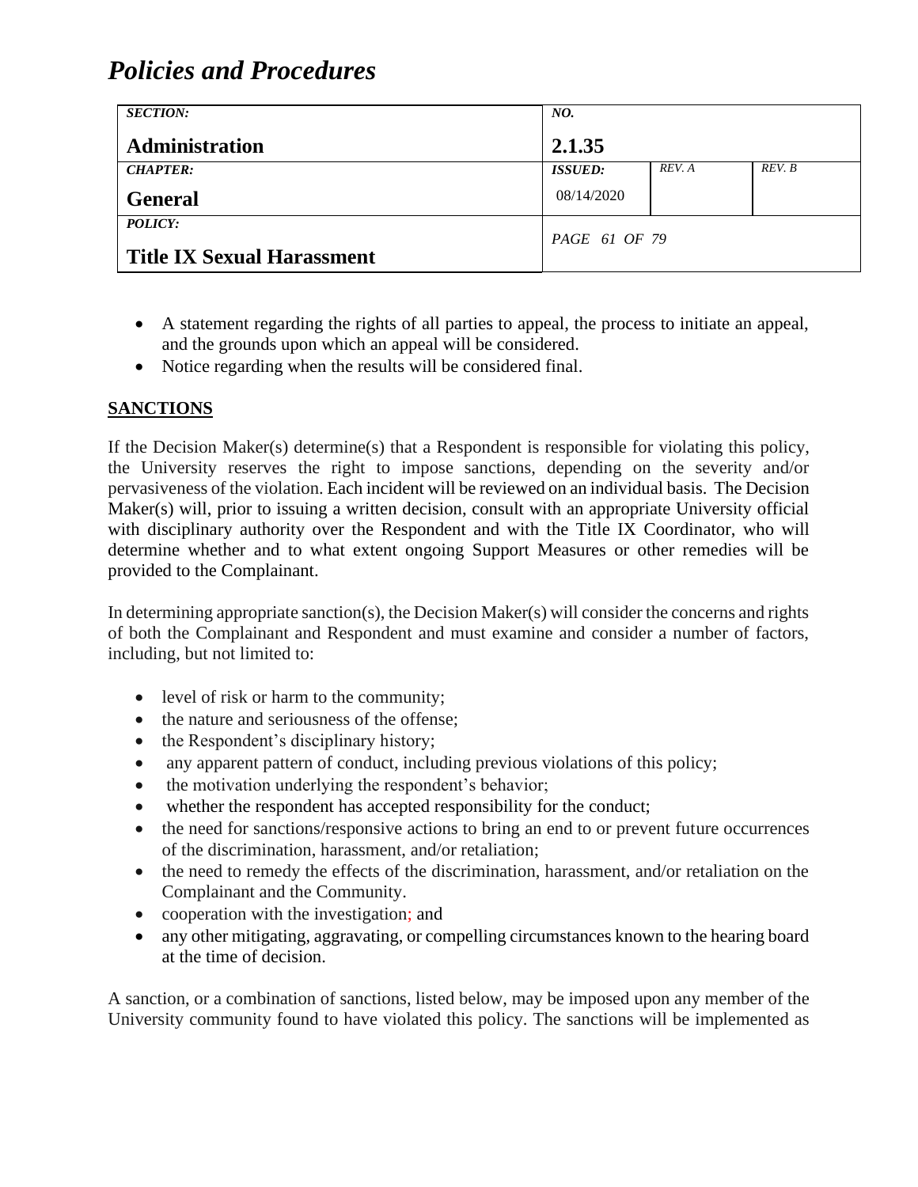- A statement regarding the rights of all parties to appeal, the process to initiate an appeal, and the grounds upon which an appeal will be considered.
- Notice regarding when the results will be considered final.

## SANCTIONS

If the Decision Maker(s) determine(s) that a Respondent is responsible for violating this policy, the University reserves the right to impose sanctions, depending on the severity and/or pervasiveness of the violation. Each incident will be reviewed on an individual basis. The Decision Maker(s) will, prior to issuing a written decision, consult with an appropriate University official with disciplinary authority over the Respondent and with the Title IX Coordinator, who will determine whether and to what extent ongoing Support Measures or other remedies will be provided to the Complainant.

In determining appropriate sanction(s), the Decision Maker(s) will consider the concerns and rights of both the Complainant and Respondent and must examine and consider a number of factors, including, but not limited to:

- level of risk or harm to the community;
- the nature and seriousness of the offense;
- the Respondent's disciplinary history;
- any apparent pattern of conduct, including previous violations of this policy;
- the motivation underlying the respondent's behavior;
- whether the respondent has accepted responsibility for the conduct;
- the need for sanctions/responsive actions to bring an end to or prevent future occurrences of the discrimination, harassment, and/or retaliation;
- the need to remedy the effects of the discrimination, harassment, and/or retaliation on the Complainant and the Community.
- cooperation with the investigation; and
- any other mitigating, aggravating, or compelling circumstances known to the hearing board at the time of decision.

A sanction, or a combination of sanctions, listed below, may be imposed upon any member of the University community found to have violated this policy. The sanctions will be implemented as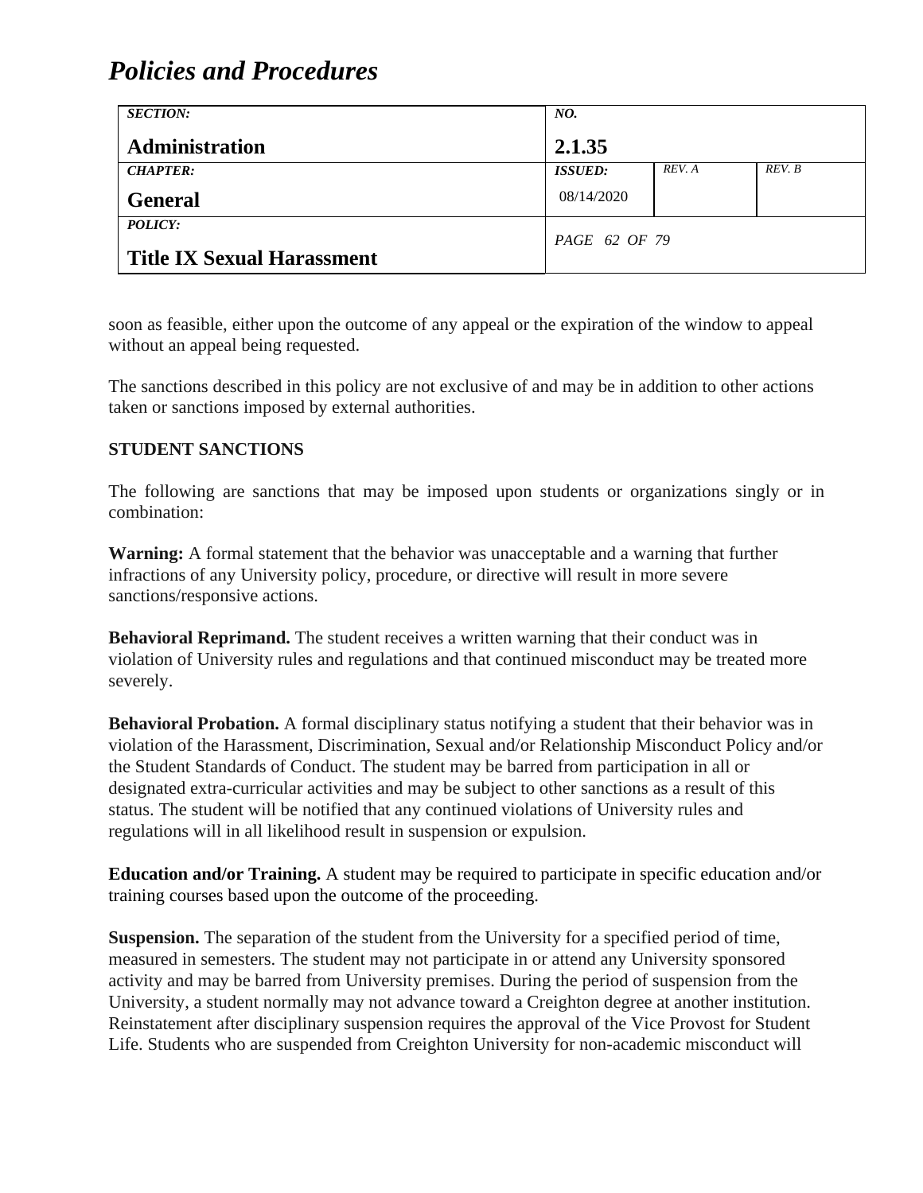soon as feasible, either upon the outcome of any appeal or the expiration of the window to appeal without an appeal being requested.

The sanctions described in this policy are not exclusive of and may be in addition to other actions taken or sanctions imposed by external authorities.

**STUDENT SANCTIONS**

The following are sanctions that may be imposed upon students or organizations singly or in combination:

**Warning:** A formal statement that the behavior was unacceptable and a warning that further infractions of any University policy, procedure, or directive will result in more severe sanctions/responsive actions.

**Behavioral Reprimand.** The student receives a written warning that their conduct was in violation of University rules and regulations and that continued misconduct may be treated more severely.

**Behavioral Probation.** A formal disciplinary status notifying a student that their behavior was in violation of the Harassment, Discrimination, Sexual and/or Relationship Misconduct Policy and/or the Student Standards of Conduct. The student may be barred from participation in all or designated extra-curricular activities and may be subject to other sanctions as a result of this status. The student will be notified that any continued violations of University rules and regulations will in all likelihood result in suspension or expulsion.

**Education and/or Training.** A student may be required to participate in specific education and/or training courses based upon the outcome of the proceeding.

**Suspension.** The separation of the student from the University for a specified period of time, measured in semesters. The student may not participate in or attend any University sponsored activity and may be barred from University premises. During the period of suspension from the University, a student normally may not advance toward a Creighton degree at another institution. Reinstatement after disciplinary suspension requires the approval of the Vice Provost for Student Life. Students who are suspended from Creighton University for non-academic misconduct will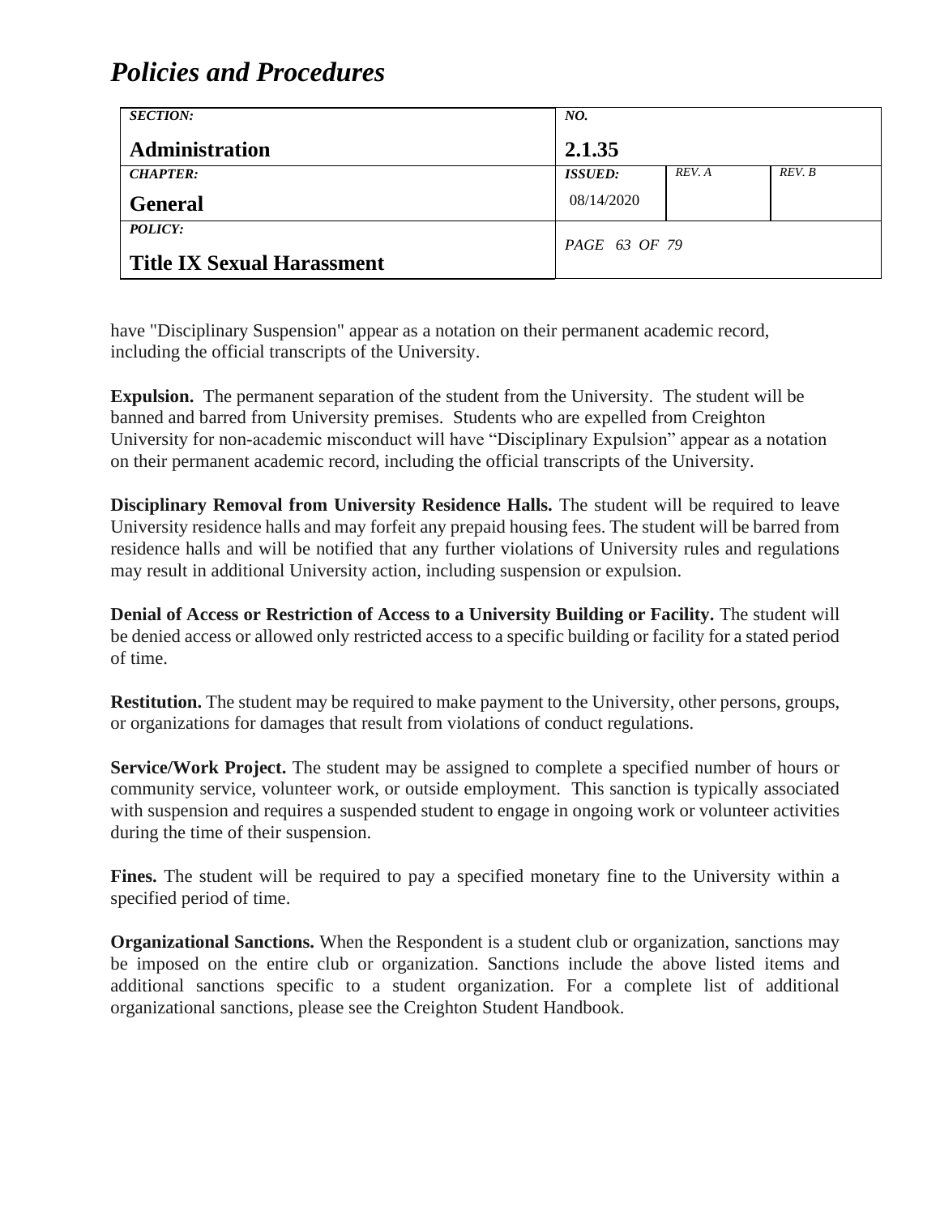have "Disciplinary Suspension" appear as a notation on their permanent academic record, including the official transcripts of the University.

**Expulsion.** The permanent separation of the student from the University. The student will be banned and barred from University premises. Students who are expelled from Creighton University for non-academic misconduct will have "Disciplinary Expulsion" appear as a notation on their permanent academic record, including the official transcripts of the University.

**Disciplinary Removal from University Residence Halls.** The student will be required to leave University residence halls and may forfeit any prepaid housing fees. The student will be barred from residence halls and will be notified that any further violations of University rules and regulations may result in additional University action, including suspension or expulsion.

**Denial of Access or Restriction of Access to a University Building or Facility.** The student will be denied access or allowed only restricted access to a specific building or facility for a stated period of time.

**Restitution.** The student may be required to make payment to the University, other persons, groups, or organizations for damages that result from violations of conduct regulations.

**Service/Work Project.** The student may be assigned to complete a specified number of hours or community service, volunteer work, or outside employment. This sanction is typically associated with suspension and requires a suspended student to engage in ongoing work or volunteer activities during the time of their suspension.

**Fines.** The student will be required to pay a specified monetary fine to the University within a specified period of time.

**Organizational Sanctions.** When the Respondent is a student club or organization, sanctions may be imposed on the entire club or organization. Sanctions include the above listed items and additional sanctions specific to a student organization. For a complete list of additional organizational sanctions, please see the Creighton Student Handbook.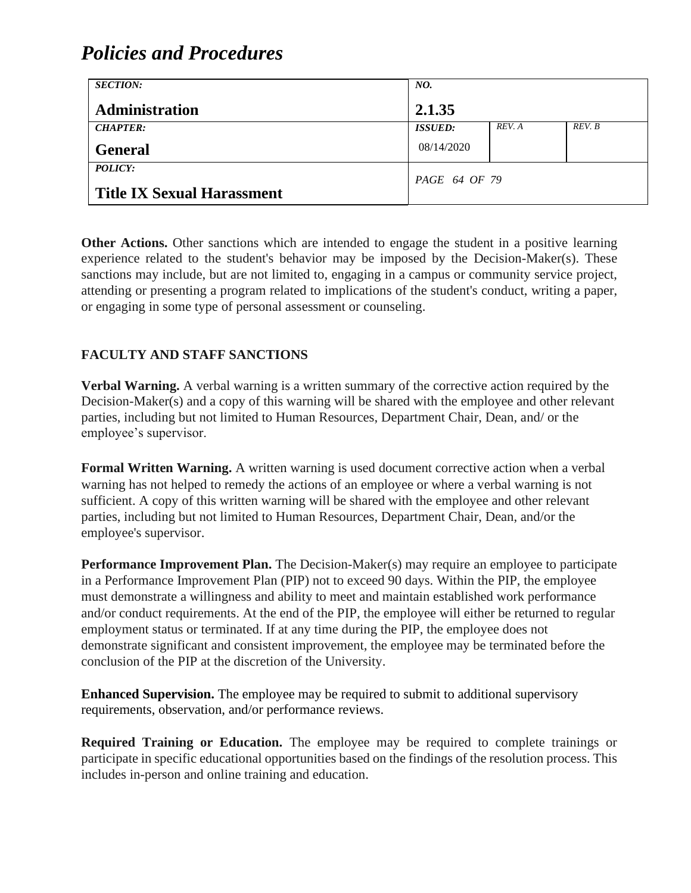**Other Actions.** Other sanctions which are intended to engage the student in a positive learning experience related to the student's behavior may be imposed by the Decision-Maker(s). These sanctions may include, but are not limited to, engaging in a campus or community service project, attending or presenting a program related to implications of the student's conduct, writing a paper, or engaging in some type of personal assessment or counseling.

## FACULTY AND STAFF SANCTIONS

**Verbal Warning.** A verbal warning is a written summary of the corrective action required by the Decision-Maker(s) and a copy of this warning will be shared with the employee and other relevant parties, including but not limited to Human Resources, Department Chair, Dean, and/ or the employee's supervisor.

**Formal Written Warning.** A written warning is used document corrective action when a verbal warning has not helped to remedy the actions of an employee or where a verbal warning is not sufficient. A copy of this written warning will be shared with the employee and other relevant parties, including but not limited to Human Resources, Department Chair, Dean, and/or the employee's supervisor.

**Performance Improvement Plan.** The Decision-Maker(s) may require an employee to participate in a Performance Improvement Plan (PIP) not to exceed 90 days. Within the PIP, the employee must demonstrate a willingness and ability to meet and maintain established work performance and/or conduct requirements. At the end of the PIP, the employee will either be returned to regular employment status or terminated. If at any time during the PIP, the employee does not demonstrate significant and consistent improvement, the employee may be terminated before the conclusion of the PIP at the discretion of the University.

**Enhanced Supervision.** The employee may be required to submit to additional supervisory requirements, observation, and/or performance reviews.

**Required Training or Education.** The employee may be required to complete trainings or participate in specific educational opportunities based on the findings of the resolution process. This includes in-person and online training and education.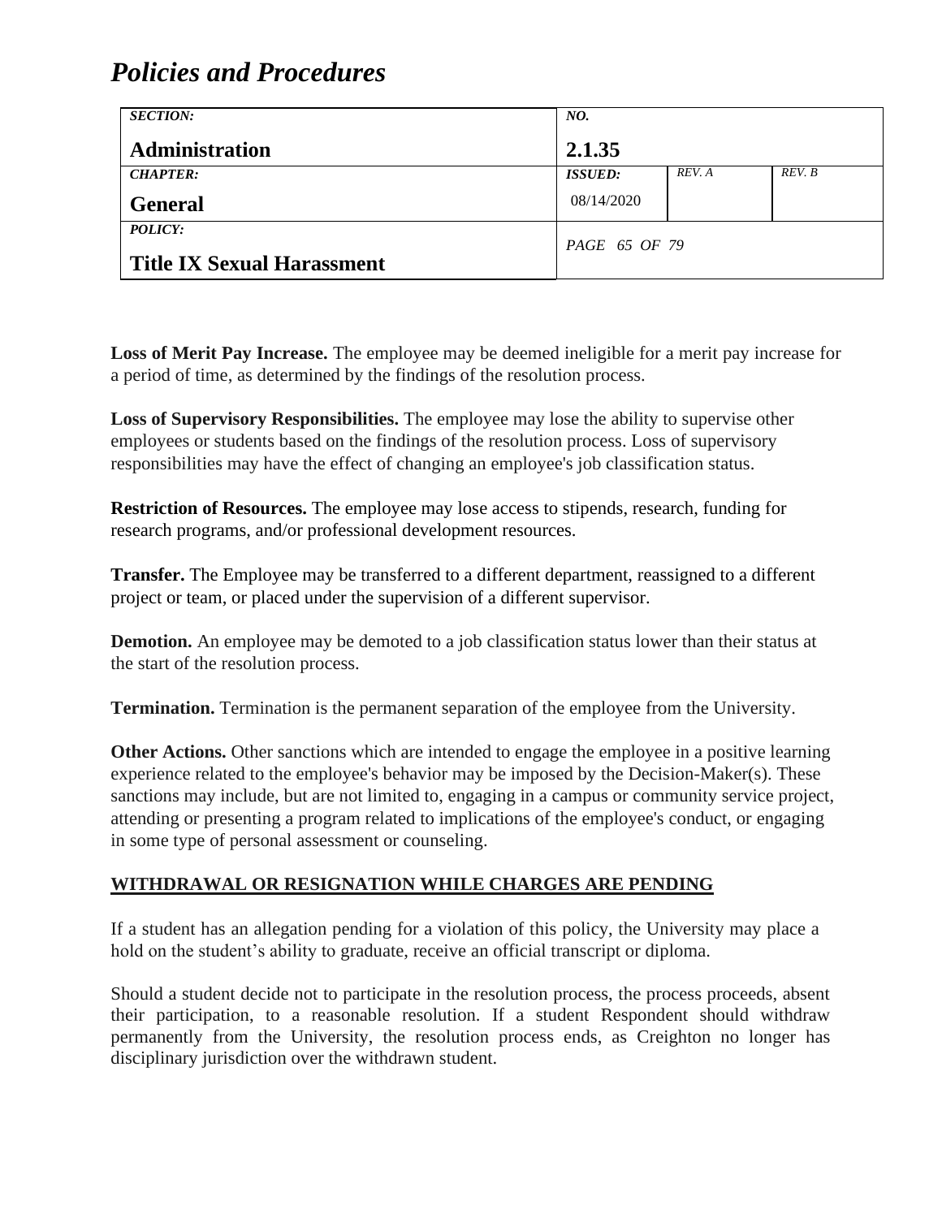**Loss of Merit Pay Increase.** The employee may be deemed ineligible for a merit pay increase for a period of time, as determined by the findings of the resolution process.

**Loss of Supervisory Responsibilities.** The employee may lose the ability to supervise other employees or students based on the findings of the resolution process. Loss of supervisory responsibilities may have the effect of changing an employee's job classification status.

**Restriction of Resources.** The employee may lose access to stipends, research, funding for research programs, and/or professional development resources.

**Transfer.** The Employee may be transferred to a different department, reassigned to a different project or team, or placed under the supervision of a different supervisor.

**Demotion.** An employee may be demoted to a job classification status lower than their status at the start of the resolution process.

**Termination.** Termination is the permanent separation of the employee from the University.

**Other Actions.** Other sanctions which are intended to engage the employee in a positive learning experience related to the employee's behavior may be imposed by the Decision-Maker(s). These sanctions may include, but are not limited to, engaging in a campus or community service project, attending or presenting a program related to implications of the employee's conduct, or engaging in some type of personal assessment or counseling.

## WITHDRAWAL OR RESIGNATION WHILE CHARGES ARE PENDING

If a student has an allegation pending for a violation of this policy, the University may place a hold on the student's ability to graduate, receive an official transcript or diploma.

Should a student decide not to participate in the resolution process, the process proceeds, absent their participation, to a reasonable resolution. If a student Respondent should withdraw permanently from the University, the resolution process ends, as Creighton no longer has disciplinary jurisdiction over the withdrawn student.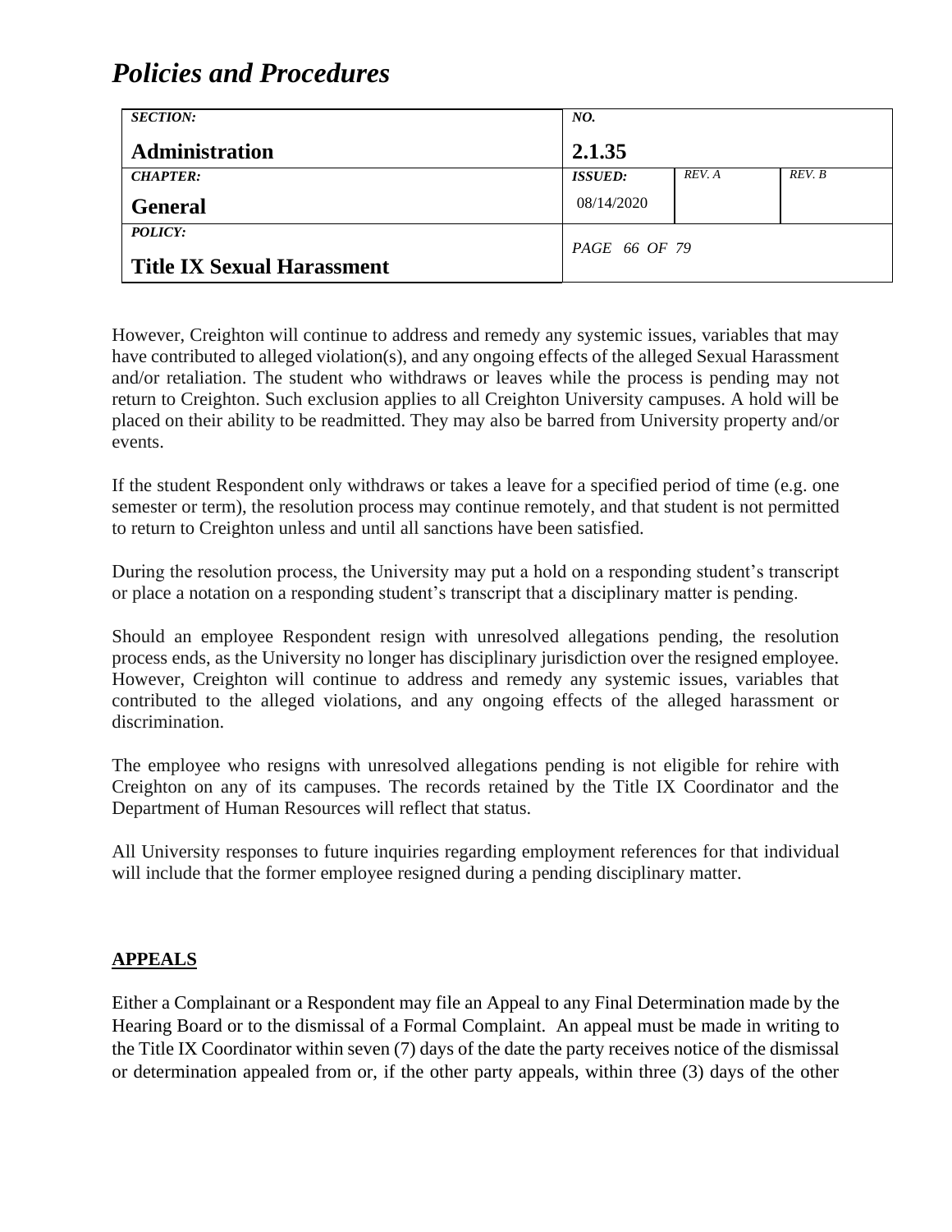However, Creighton will continue to address and remedy any systemic issues, variables that may have contributed to alleged violation(s), and any ongoing effects of the alleged Sexual Harassment and/or retaliation. The student who withdraws or leaves while the process is pending may not return to Creighton. Such exclusion applies to all Creighton University campuses. A hold will be placed on their ability to be readmitted. They may also be barred from University property and/or events.

If the student Respondent only withdraws or takes a leave for a specified period of time (e.g. one semester or term), the resolution process may continue remotely, and that student is not permitted to return to Creighton unless and until all sanctions have been satisfied.

During the resolution process, the University may put a hold on a responding student's transcript or place a notation on a responding student's transcript that a disciplinary matter is pending.

Should an employee Respondent resign with unresolved allegations pending, the resolution process ends, as the University no longer has disciplinary jurisdiction over the resigned employee. However, Creighton will continue to address and remedy any systemic issues, variables that contributed to the alleged violations, and any ongoing effects of the alleged harassment or discrimination.

The employee who resigns with unresolved allegations pending is not eligible for rehire with Creighton on any of its campuses. The records retained by the Title IX Coordinator and the Department of Human Resources will reflect that status.

All University responses to future inquiries regarding employment references for that individual will include that the former employee resigned during a pending disciplinary matter.

## APPEALS

Either a Complainant or a Respondent may file an Appeal to any Final Determination made by the Hearing Board or to the dismissal of a Formal Complaint. An appeal must be made in writing to the Title IX Coordinator within seven (7) days of the date the party receives notice of the dismissal or determination appealed from or, if the other party appeals, within three (3) days of the other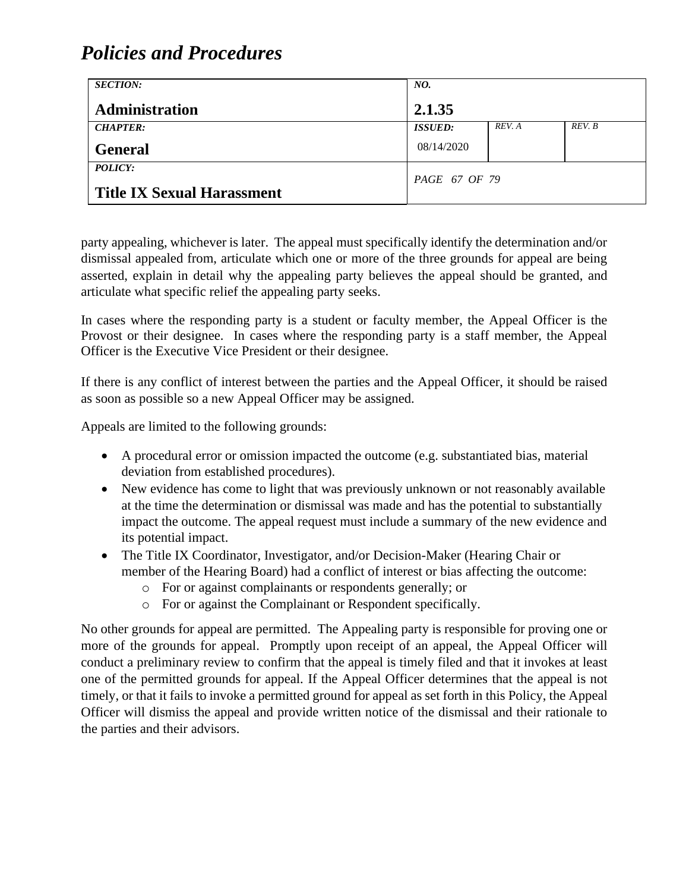party appealing, whichever is later. The appeal must specifically identify the determination and/or dismissal appealed from, articulate which one or more of the three grounds for appeal are being asserted, explain in detail why the appealing party believes the appeal should be granted, and articulate what specific relief the appealing party seeks.

In cases where the responding party is a student or faculty member, the Appeal Officer is the Provost or their designee. In cases where the responding party is a staff member, the Appeal Officer is the Executive Vice President or their designee.

If there is any conflict of interest between the parties and the Appeal Officer, it should be raised as soon as possible so a new Appeal Officer may be assigned.

Appeals are limited to the following grounds:

- A procedural error or omission impacted the outcome (e.g. substantiated bias, material deviation from established procedures).
- New evidence has come to light that was previously unknown or not reasonably available at the time the determination or dismissal was made and has the potential to substantially impact the outcome. The appeal request must include a summary of the new evidence and its potential impact.
- The Title IX Coordinator, Investigator, and/or Decision-Maker (Hearing Chair or member of the Hearing Board) had a conflict of interest or bias affecting the outcome:
  - For or against complainants or respondents generally; or
  - For or against the Complainant or Respondent specifically.

No other grounds for appeal are permitted. The Appealing party is responsible for proving one or more of the grounds for appeal. Promptly upon receipt of an appeal, the Appeal Officer will conduct a preliminary review to confirm that the appeal is timely filed and that it invokes at least one of the permitted grounds for appeal. If the Appeal Officer determines that the appeal is not timely, or that it fails to invoke a permitted ground for appeal as set forth in this Policy, the Appeal Officer will dismiss the appeal and provide written notice of the dismissal and their rationale to the parties and their advisors.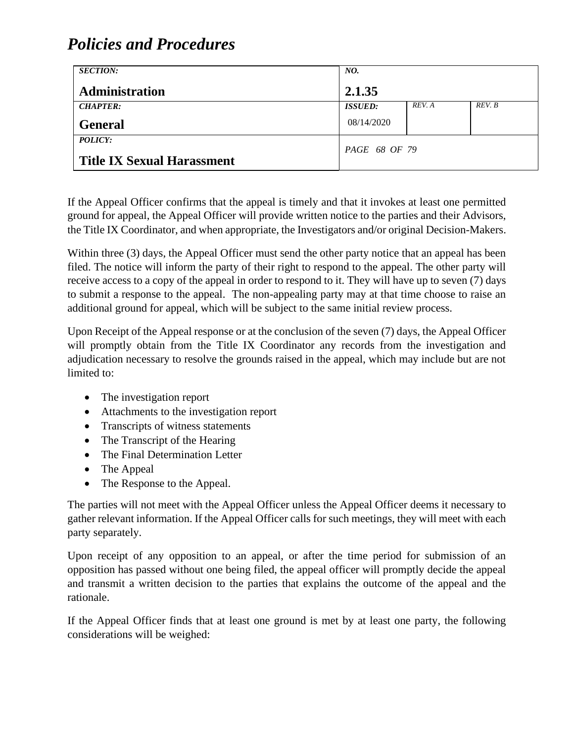If the Appeal Officer confirms that the appeal is timely and that it invokes at least one permitted ground for appeal, the Appeal Officer will provide written notice to the parties and their Advisors, the Title IX Coordinator, and when appropriate, the Investigators and/or original Decision-Makers.

Within three (3) days, the Appeal Officer must send the other party notice that an appeal has been filed. The notice will inform the party of their right to respond to the appeal. The other party will receive access to a copy of the appeal in order to respond to it. They will have up to seven (7) days to submit a response to the appeal. The non-appealing party may at that time choose to raise an additional ground for appeal, which will be subject to the same initial review process.

Upon Receipt of the Appeal response or at the conclusion of the seven (7) days, the Appeal Officer will promptly obtain from the Title IX Coordinator any records from the investigation and adjudication necessary to resolve the grounds raised in the appeal, which may include but are not limited to:

- The investigation report
- Attachments to the investigation report
- Transcripts of witness statements
- The Transcript of the Hearing
- The Final Determination Letter
- The Appeal
- The Response to the Appeal.

The parties will not meet with the Appeal Officer unless the Appeal Officer deems it necessary to gather relevant information. If the Appeal Officer calls for such meetings, they will meet with each party separately.

Upon receipt of any opposition to an appeal, or after the time period for submission of an opposition has passed without one being filed, the appeal officer will promptly decide the appeal and transmit a written decision to the parties that explains the outcome of the appeal and the rationale.

If the Appeal Officer finds that at least one ground is met by at least one party, the following considerations will be weighed: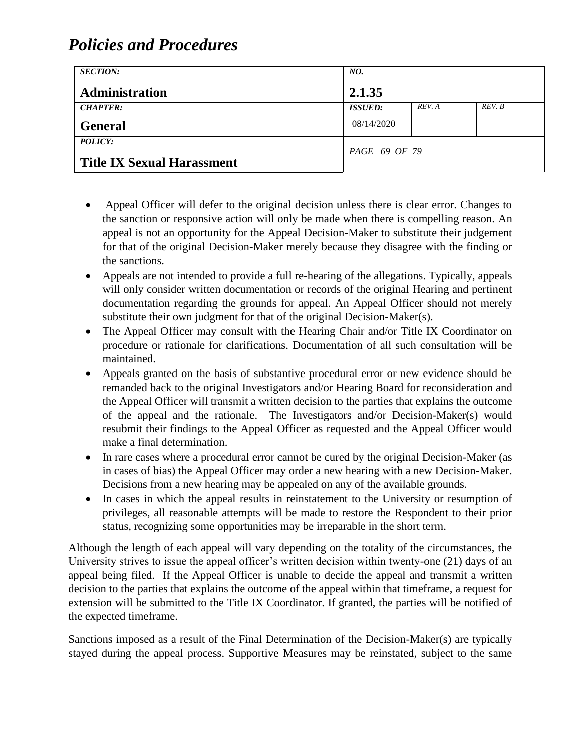- Appeal Officer will defer to the original decision unless there is clear error. Changes to the sanction or responsive action will only be made when there is compelling reason. An appeal is not an opportunity for the Appeal Decision-Maker to substitute their judgement for that of the original Decision-Maker merely because they disagree with the finding or the sanctions.
- Appeals are not intended to provide a full re-hearing of the allegations. Typically, appeals will only consider written documentation or records of the original Hearing and pertinent documentation regarding the grounds for appeal. An Appeal Officer should not merely substitute their own judgment for that of the original Decision-Maker(s).
- The Appeal Officer may consult with the Hearing Chair and/or Title IX Coordinator on procedure or rationale for clarifications. Documentation of all such consultation will be maintained.
- Appeals granted on the basis of substantive procedural error or new evidence should be remanded back to the original Investigators and/or Hearing Board for reconsideration and the Appeal Officer will transmit a written decision to the parties that explains the outcome of the appeal and the rationale. The Investigators and/or Decision-Maker(s) would resubmit their findings to the Appeal Officer as requested and the Appeal Officer would make a final determination.
- In rare cases where a procedural error cannot be cured by the original Decision-Maker (as in cases of bias) the Appeal Officer may order a new hearing with a new Decision-Maker. Decisions from a new hearing may be appealed on any of the available grounds.
- In cases in which the appeal results in reinstatement to the University or resumption of privileges, all reasonable attempts will be made to restore the Respondent to their prior status, recognizing some opportunities may be irreparable in the short term.

Although the length of each appeal will vary depending on the totality of the circumstances, the University strives to issue the appeal officer's written decision within twenty-one (21) days of an appeal being filed. If the Appeal Officer is unable to decide the appeal and transmit a written decision to the parties that explains the outcome of the appeal within that timeframe, a request for extension will be submitted to the Title IX Coordinator. If granted, the parties will be notified of the expected timeframe.

Sanctions imposed as a result of the Final Determination of the Decision-Maker(s) are typically stayed during the appeal process. Supportive Measures may be reinstated, subject to the same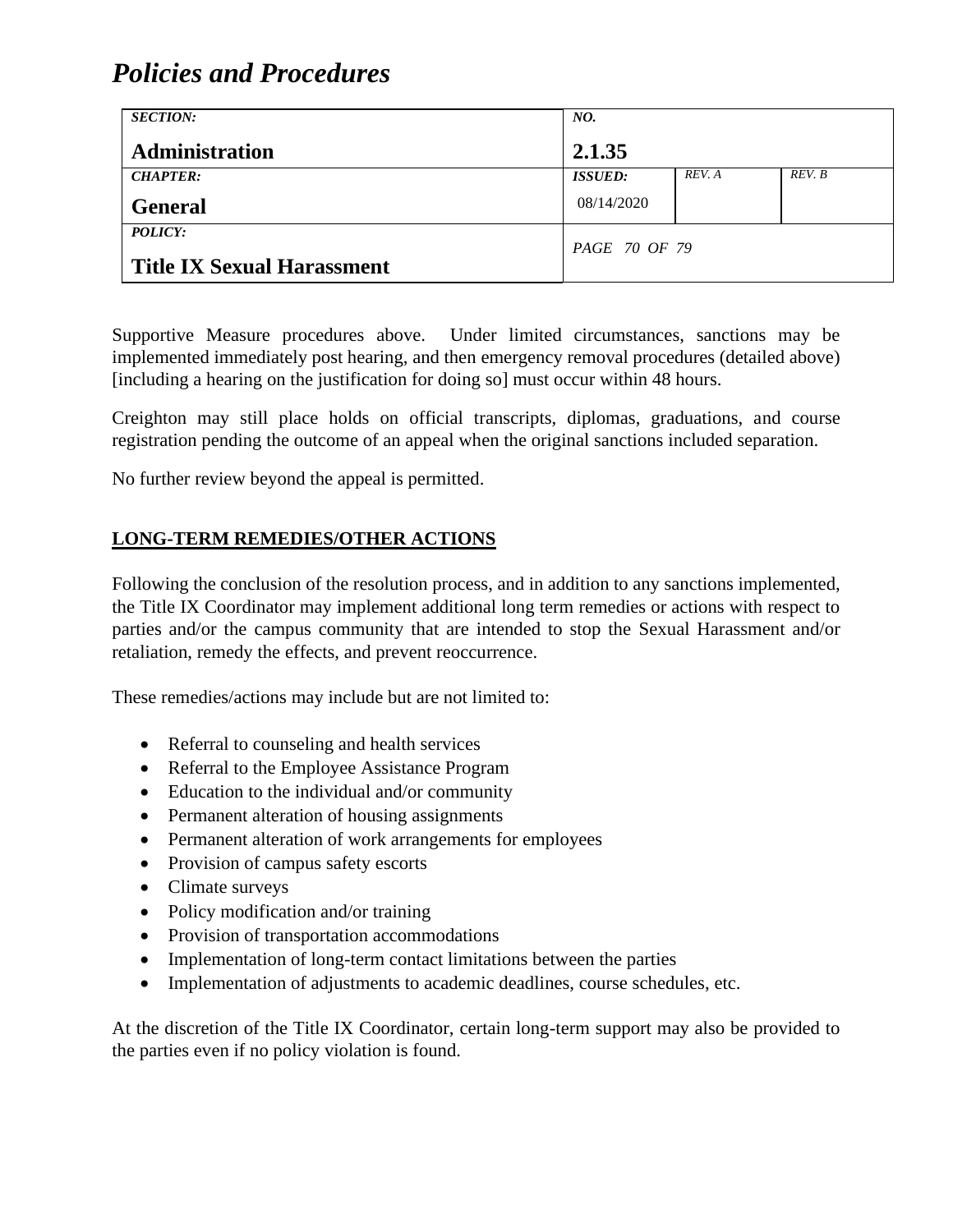Supportive Measure procedures above. Under limited circumstances, sanctions may be implemented immediately post hearing, and then emergency removal procedures (detailed above) [including a hearing on the justification for doing so] must occur within 48 hours.

Creighton may still place holds on official transcripts, diplomas, graduations, and course registration pending the outcome of an appeal when the original sanctions included separation.

No further review beyond the appeal is permitted.

## LONG-TERM REMEDIES/OTHER ACTIONS

Following the conclusion of the resolution process, and in addition to any sanctions implemented, the Title IX Coordinator may implement additional long term remedies or actions with respect to parties and/or the campus community that are intended to stop the Sexual Harassment and/or retaliation, remedy the effects, and prevent reoccurrence.

These remedies/actions may include but are not limited to:

- Referral to counseling and health services
- Referral to the Employee Assistance Program
- Education to the individual and/or community
- Permanent alteration of housing assignments
- Permanent alteration of work arrangements for employees
- Provision of campus safety escorts
- Climate surveys
- Policy modification and/or training
- Provision of transportation accommodations
- Implementation of long-term contact limitations between the parties
- Implementation of adjustments to academic deadlines, course schedules, etc.

At the discretion of the Title IX Coordinator, certain long-term support may also be provided to the parties even if no policy violation is found.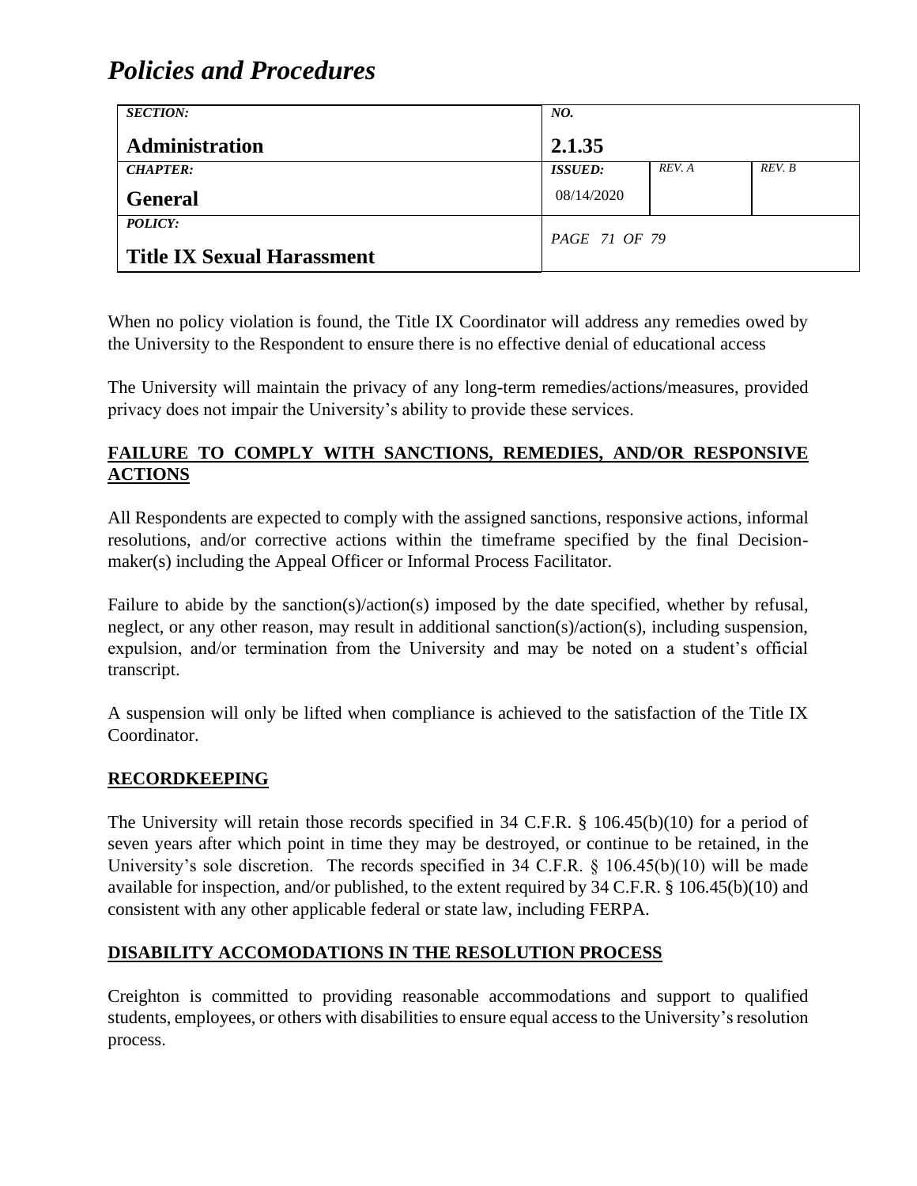When no policy violation is found, the Title IX Coordinator will address any remedies owed by the University to the Respondent to ensure there is no effective denial of educational access

The University will maintain the privacy of any long-term remedies/actions/measures, provided privacy does not impair the University's ability to provide these services.

## FAILURE TO COMPLY WITH SANCTIONS, REMEDIES, AND/OR RESPONSIVE ACTIONS

All Respondents are expected to comply with the assigned sanctions, responsive actions, informal resolutions, and/or corrective actions within the timeframe specified by the final Decision-maker(s) including the Appeal Officer or Informal Process Facilitator.

Failure to abide by the sanction(s)/action(s) imposed by the date specified, whether by refusal, neglect, or any other reason, may result in additional sanction(s)/action(s), including suspension, expulsion, and/or termination from the University and may be noted on a student's official transcript.

A suspension will only be lifted when compliance is achieved to the satisfaction of the Title IX Coordinator.

## RECORDKEEPING

The University will retain those records specified in 34 C.F.R. § 106.45(b)(10) for a period of seven years after which point in time they may be destroyed, or continue to be retained, in the University's sole discretion. The records specified in 34 C.F.R. § 106.45(b)(10) will be made available for inspection, and/or published, to the extent required by 34 C.F.R. § 106.45(b)(10) and consistent with any other applicable federal or state law, including FERPA.

## DISABILITY ACCOMODATIONS IN THE RESOLUTION PROCESS

Creighton is committed to providing reasonable accommodations and support to qualified students, employees, or others with disabilities to ensure equal access to the University's resolution process.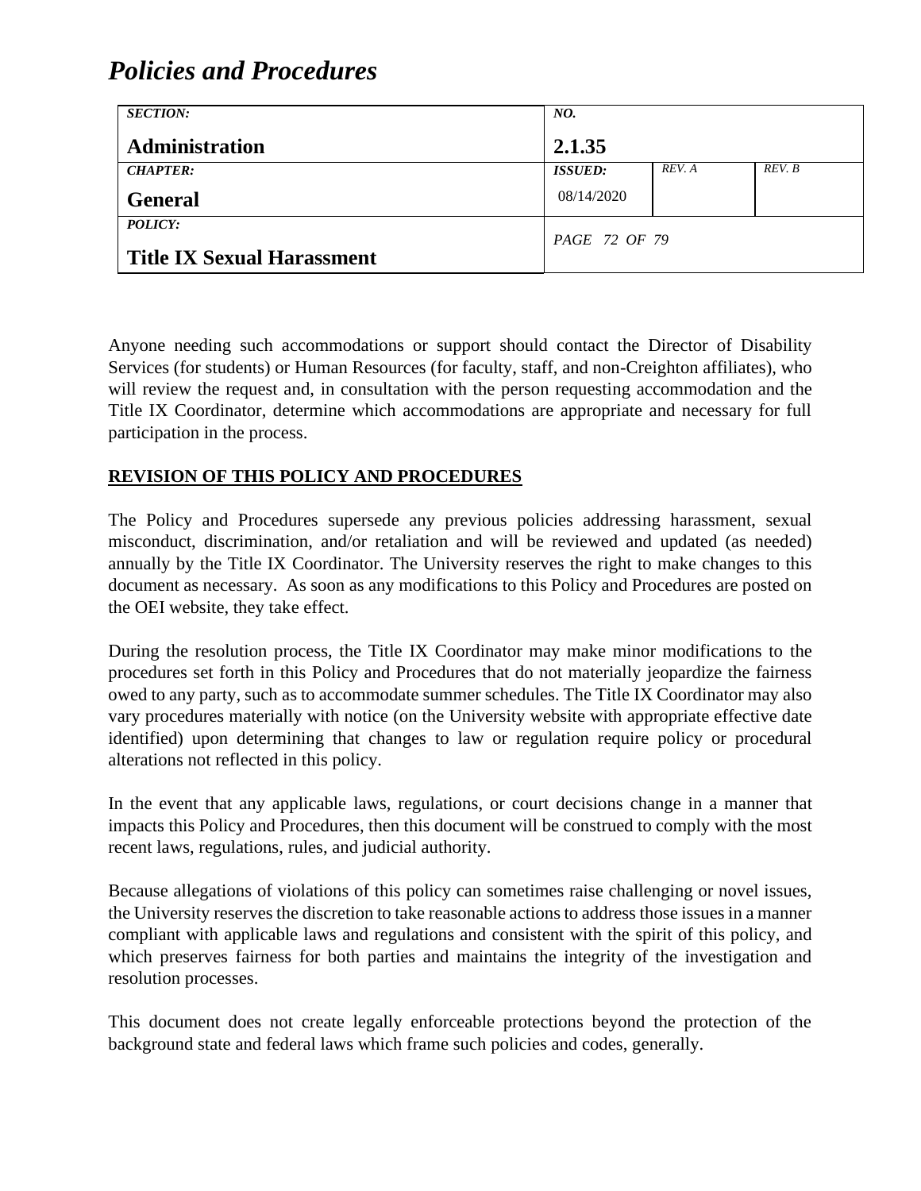Anyone needing such accommodations or support should contact the Director of Disability Services (for students) or Human Resources (for faculty, staff, and non-Creighton affiliates), who will review the request and, in consultation with the person requesting accommodation and the Title IX Coordinator, determine which accommodations are appropriate and necessary for full participation in the process.

## REVISION OF THIS POLICY AND PROCEDURES

The Policy and Procedures supersede any previous policies addressing harassment, sexual misconduct, discrimination, and/or retaliation and will be reviewed and updated (as needed) annually by the Title IX Coordinator. The University reserves the right to make changes to this document as necessary. As soon as any modifications to this Policy and Procedures are posted on the OEI website, they take effect.

During the resolution process, the Title IX Coordinator may make minor modifications to the procedures set forth in this Policy and Procedures that do not materially jeopardize the fairness owed to any party, such as to accommodate summer schedules. The Title IX Coordinator may also vary procedures materially with notice (on the University website with appropriate effective date identified) upon determining that changes to law or regulation require policy or procedural alterations not reflected in this policy.

In the event that any applicable laws, regulations, or court decisions change in a manner that impacts this Policy and Procedures, then this document will be construed to comply with the most recent laws, regulations, rules, and judicial authority.

Because allegations of violations of this policy can sometimes raise challenging or novel issues, the University reserves the discretion to take reasonable actions to address those issues in a manner compliant with applicable laws and regulations and consistent with the spirit of this policy, and which preserves fairness for both parties and maintains the integrity of the investigation and resolution processes.

This document does not create legally enforceable protections beyond the protection of the background state and federal laws which frame such policies and codes, generally.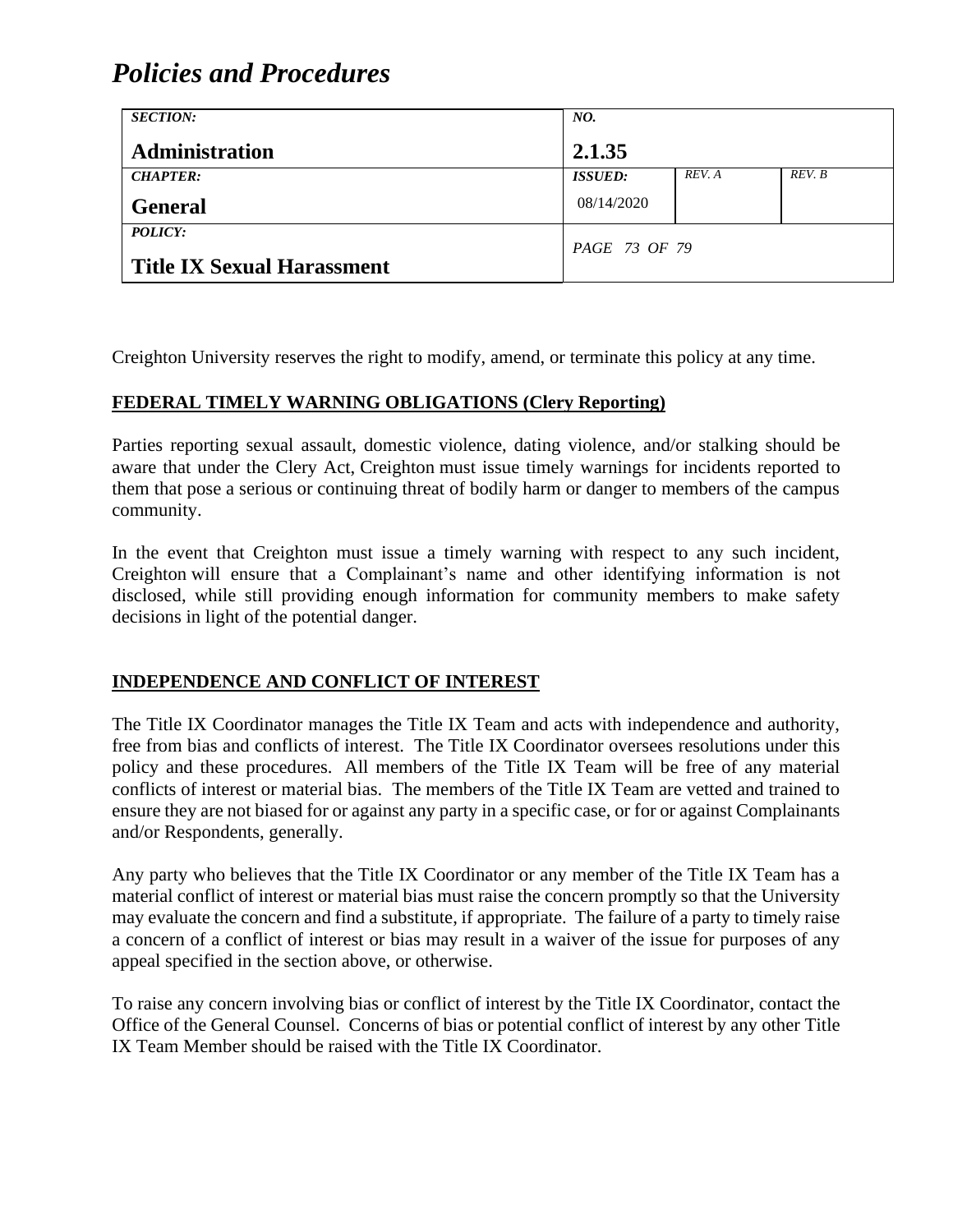Creighton University reserves the right to modify, amend, or terminate this policy at any time.

## FEDERAL TIMELY WARNING OBLIGATIONS (Clery Reporting)

Parties reporting sexual assault, domestic violence, dating violence, and/or stalking should be aware that under the Clery Act, Creighton must issue timely warnings for incidents reported to them that pose a serious or continuing threat of bodily harm or danger to members of the campus community.

In the event that Creighton must issue a timely warning with respect to any such incident, Creighton will ensure that a Complainant's name and other identifying information is not disclosed, while still providing enough information for community members to make safety decisions in light of the potential danger.

## INDEPENDENCE AND CONFLICT OF INTEREST

The Title IX Coordinator manages the Title IX Team and acts with independence and authority, free from bias and conflicts of interest. The Title IX Coordinator oversees resolutions under this policy and these procedures. All members of the Title IX Team will be free of any material conflicts of interest or material bias. The members of the Title IX Team are vetted and trained to ensure they are not biased for or against any party in a specific case, or for or against Complainants and/or Respondents, generally.

Any party who believes that the Title IX Coordinator or any member of the Title IX Team has a material conflict of interest or material bias must raise the concern promptly so that the University may evaluate the concern and find a substitute, if appropriate. The failure of a party to timely raise a concern of a conflict of interest or bias may result in a waiver of the issue for purposes of any appeal specified in the section above, or otherwise.

To raise any concern involving bias or conflict of interest by the Title IX Coordinator, contact the Office of the General Counsel. Concerns of bias or potential conflict of interest by any other Title IX Team Member should be raised with the Title IX Coordinator.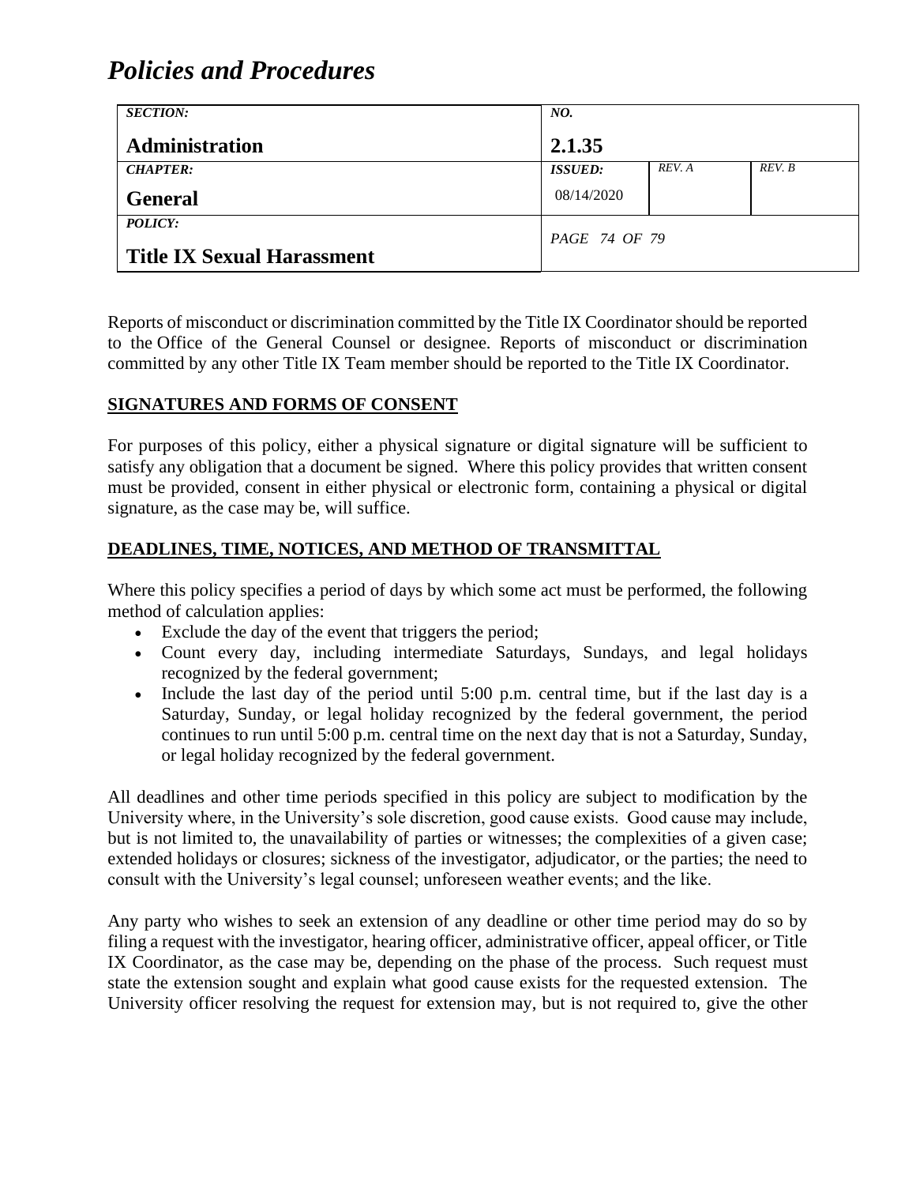Reports of misconduct or discrimination committed by the Title IX Coordinator should be reported to the Office of the General Counsel or designee. Reports of misconduct or discrimination committed by any other Title IX Team member should be reported to the Title IX Coordinator.

**SIGNATURES AND FORMS OF CONSENT**

For purposes of this policy, either a physical signature or digital signature will be sufficient to satisfy any obligation that a document be signed. Where this policy provides that written consent must be provided, consent in either physical or electronic form, containing a physical or digital signature, as the case may be, will suffice.

**DEADLINES, TIME, NOTICES, AND METHOD OF TRANSMITTAL**

Where this policy specifies a period of days by which some act must be performed, the following method of calculation applies:

- Exclude the day of the event that triggers the period;
- Count every day, including intermediate Saturdays, Sundays, and legal holidays recognized by the federal government;
- Include the last day of the period until 5:00 p.m. central time, but if the last day is a Saturday, Sunday, or legal holiday recognized by the federal government, the period continues to run until 5:00 p.m. central time on the next day that is not a Saturday, Sunday, or legal holiday recognized by the federal government.

All deadlines and other time periods specified in this policy are subject to modification by the University where, in the University's sole discretion, good cause exists. Good cause may include, but is not limited to, the unavailability of parties or witnesses; the complexities of a given case; extended holidays or closures; sickness of the investigator, adjudicator, or the parties; the need to consult with the University's legal counsel; unforeseen weather events; and the like.

Any party who wishes to seek an extension of any deadline or other time period may do so by filing a request with the investigator, hearing officer, administrative officer, appeal officer, or Title IX Coordinator, as the case may be, depending on the phase of the process. Such request must state the extension sought and explain what good cause exists for the requested extension. The University officer resolving the request for extension may, but is not required to, give the other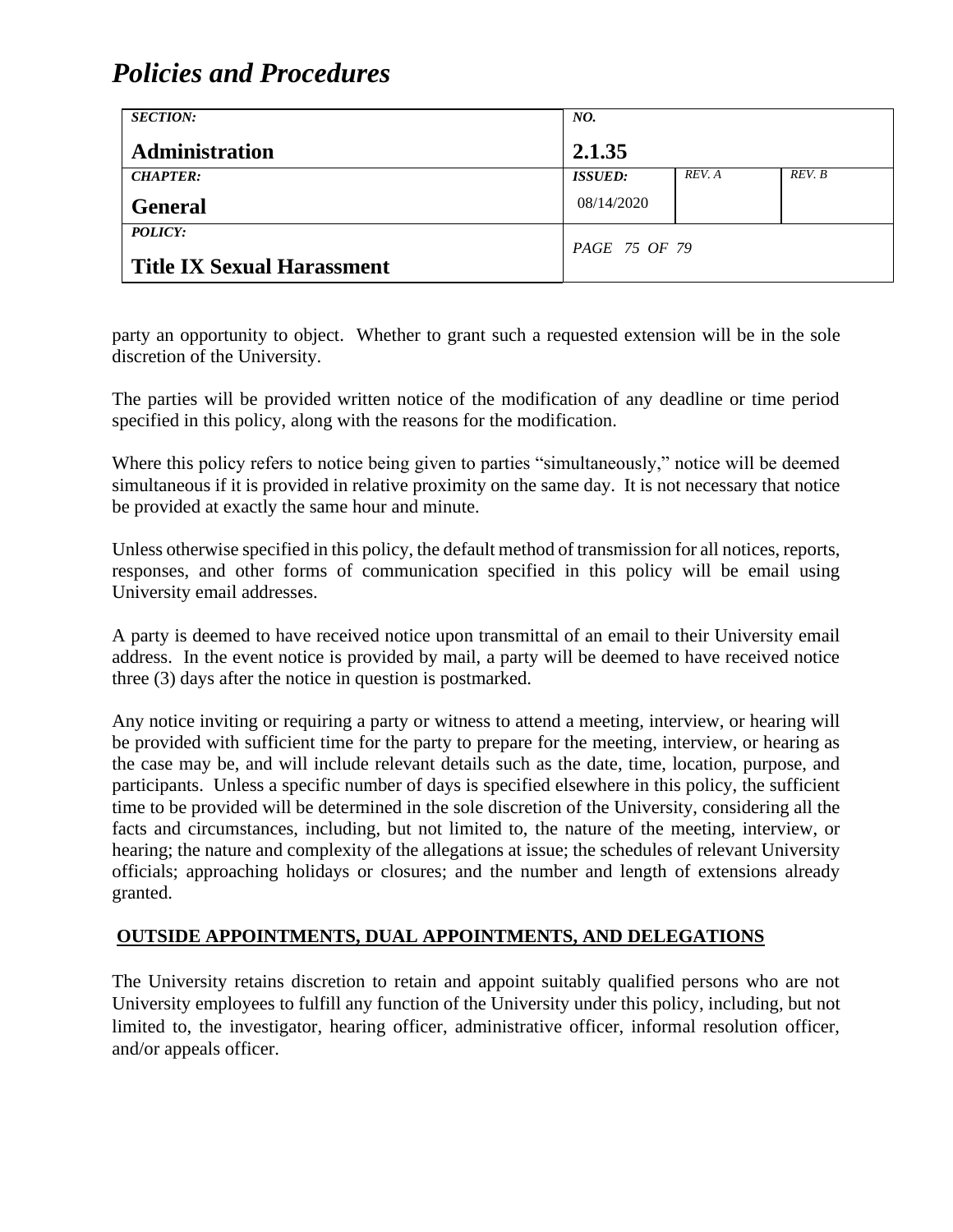party an opportunity to object. Whether to grant such a requested extension will be in the sole discretion of the University.

The parties will be provided written notice of the modification of any deadline or time period specified in this policy, along with the reasons for the modification.

Where this policy refers to notice being given to parties "simultaneously," notice will be deemed simultaneous if it is provided in relative proximity on the same day. It is not necessary that notice be provided at exactly the same hour and minute.

Unless otherwise specified in this policy, the default method of transmission for all notices, reports, responses, and other forms of communication specified in this policy will be email using University email addresses.

A party is deemed to have received notice upon transmittal of an email to their University email address. In the event notice is provided by mail, a party will be deemed to have received notice three (3) days after the notice in question is postmarked.

Any notice inviting or requiring a party or witness to attend a meeting, interview, or hearing will be provided with sufficient time for the party to prepare for the meeting, interview, or hearing as the case may be, and will include relevant details such as the date, time, location, purpose, and participants. Unless a specific number of days is specified elsewhere in this policy, the sufficient time to be provided will be determined in the sole discretion of the University, considering all the facts and circumstances, including, but not limited to, the nature of the meeting, interview, or hearing; the nature and complexity of the allegations at issue; the schedules of relevant University officials; approaching holidays or closures; and the number and length of extensions already granted.

## OUTSIDE APPOINTMENTS, DUAL APPOINTMENTS, AND DELEGATIONS

The University retains discretion to retain and appoint suitably qualified persons who are not University employees to fulfill any function of the University under this policy, including, but not limited to, the investigator, hearing officer, administrative officer, informal resolution officer, and/or appeals officer.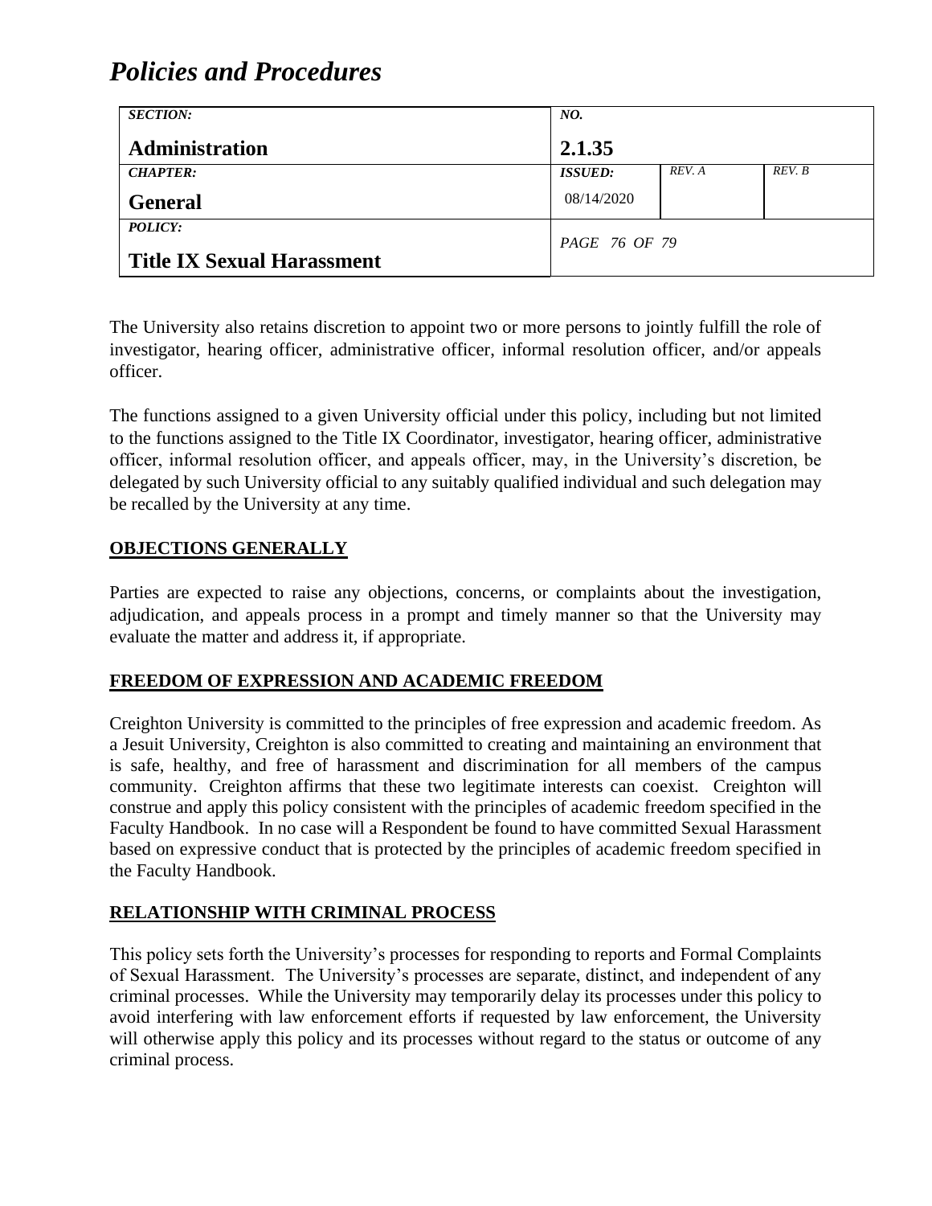The University also retains discretion to appoint two or more persons to jointly fulfill the role of investigator, hearing officer, administrative officer, informal resolution officer, and/or appeals officer.

The functions assigned to a given University official under this policy, including but not limited to the functions assigned to the Title IX Coordinator, investigator, hearing officer, administrative officer, informal resolution officer, and appeals officer, may, in the University's discretion, be delegated by such University official to any suitably qualified individual and such delegation may be recalled by the University at any time.

## OBJECTIONS GENERALLY

Parties are expected to raise any objections, concerns, or complaints about the investigation, adjudication, and appeals process in a prompt and timely manner so that the University may evaluate the matter and address it, if appropriate.

## FREEDOM OF EXPRESSION AND ACADEMIC FREEDOM

Creighton University is committed to the principles of free expression and academic freedom. As a Jesuit University, Creighton is also committed to creating and maintaining an environment that is safe, healthy, and free of harassment and discrimination for all members of the campus community. Creighton affirms that these two legitimate interests can coexist. Creighton will construe and apply this policy consistent with the principles of academic freedom specified in the Faculty Handbook. In no case will a Respondent be found to have committed Sexual Harassment based on expressive conduct that is protected by the principles of academic freedom specified in the Faculty Handbook.

## RELATIONSHIP WITH CRIMINAL PROCESS

This policy sets forth the University's processes for responding to reports and Formal Complaints of Sexual Harassment. The University's processes are separate, distinct, and independent of any criminal processes. While the University may temporarily delay its processes under this policy to avoid interfering with law enforcement efforts if requested by law enforcement, the University will otherwise apply this policy and its processes without regard to the status or outcome of any criminal process.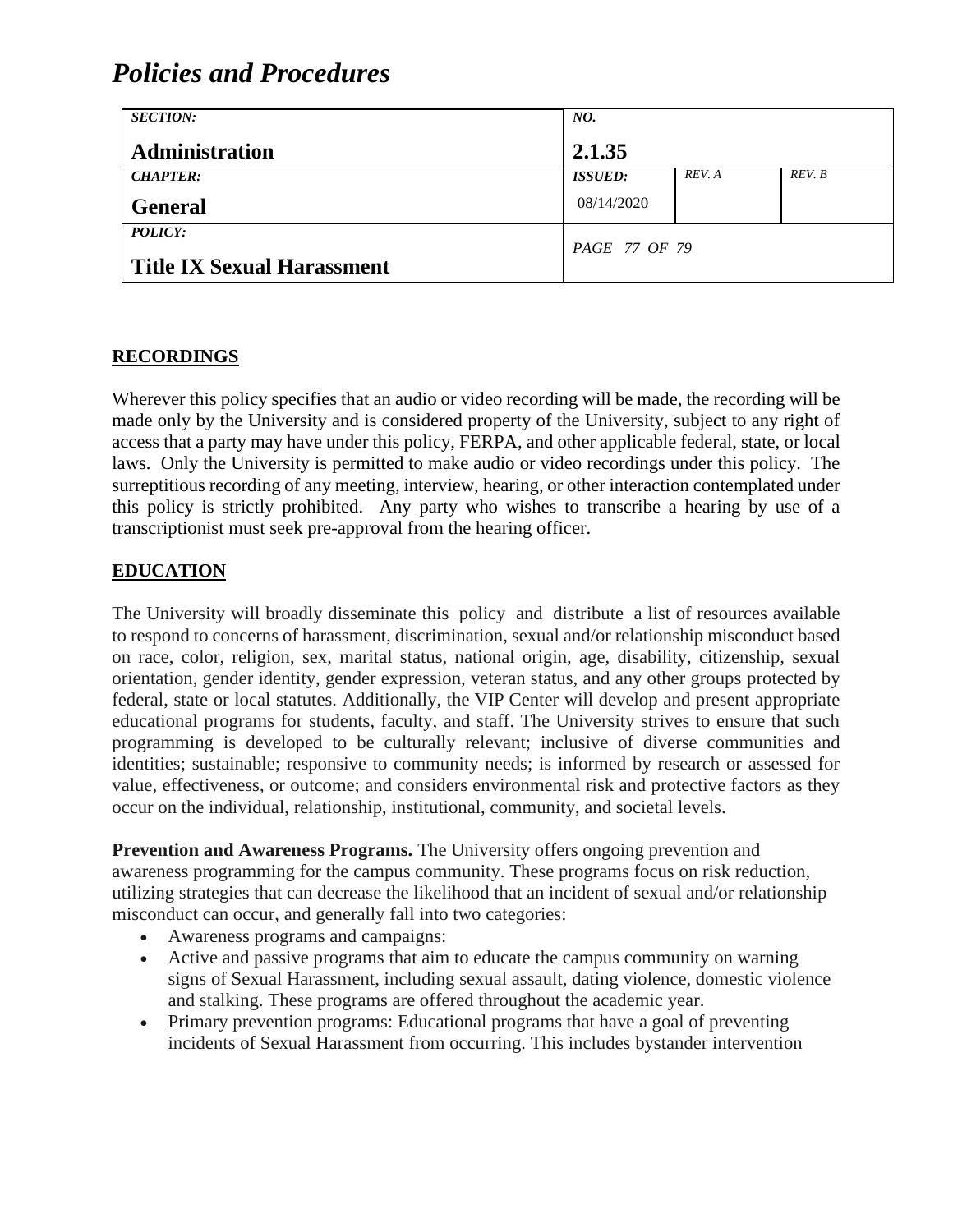## RECORDINGS

Wherever this policy specifies that an audio or video recording will be made, the recording will be made only by the University and is considered property of the University, subject to any right of access that a party may have under this policy, FERPA, and other applicable federal, state, or local laws. Only the University is permitted to make audio or video recordings under this policy. The surreptitious recording of any meeting, interview, hearing, or other interaction contemplated under this policy is strictly prohibited. Any party who wishes to transcribe a hearing by use of a transcriptionist must seek pre-approval from the hearing officer.

## EDUCATION

The University will broadly disseminate this policy and distribute a list of resources available to respond to concerns of harassment, discrimination, sexual and/or relationship misconduct based on race, color, religion, sex, marital status, national origin, age, disability, citizenship, sexual orientation, gender identity, gender expression, veteran status, and any other groups protected by federal, state or local statutes. Additionally, the VIP Center will develop and present appropriate educational programs for students, faculty, and staff. The University strives to ensure that such programming is developed to be culturally relevant; inclusive of diverse communities and identities; sustainable; responsive to community needs; is informed by research or assessed for value, effectiveness, or outcome; and considers environmental risk and protective factors as they occur on the individual, relationship, institutional, community, and societal levels.

**Prevention and Awareness Programs.** The University offers ongoing prevention and awareness programming for the campus community. These programs focus on risk reduction, utilizing strategies that can decrease the likelihood that an incident of sexual and/or relationship misconduct can occur, and generally fall into two categories:

- Awareness programs and campaigns:
- Active and passive programs that aim to educate the campus community on warning signs of Sexual Harassment, including sexual assault, dating violence, domestic violence and stalking. These programs are offered throughout the academic year.
- Primary prevention programs: Educational programs that have a goal of preventing incidents of Sexual Harassment from occurring. This includes bystander intervention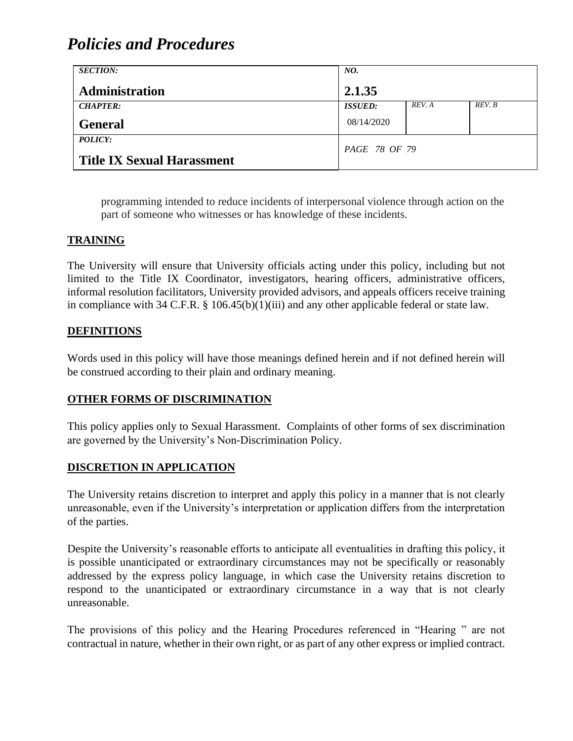programming intended to reduce incidents of interpersonal violence through action on the part of someone who witnesses or has knowledge of these incidents.

## TRAINING

The University will ensure that University officials acting under this policy, including but not limited to the Title IX Coordinator, investigators, hearing officers, administrative officers, informal resolution facilitators, University provided advisors, and appeals officers receive training in compliance with 34 C.F.R. § 106.45(b)(1)(iii) and any other applicable federal or state law.

## DEFINITIONS

Words used in this policy will have those meanings defined herein and if not defined herein will be construed according to their plain and ordinary meaning.

## OTHER FORMS OF DISCRIMINATION

This policy applies only to Sexual Harassment. Complaints of other forms of sex discrimination are governed by the University's Non-Discrimination Policy.

## DISCRETION IN APPLICATION

The University retains discretion to interpret and apply this policy in a manner that is not clearly unreasonable, even if the University's interpretation or application differs from the interpretation of the parties.

Despite the University's reasonable efforts to anticipate all eventualities in drafting this policy, it is possible unanticipated or extraordinary circumstances may not be specifically or reasonably addressed by the express policy language, in which case the University retains discretion to respond to the unanticipated or extraordinary circumstance in a way that is not clearly unreasonable.

The provisions of this policy and the Hearing Procedures referenced in "Hearing " are not contractual in nature, whether in their own right, or as part of any other express or implied contract.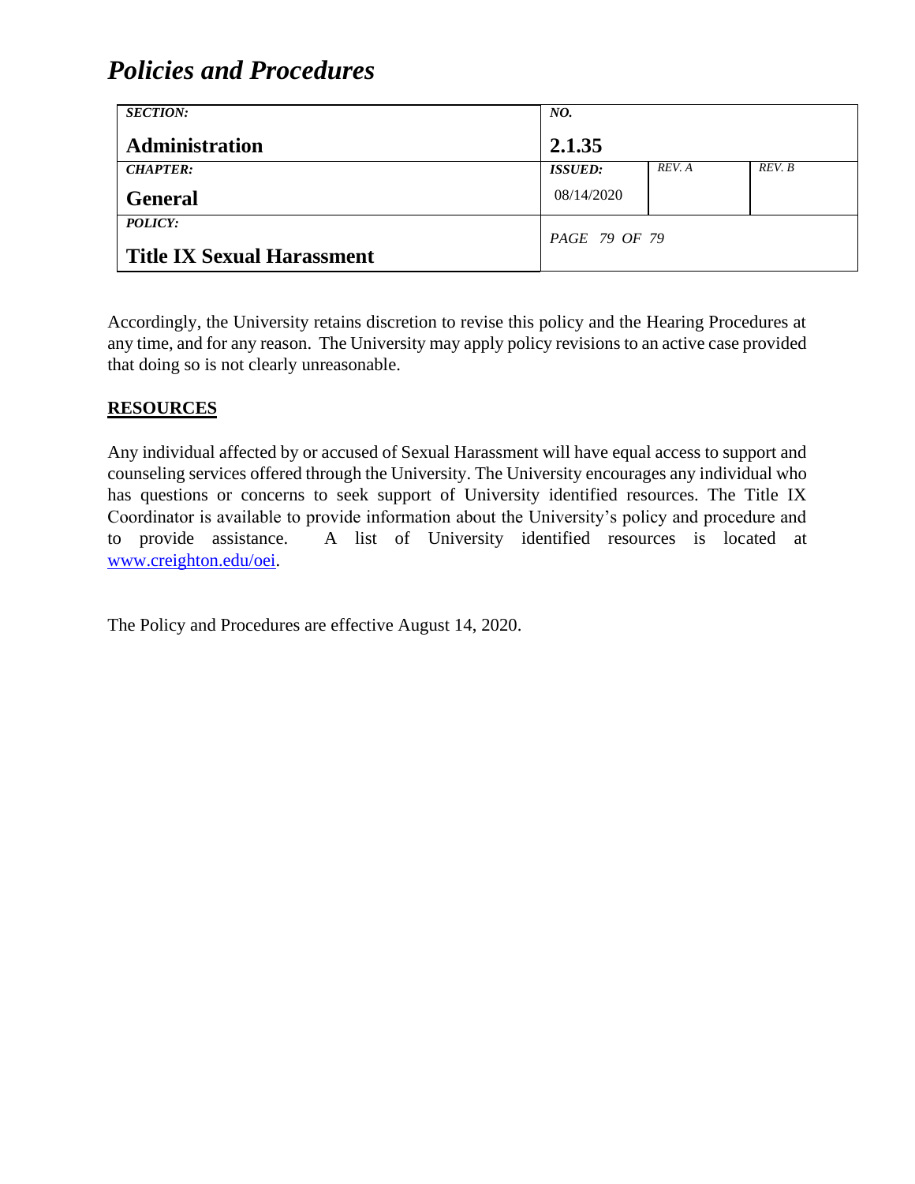Accordingly, the University retains discretion to revise this policy and the Hearing Procedures at any time, and for any reason. The University may apply policy revisions to an active case provided that doing so is not clearly unreasonable.

## RESOURCES

Any individual affected by or accused of Sexual Harassment will have equal access to support and counseling services offered through the University. The University encourages any individual who has questions or concerns to seek support of University identified resources. The Title IX Coordinator is available to provide information about the University's policy and procedure and to provide assistance. A list of University identified resources is located at [www.creighton.edu/oei](http://www.creighton.edu/oei).

The Policy and Procedures are effective August 14, 2020.